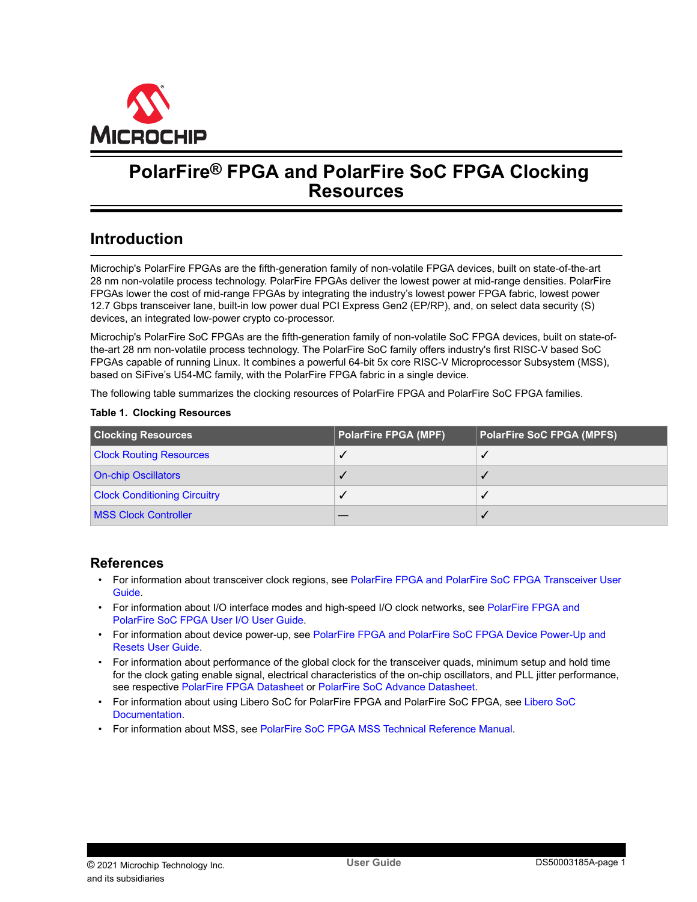# PolarFire® FPGA and PolarFire SoC FPGA Clocking Resources

## Introduction

Microchip's PolarFire FPGAs are the fifth-generation family of non-volatile FPGA devices, built on state-of-the-art 28 nm non-volatile process technology. PolarFire FPGAs deliver the lowest power at mid-range densities. PolarFire FPGAs lower the cost of mid-range FPGAs by integrating the industry's lowest power FPGA fabric, lowest power 12.7 Gbps transceiver lane, built-in low power dual PCI Express Gen2 (EP/RP), and, on select data security (S) devices, an integrated low-power crypto co-processor.

Microchip's PolarFire SoC FPGAs are the fifth-generation family of non-volatile SoC FPGA devices, built on state-of-the-art 28 nm non-volatile process technology. The PolarFire SoC family offers industry's first RISC-V based SoC FPGAs capable of running Linux. It combines a powerful 64-bit 5x core RISC-V Microprocessor Subsystem (MSS), based on SiFive's U54-MC family, with the PolarFire FPGA fabric in a single device.

The following table summarizes the clocking resources of PolarFire FPGA and PolarFire SoC FPGA families.

**Table 1. Clocking Resources**

| Clocking Resources | PolarFire FPGA (MPF) | PolarFire SoC FPGA (MPFS) |
| --- | --- | --- |
| Clock Routing Resources | ✓ | ✓ |
| On-chip Oscillators | ✓ | ✓ |
| Clock Conditioning Circuitry | ✓ | ✓ |
| MSS Clock Controller | — | ✓ |

## References

- For information about transceiver clock regions, see PolarFire FPGA and PolarFire SoC FPGA Transceiver User Guide.
- For information about I/O interface modes and high-speed I/O clock networks, see PolarFire FPGA and PolarFire SoC FPGA User I/O User Guide.
- For information about device power-up, see PolarFire FPGA and PolarFire SoC FPGA Device Power-Up and Resets User Guide.
- For information about performance of the global clock for the transceiver quads, minimum setup and hold time for the clock gating enable signal, electrical characteristics of the on-chip oscillators, and PLL jitter performance, see respective PolarFire FPGA Datasheet or PolarFire SoC Advance Datasheet.
- For information about using Libero SoC for PolarFire FPGA and PolarFire SoC FPGA, see Libero SoC Documentation.
- For information about MSS, see PolarFire SoC FPGA MSS Technical Reference Manual.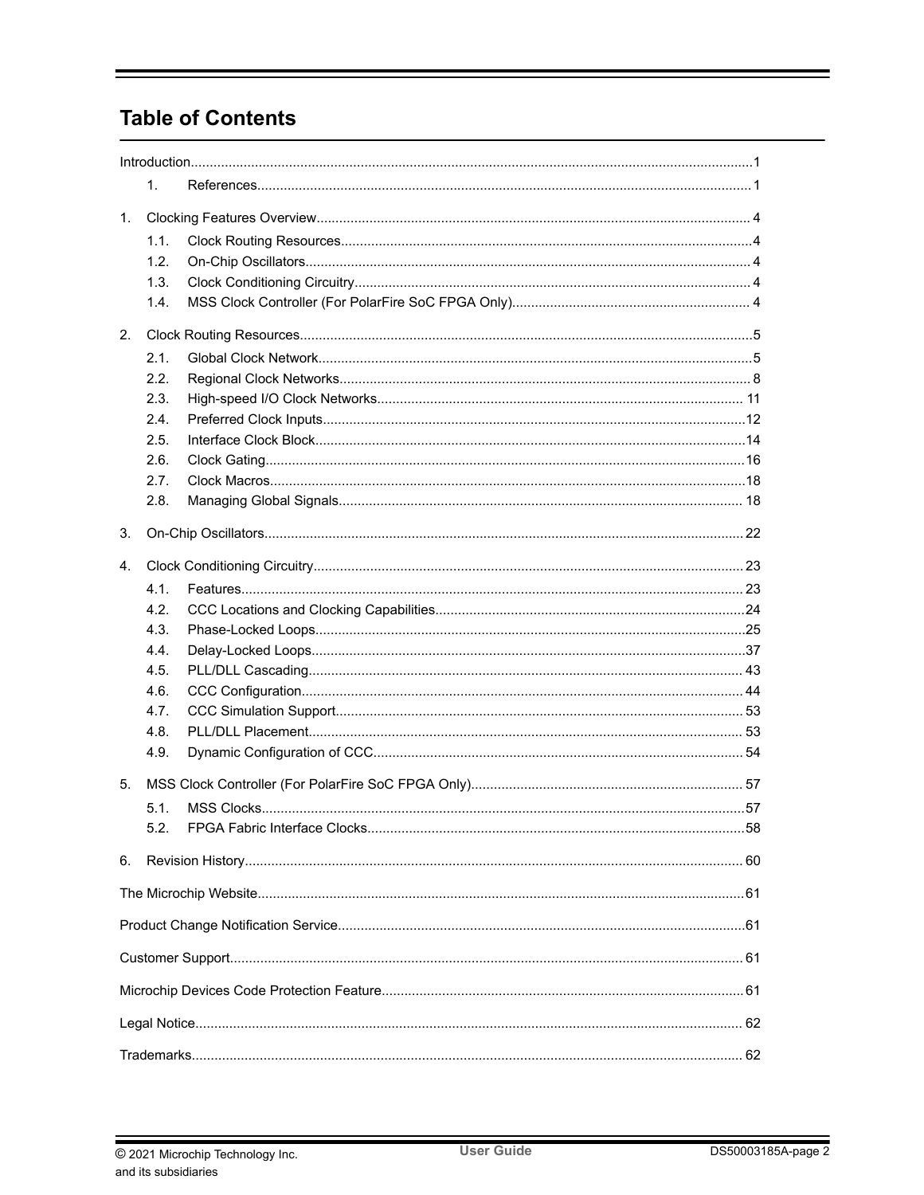# Table of Contents

Introduction...1

- 1. References...1

1. Clocking Features Overview...4
    - 1.1. Clock Routing Resources...4
    - 1.2. On-Chip Oscillators...4
    - 1.3. Clock Conditioning Circuitry...4
    - 1.4. MSS Clock Controller (For PolarFire SoC FPGA Only)...4
2. Clock Routing Resources...5
    - 2.1. Global Clock Network...5
    - 2.2. Regional Clock Networks...8
    - 2.3. High-speed I/O Clock Networks...11
    - 2.4. Preferred Clock Inputs...12
    - 2.5. Interface Clock Block...14
    - 2.6. Clock Gating...16
    - 2.7. Clock Macros...18
    - 2.8. Managing Global Signals...18
3. On-Chip Oscillators...22
4. Clock Conditioning Circuitry...23
    - 4.1. Features...23
    - 4.2. CCC Locations and Clocking Capabilities...24
    - 4.3. Phase-Locked Loops...25
    - 4.4. Delay-Locked Loops...37
    - 4.5. PLL/DLL Cascading...43
    - 4.6. CCC Configuration...44
    - 4.7. CCC Simulation Support...53
    - 4.8. PLL/DLL Placement...53
    - 4.9. Dynamic Configuration of CCC...54
5. MSS Clock Controller (For PolarFire SoC FPGA Only)...57
    - 5.1. MSS Clocks...57
    - 5.2. FPGA Fabric Interface Clocks...58
6. Revision History...60

The Microchip Website...61

Product Change Notification Service...61

Customer Support...61

Microchip Devices Code Protection Feature...61

Legal Notice...62

Trademarks...62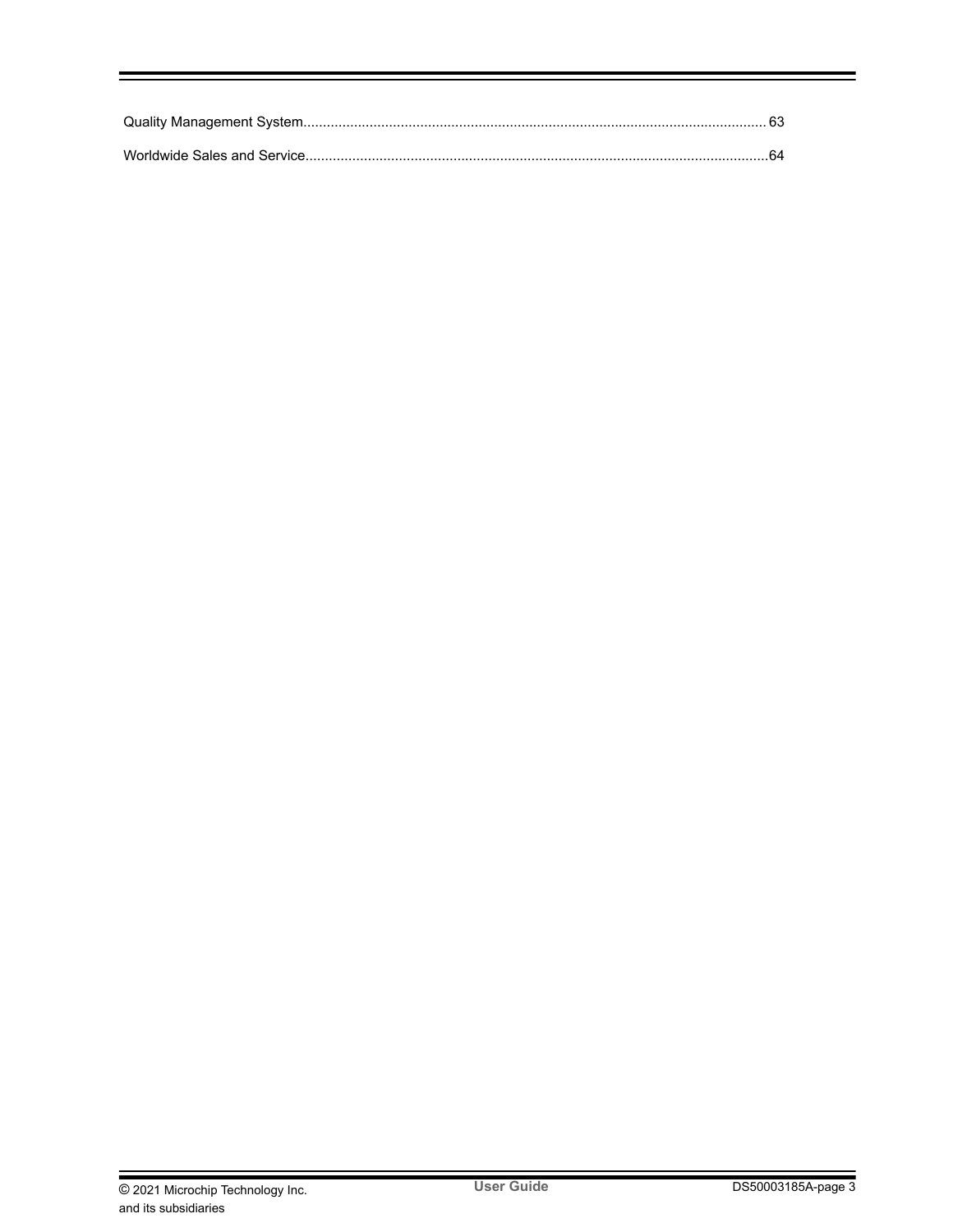Quality Management System........................................................................................................................ 63

Worldwide Sales and Service.......................................................................................................................64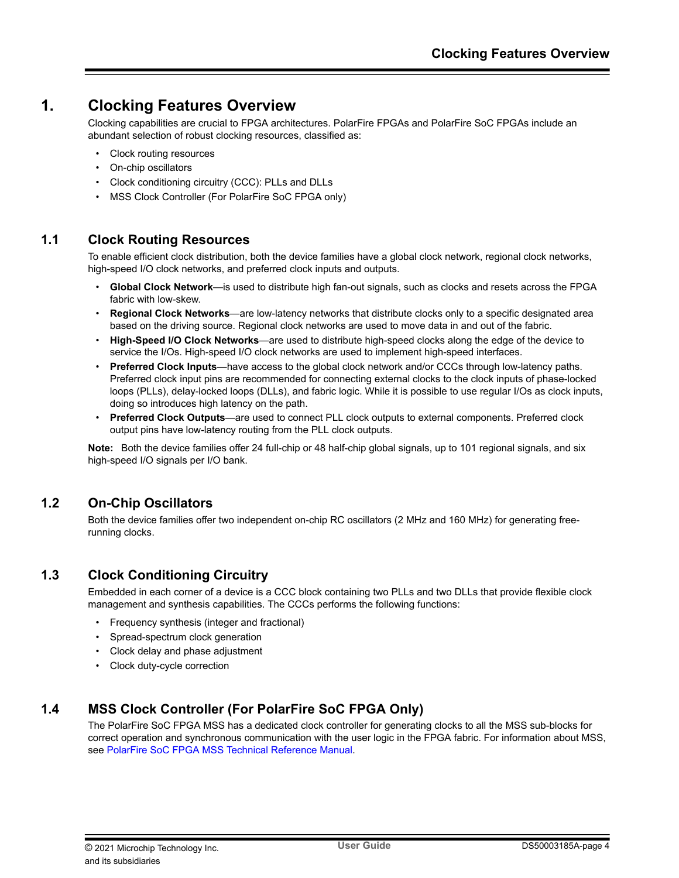# 1. Clocking Features Overview

Clocking capabilities are crucial to FPGA architectures. PolarFire FPGAs and PolarFire SoC FPGAs include an abundant selection of robust clocking resources, classified as:

- Clock routing resources
- On-chip oscillators
- Clock conditioning circuitry (CCC): PLLs and DLLs
- MSS Clock Controller (For PolarFire SoC FPGA only)

## 1.1 Clock Routing Resources

To enable efficient clock distribution, both the device families have a global clock network, regional clock networks, high-speed I/O clock networks, and preferred clock inputs and outputs.

- **Global Clock Network**—is used to distribute high fan-out signals, such as clocks and resets across the FPGA fabric with low-skew.
- **Regional Clock Networks**—are low-latency networks that distribute clocks only to a specific designated area based on the driving source. Regional clock networks are used to move data in and out of the fabric.
- **High-Speed I/O Clock Networks**—are used to distribute high-speed clocks along the edge of the device to service the I/Os. High-speed I/O clock networks are used to implement high-speed interfaces.
- **Preferred Clock Inputs**—have access to the global clock network and/or CCCs through low-latency paths. Preferred clock input pins are recommended for connecting external clocks to the clock inputs of phase-locked loops (PLLs), delay-locked loops (DLLs), and fabric logic. While it is possible to use regular I/Os as clock inputs, doing so introduces high latency on the path.
- **Preferred Clock Outputs**—are used to connect PLL clock outputs to external components. Preferred clock output pins have low-latency routing from the PLL clock outputs.

**Note:** Both the device families offer 24 full-chip or 48 half-chip global signals, up to 101 regional signals, and six high-speed I/O signals per I/O bank.

## 1.2 On-Chip Oscillators

Both the device families offer two independent on-chip RC oscillators (2 MHz and 160 MHz) for generating free-running clocks.

## 1.3 Clock Conditioning Circuitry

Embedded in each corner of a device is a CCC block containing two PLLs and two DLLs that provide flexible clock management and synthesis capabilities. The CCCs performs the following functions:

- Frequency synthesis (integer and fractional)
- Spread-spectrum clock generation
- Clock delay and phase adjustment
- Clock duty-cycle correction

## 1.4 MSS Clock Controller (For PolarFire SoC FPGA Only)

The PolarFire SoC FPGA MSS has a dedicated clock controller for generating clocks to all the MSS sub-blocks for correct operation and synchronous communication with the user logic in the FPGA fabric. For information about MSS, see PolarFire SoC FPGA MSS Technical Reference Manual.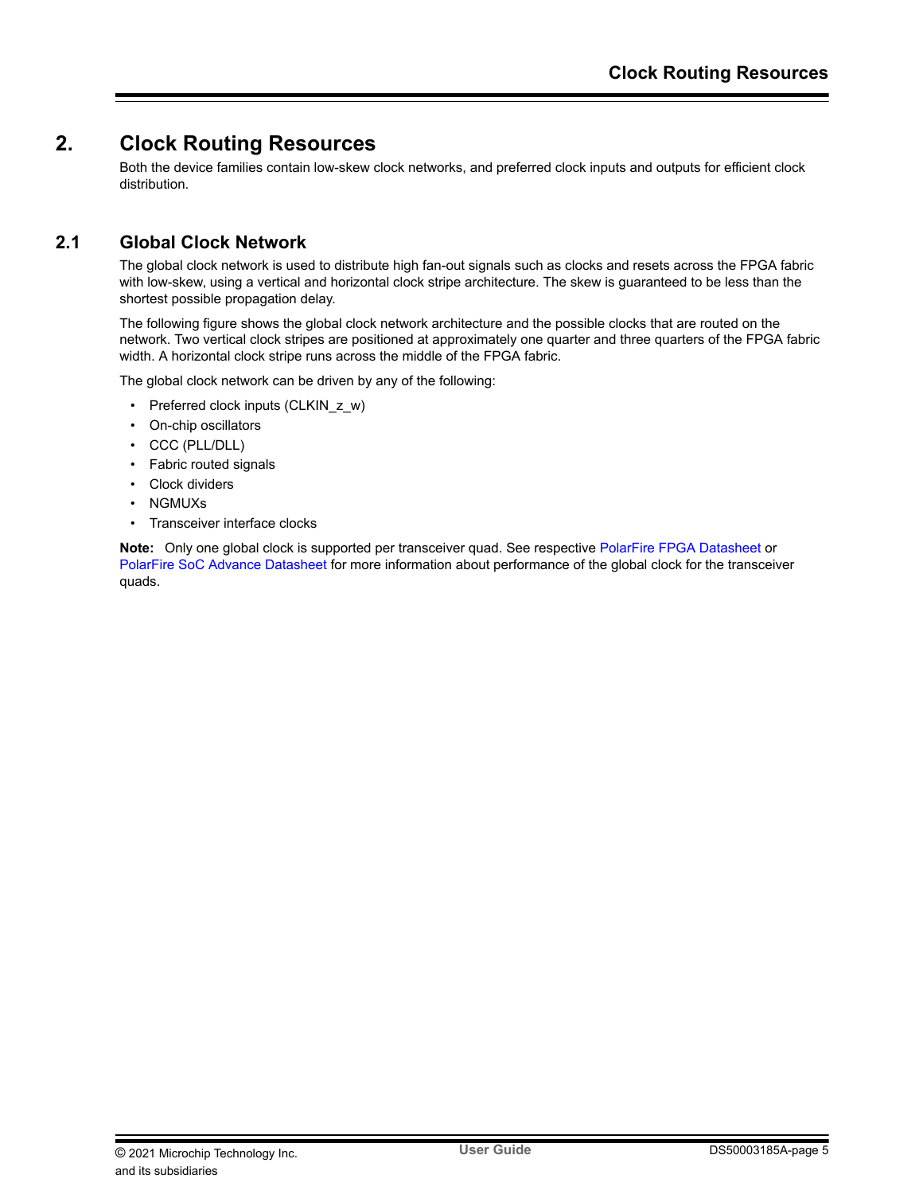# 2. Clock Routing Resources

Both the device families contain low-skew clock networks, and preferred clock inputs and outputs for efficient clock distribution.

## 2.1 Global Clock Network

The global clock network is used to distribute high fan-out signals such as clocks and resets across the FPGA fabric with low-skew, using a vertical and horizontal clock stripe architecture. The skew is guaranteed to be less than the shortest possible propagation delay.

The following figure shows the global clock network architecture and the possible clocks that are routed on the network. Two vertical clock stripes are positioned at approximately one quarter and three quarters of the FPGA fabric width. A horizontal clock stripe runs across the middle of the FPGA fabric.

The global clock network can be driven by any of the following:

- Preferred clock inputs (CLKIN_z_w)
- On-chip oscillators
- CCC (PLL/DLL)
- Fabric routed signals
- Clock dividers
- NGMUXs
- Transceiver interface clocks

**Note:** Only one global clock is supported per transceiver quad. See respective PolarFire FPGA Datasheet or PolarFire SoC Advance Datasheet for more information about performance of the global clock for the transceiver quads.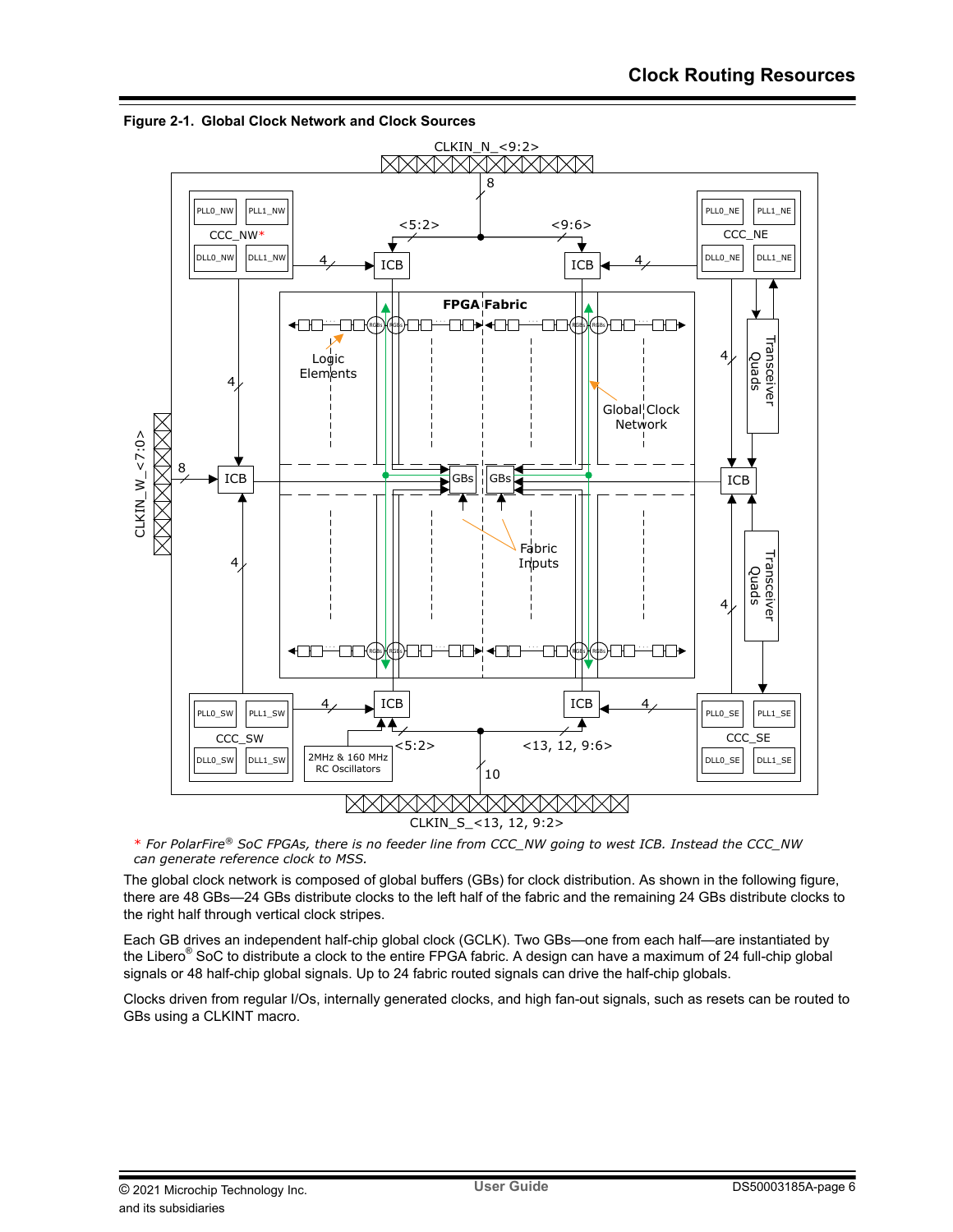**Figure 2-1. Global Clock Network and Clock Sources**

\* *For PolarFire® SoC FPGAs, there is no feeder line from CCC_NW going to west ICB. Instead the CCC_NW can generate reference clock to MSS.*

The global clock network is composed of global buffers (GBs) for clock distribution. As shown in the following figure, there are 48 GBs—24 GBs distribute clocks to the left half of the fabric and the remaining 24 GBs distribute clocks to the right half through vertical clock stripes.

Each GB drives an independent half-chip global clock (GCLK). Two GBs—one from each half—are instantiated by the Libero® SoC to distribute a clock to the entire FPGA fabric. A design can have a maximum of 24 full-chip global signals or 48 half-chip global signals. Up to 24 fabric routed signals can drive the half-chip globals.

Clocks driven from regular I/Os, internally generated clocks, and high fan-out signals, such as resets can be routed to GBs using a CLKINT macro.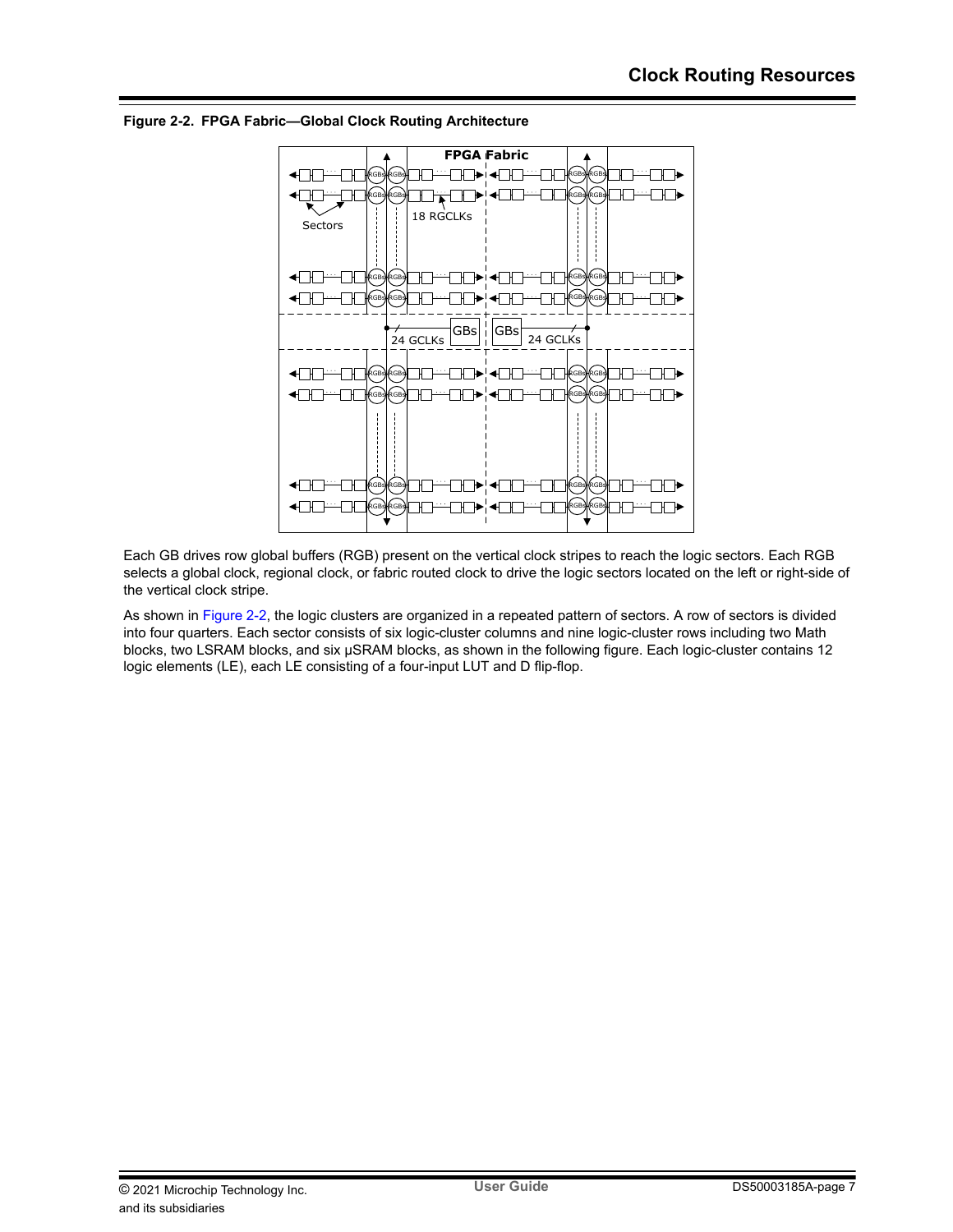**Figure 2-2. FPGA Fabric—Global Clock Routing Architecture**

Each GB drives row global buffers (RGB) present on the vertical clock stripes to reach the logic sectors. Each RGB selects a global clock, regional clock, or fabric routed clock to drive the logic sectors located on the left or right-side of the vertical clock stripe.

As shown in Figure 2-2, the logic clusters are organized in a repeated pattern of sectors. A row of sectors is divided into four quarters. Each sector consists of six logic-cluster columns and nine logic-cluster rows including two Math blocks, two LSRAM blocks, and six μSRAM blocks, as shown in the following figure. Each logic-cluster contains 12 logic elements (LE), each LE consisting of a four-input LUT and D flip-flop.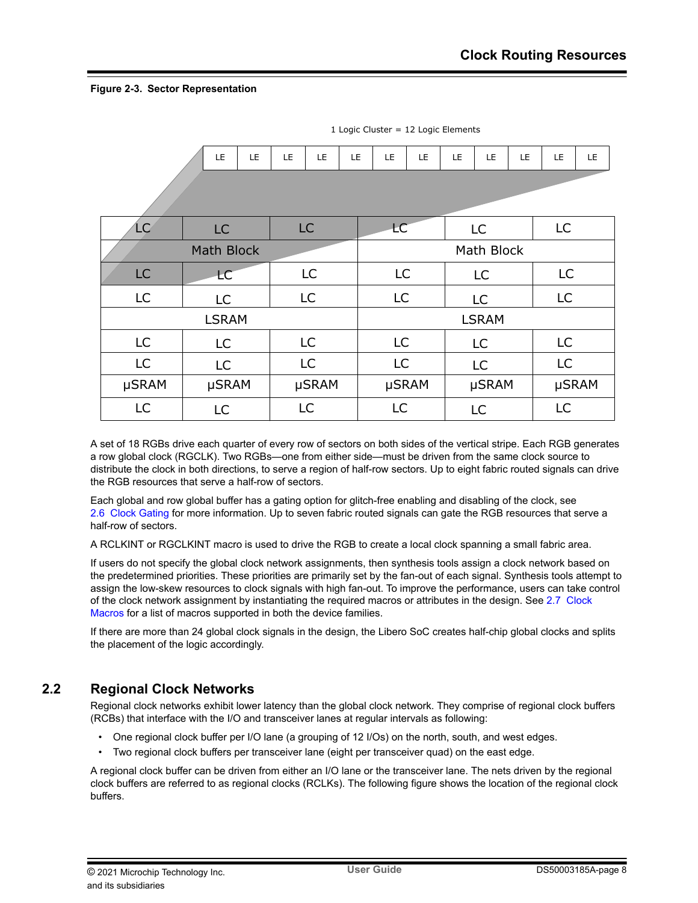**Figure 2-3. Sector Representation**

1 Logic Cluster = 12 Logic Elements

| LE | LE | LE | LE | LE | LE | LE | LE | LE | LE | LE | LE |
|---|---|---|---|---|---|---|---|---|---|---|---|

| LC | LC | LC | LC | LC | LC |
|---|---|---|---|---|---|
| Math Block | | | Math Block | | |
| LC | LC | LC | LC | LC | LC |
| LC | LC | LC | LC | LC | LC |
| LSRAM | | | LSRAM | | |
| LC | LC | LC | LC | LC | LC |
| LC | LC | LC | LC | LC | LC |
| μSRAM | μSRAM | μSRAM | μSRAM | μSRAM | μSRAM |
| LC | LC | LC | LC | LC | LC |

A set of 18 RGBs drive each quarter of every row of sectors on both sides of the vertical stripe. Each RGB generates a row global clock (RGCLK). Two RGBs—one from either side—must be driven from the same clock source to distribute the clock in both directions, to serve a region of half-row sectors. Up to eight fabric routed signals can drive the RGB resources that serve a half-row of sectors.

Each global and row global buffer has a gating option for glitch-free enabling and disabling of the clock, see 2.6 Clock Gating for more information. Up to seven fabric routed signals can gate the RGB resources that serve a half-row of sectors.

A RCLKINT or RGCLKINT macro is used to drive the RGB to create a local clock spanning a small fabric area.

If users do not specify the global clock network assignments, then synthesis tools assign a clock network based on the predetermined priorities. These priorities are primarily set by the fan-out of each signal. Synthesis tools attempt to assign the low-skew resources to clock signals with high fan-out. To improve the performance, users can take control of the clock network assignment by instantiating the required macros or attributes in the design. See 2.7 Clock Macros for a list of macros supported in both the device families.

If there are more than 24 global clock signals in the design, the Libero SoC creates half-chip global clocks and splits the placement of the logic accordingly.

## 2.2 Regional Clock Networks

Regional clock networks exhibit lower latency than the global clock network. They comprise of regional clock buffers (RCBs) that interface with the I/O and transceiver lanes at regular intervals as following:

- One regional clock buffer per I/O lane (a grouping of 12 I/Os) on the north, south, and west edges.
- Two regional clock buffers per transceiver lane (eight per transceiver quad) on the east edge.

A regional clock buffer can be driven from either an I/O lane or the transceiver lane. The nets driven by the regional clock buffers are referred to as regional clocks (RCLKs). The following figure shows the location of the regional clock buffers.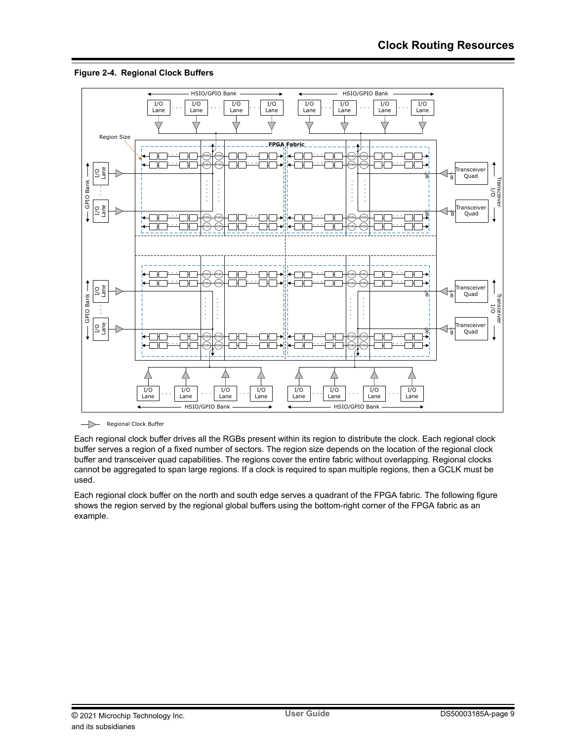**Figure 2-4. Regional Clock Buffers**

Each regional clock buffer drives all the RGBs present within its region to distribute the clock. Each regional clock buffer serves a region of a fixed number of sectors. The region size depends on the location of the regional clock buffer and transceiver quad capabilities. The regions cover the entire fabric without overlapping. Regional clocks cannot be aggregated to span large regions. If a clock is required to span multiple regions, then a GCLK must be used.

Each regional clock buffer on the north and south edge serves a quadrant of the FPGA fabric. The following figure shows the region served by the regional global buffers using the bottom-right corner of the FPGA fabric as an example.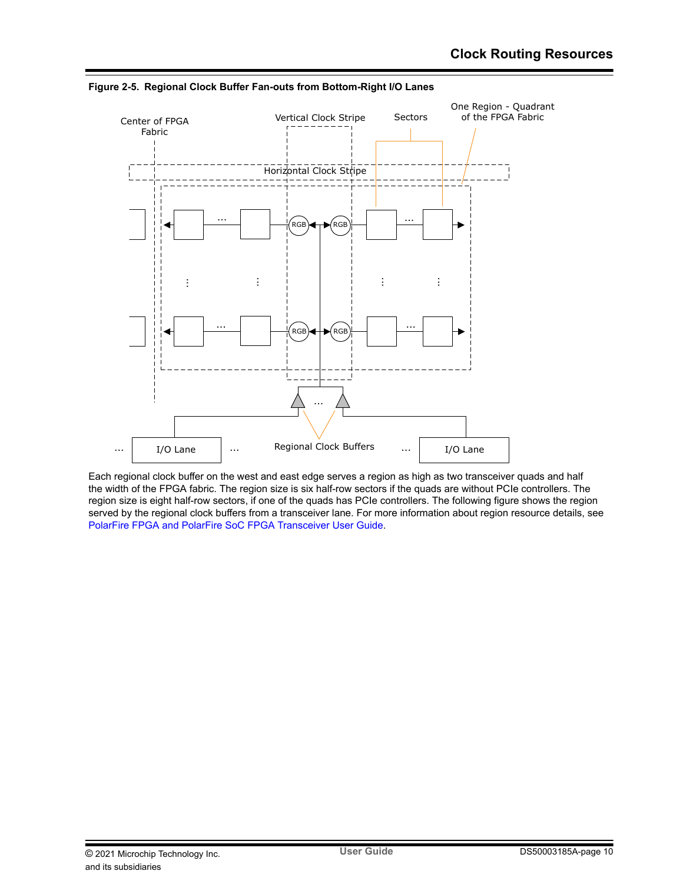**Figure 2-5. Regional Clock Buffer Fan-outs from Bottom-Right I/O Lanes**

Each regional clock buffer on the west and east edge serves a region as high as two transceiver quads and half the width of the FPGA fabric. The region size is six half-row sectors if the quads are without PCIe controllers. The region size is eight half-row sectors, if one of the quads has PCIe controllers. The following figure shows the region served by the regional clock buffers from a transceiver lane. For more information about region resource details, see PolarFire FPGA and PolarFire SoC FPGA Transceiver User Guide.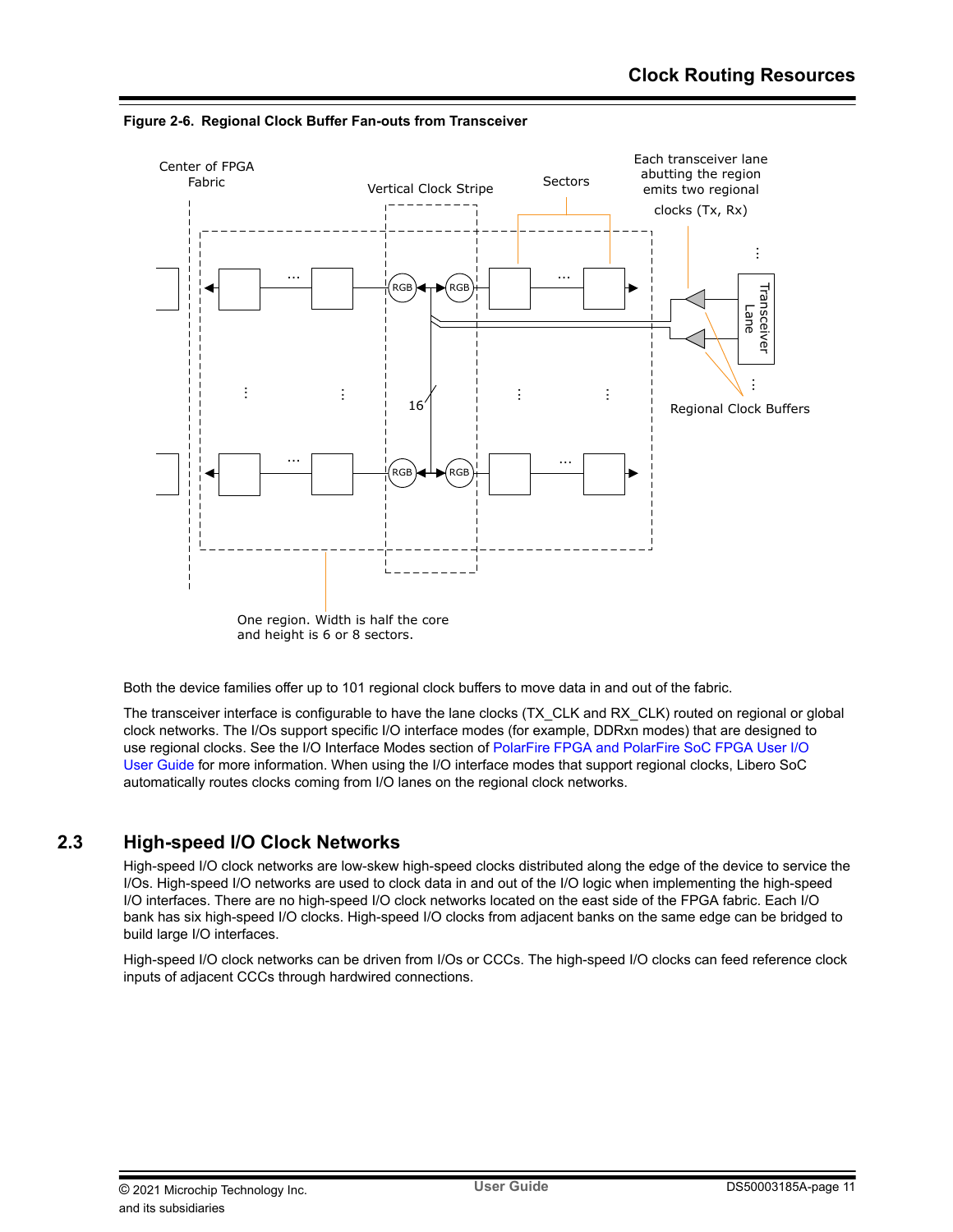**Figure 2-6. Regional Clock Buffer Fan-outs from Transceiver**

Both the device families offer up to 101 regional clock buffers to move data in and out of the fabric.

The transceiver interface is configurable to have the lane clocks (TX_CLK and RX_CLK) routed on regional or global clock networks. The I/Os support specific I/O interface modes (for example, DDRxn modes) that are designed to use regional clocks. See the I/O Interface Modes section of PolarFire FPGA and PolarFire SoC FPGA User I/O User Guide for more information. When using the I/O interface modes that support regional clocks, Libero SoC automatically routes clocks coming from I/O lanes on the regional clock networks.

## 2.3 High-speed I/O Clock Networks

High-speed I/O clock networks are low-skew high-speed clocks distributed along the edge of the device to service the I/Os. High-speed I/O networks are used to clock data in and out of the I/O logic when implementing the high-speed I/O interfaces. There are no high-speed I/O clock networks located on the east side of the FPGA fabric. Each I/O bank has six high-speed I/O clocks. High-speed I/O clocks from adjacent banks on the same edge can be bridged to build large I/O interfaces.

High-speed I/O clock networks can be driven from I/Os or CCCs. The high-speed I/O clocks can feed reference clock inputs of adjacent CCCs through hardwired connections.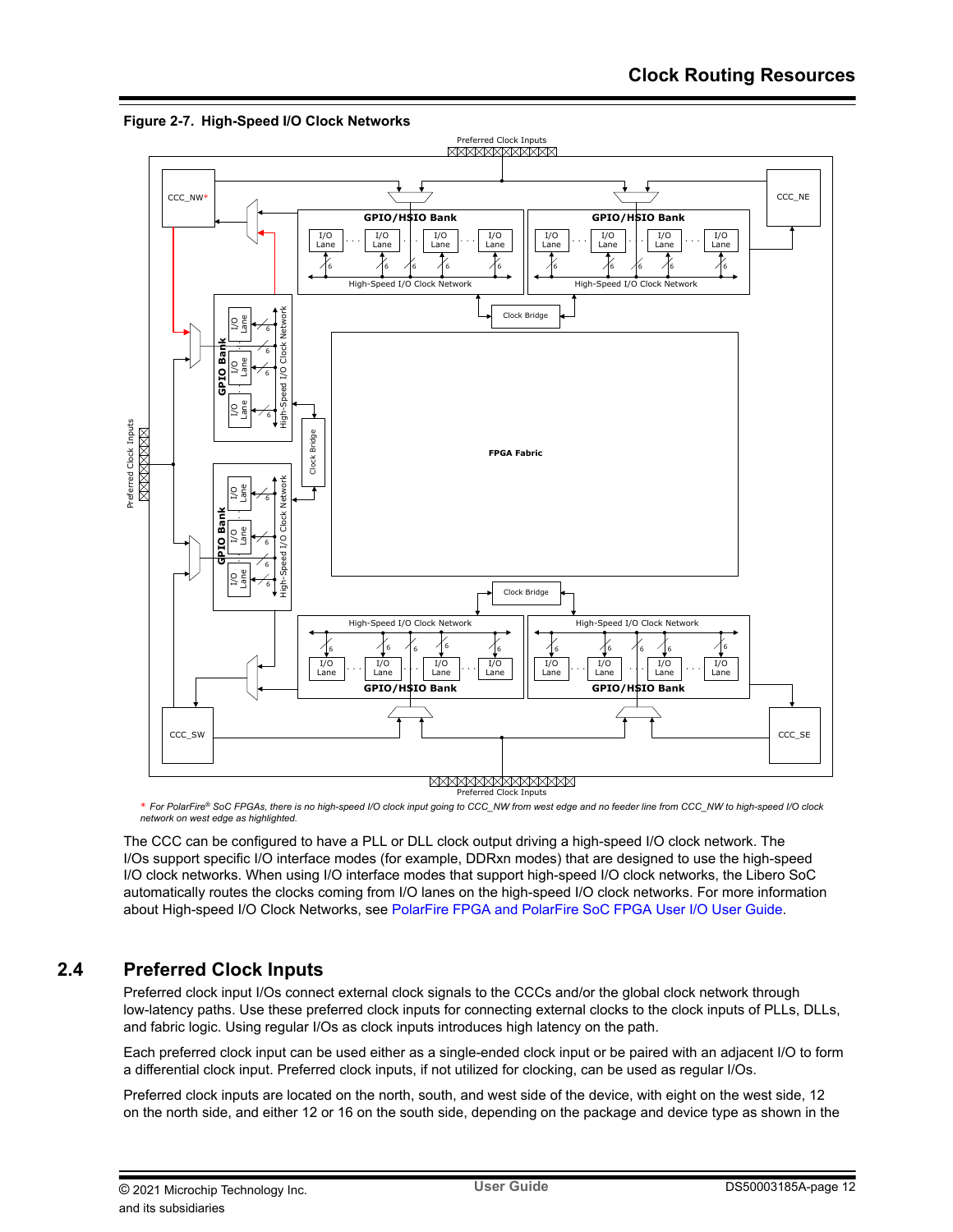**Figure 2-7. High-Speed I/O Clock Networks**

\* *For PolarFire® SoC FPGAs, there is no high-speed I/O clock input going to CCC_NW from west edge and no feeder line from CCC_NW to high-speed I/O clock network on west edge as highlighted.*

The CCC can be configured to have a PLL or DLL clock output driving a high-speed I/O clock network. The I/Os support specific I/O interface modes (for example, DDRxn modes) that are designed to use the high-speed I/O clock networks. When using I/O interface modes that support high-speed I/O clock networks, the Libero SoC automatically routes the clocks coming from I/O lanes on the high-speed I/O clock networks. For more information about High-speed I/O Clock Networks, see PolarFire FPGA and PolarFire SoC FPGA User I/O User Guide.

## 2.4 Preferred Clock Inputs

Preferred clock input I/Os connect external clock signals to the CCCs and/or the global clock network through low-latency paths. Use these preferred clock inputs for connecting external clocks to the clock inputs of PLLs, DLLs, and fabric logic. Using regular I/Os as clock inputs introduces high latency on the path.

Each preferred clock input can be used either as a single-ended clock input or be paired with an adjacent I/O to form a differential clock input. Preferred clock inputs, if not utilized for clocking, can be used as regular I/Os.

Preferred clock inputs are located on the north, south, and west side of the device, with eight on the west side, 12 on the north side, and either 12 or 16 on the south side, depending on the package and device type as shown in the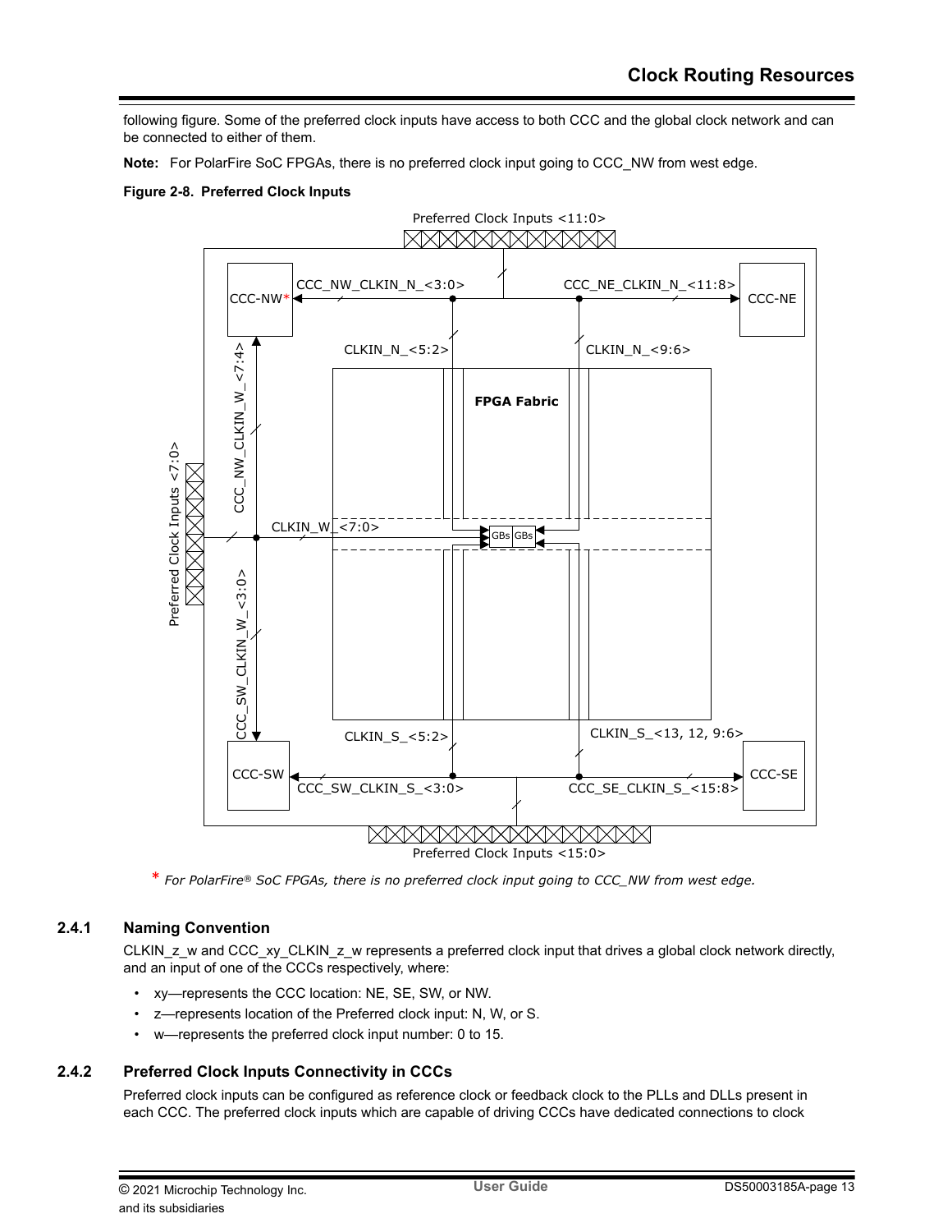following figure. Some of the preferred clock inputs have access to both CCC and the global clock network and can be connected to either of them.

**Note:** For PolarFire SoC FPGAs, there is no preferred clock input going to CCC_NW from west edge.

**Figure 2-8. Preferred Clock Inputs**

*For PolarFire® SoC FPGAs, there is no preferred clock input going to CCC_NW from west edge.*

### 2.4.1 Naming Convention

CLKIN_z_w and CCC_xy_CLKIN_z_w represents a preferred clock input that drives a global clock network directly, and an input of one of the CCCs respectively, where:

- xy—represents the CCC location: NE, SE, SW, or NW.
- z—represents location of the Preferred clock input: N, W, or S.
- w—represents the preferred clock input number: 0 to 15.

### 2.4.2 Preferred Clock Inputs Connectivity in CCCs

Preferred clock inputs can be configured as reference clock or feedback clock to the PLLs and DLLs present in each CCC. The preferred clock inputs which are capable of driving CCCs have dedicated connections to clock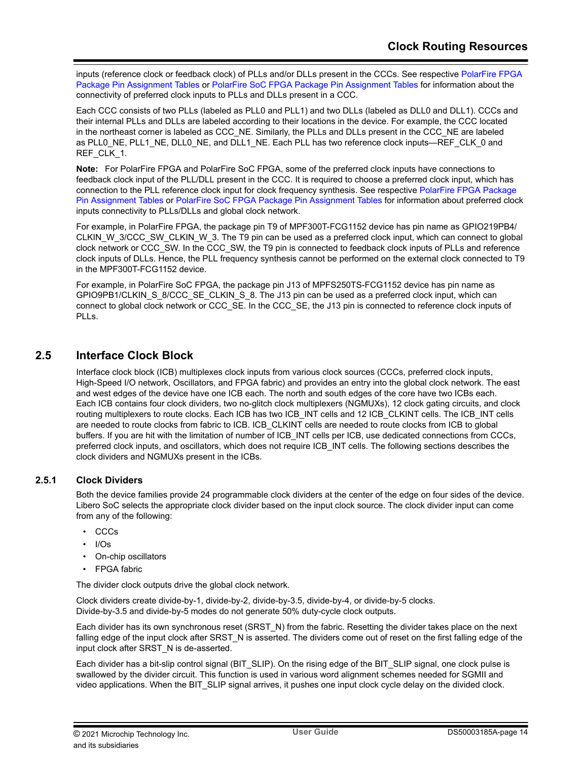inputs (reference clock or feedback clock) of PLLs and/or DLLs present in the CCCs. See respective PolarFire FPGA Package Pin Assignment Tables or PolarFire SoC FPGA Package Pin Assignment Tables for information about the connectivity of preferred clock inputs to PLLs and DLLs present in a CCC.

Each CCC consists of two PLLs (labeled as PLL0 and PLL1) and two DLLs (labeled as DLL0 and DLL1). CCCs and their internal PLLs and DLLs are labeled according to their locations in the device. For example, the CCC located in the northeast corner is labeled as CCC_NE. Similarly, the PLLs and DLLs present in the CCC_NE are labeled as PLL0_NE, PLL1_NE, DLL0_NE, and DLL1_NE. Each PLL has two reference clock inputs—REF_CLK_0 and REF_CLK_1.

**Note:** For PolarFire FPGA and PolarFire SoC FPGA, some of the preferred clock inputs have connections to feedback clock input of the PLL/DLL present in the CCC. It is required to choose a preferred clock input, which has connection to the PLL reference clock input for clock frequency synthesis. See respective PolarFire FPGA Package Pin Assignment Tables or PolarFire SoC FPGA Package Pin Assignment Tables for information about preferred clock inputs connectivity to PLLs/DLLs and global clock network.

For example, in PolarFire FPGA, the package pin T9 of MPF300T-FCG1152 device has pin name as GPIO219PB4/CLKIN_W_3/CCC_SW_CLKIN_W_3. The T9 pin can be used as a preferred clock input, which can connect to global clock network or CCC_SW. In the CCC_SW, the T9 pin is connected to feedback clock inputs of PLLs and reference clock inputs of DLLs. Hence, the PLL frequency synthesis cannot be performed on the external clock connected to T9 in the MPF300T-FCG1152 device.

For example, in PolarFire SoC FPGA, the package pin J13 of MPFS250TS-FCG1152 device has pin name as GPIO9PB1/CLKIN_S_8/CCC_SE_CLKIN_S_8. The J13 pin can be used as a preferred clock input, which can connect to global clock network or CCC_SE. In the CCC_SE, the J13 pin is connected to reference clock inputs of PLLs.

## 2.5 Interface Clock Block

Interface clock block (ICB) multiplexes clock inputs from various clock sources (CCCs, preferred clock inputs, High-Speed I/O network, Oscillators, and FPGA fabric) and provides an entry into the global clock network. The east and west edges of the device have one ICB each. The north and south edges of the core have two ICBs each. Each ICB contains four clock dividers, two no-glitch clock multiplexers (NGMUXs), 12 clock gating circuits, and clock routing multiplexers to route clocks. Each ICB has two ICB_INT cells and 12 ICB_CLKINT cells. The ICB_INT cells are needed to route clocks from fabric to ICB. ICB_CLKINT cells are needed to route clocks from ICB to global buffers. If you are hit with the limitation of number of ICB_INT cells per ICB, use dedicated connections from CCCs, preferred clock inputs, and oscillators, which does not require ICB_INT cells. The following sections describes the clock dividers and NGMUXs present in the ICBs.

### 2.5.1 Clock Dividers

Both the device families provide 24 programmable clock dividers at the center of the edge on four sides of the device. Libero SoC selects the appropriate clock divider based on the input clock source. The clock divider input can come from any of the following:

- CCCs
- I/Os
- On-chip oscillators
- FPGA fabric

The divider clock outputs drive the global clock network.

Clock dividers create divide-by-1, divide-by-2, divide-by-3.5, divide-by-4, or divide-by-5 clocks. Divide-by-3.5 and divide-by-5 modes do not generate 50% duty-cycle clock outputs.

Each divider has its own synchronous reset (SRST_N) from the fabric. Resetting the divider takes place on the next falling edge of the input clock after SRST_N is asserted. The dividers come out of reset on the first falling edge of the input clock after SRST_N is de-asserted.

Each divider has a bit-slip control signal (BIT_SLIP). On the rising edge of the BIT_SLIP signal, one clock pulse is swallowed by the divider circuit. This function is used in various word alignment schemes needed for SGMII and video applications. When the BIT_SLIP signal arrives, it pushes one input clock cycle delay on the divided clock.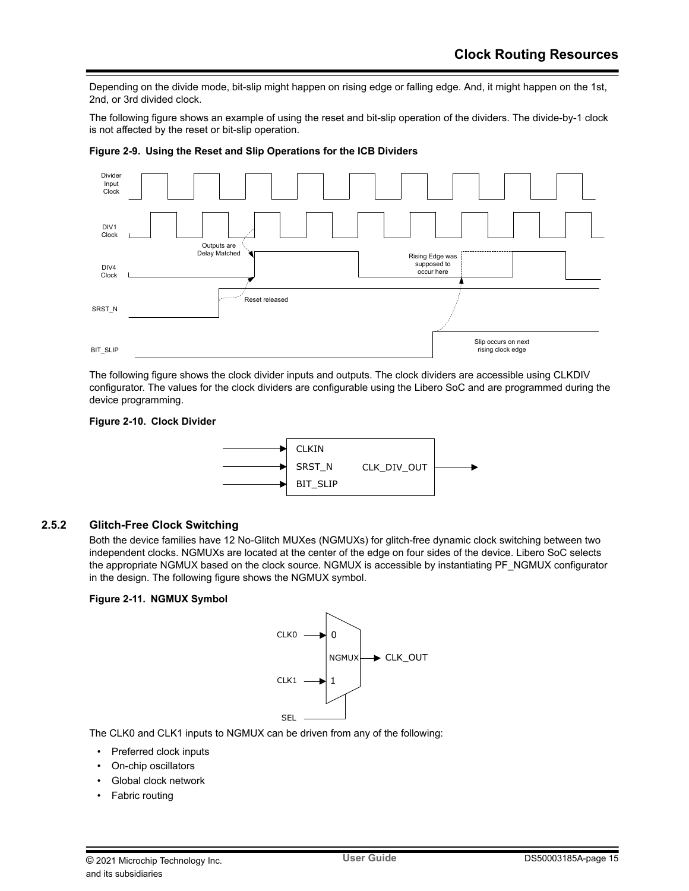Depending on the divide mode, bit-slip might happen on rising edge or falling edge. And, it might happen on the 1st, 2nd, or 3rd divided clock.

The following figure shows an example of using the reset and bit-slip operation of the dividers. The divide-by-1 clock is not affected by the reset or bit-slip operation.

**Figure 2-9. Using the Reset and Slip Operations for the ICB Dividers**

The following figure shows the clock divider inputs and outputs. The clock dividers are accessible using CLKDIV configurator. The values for the clock dividers are configurable using the Libero SoC and are programmed during the device programming.

**Figure 2-10. Clock Divider**

### 2.5.2 Glitch-Free Clock Switching

Both the device families have 12 No-Glitch MUXes (NGMUXs) for glitch-free dynamic clock switching between two independent clocks. NGMUXs are located at the center of the edge on four sides of the device. Libero SoC selects the appropriate NGMUX based on the clock source. NGMUX is accessible by instantiating PF_NGMUX configurator in the design. The following figure shows the NGMUX symbol.

**Figure 2-11. NGMUX Symbol**

The CLK0 and CLK1 inputs to NGMUX can be driven from any of the following:

- Preferred clock inputs
- On-chip oscillators
- Global clock network
- Fabric routing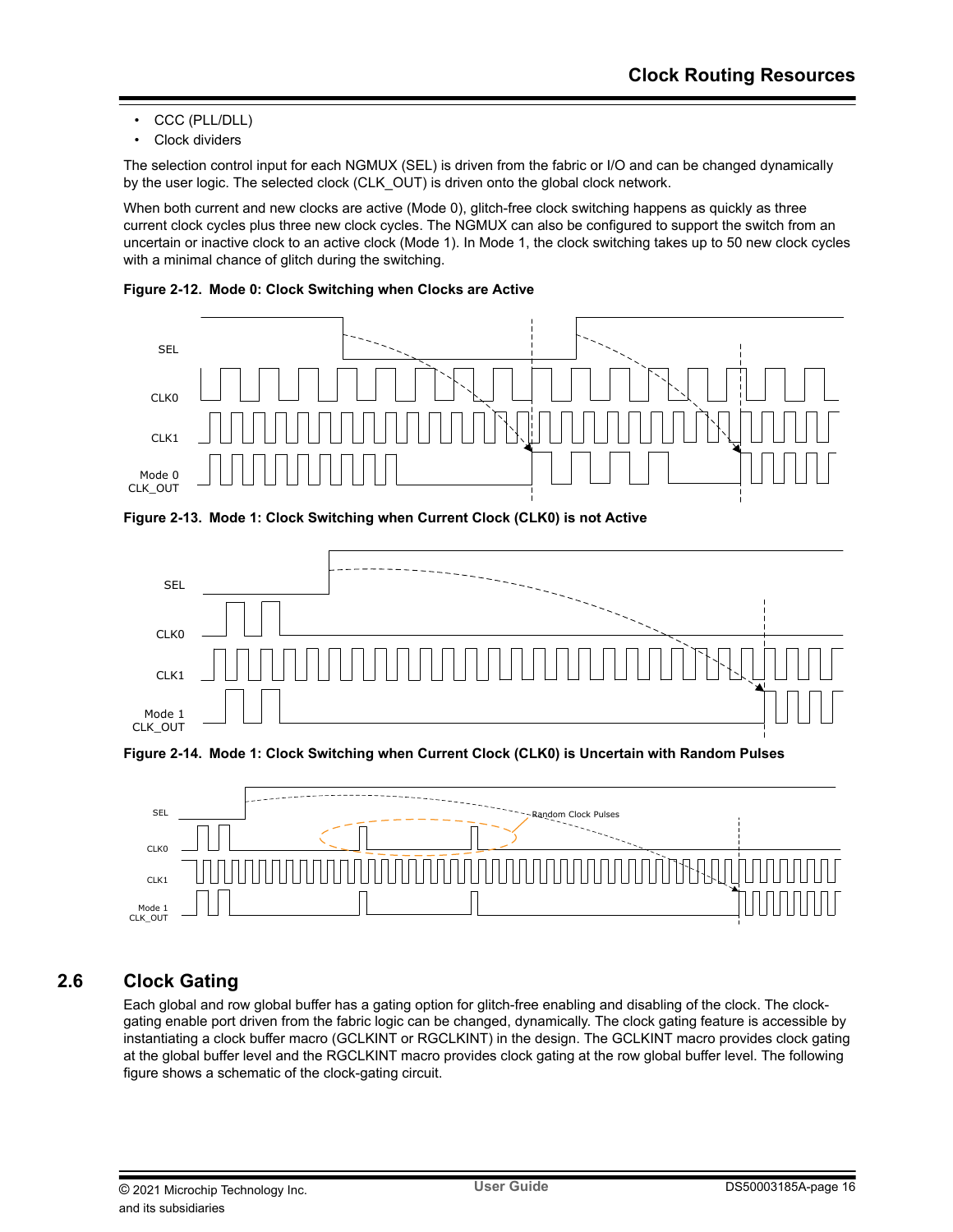- CCC (PLL/DLL)
- Clock dividers

The selection control input for each NGMUX (SEL) is driven from the fabric or I/O and can be changed dynamically by the user logic. The selected clock (CLK_OUT) is driven onto the global clock network.

When both current and new clocks are active (Mode 0), glitch-free clock switching happens as quickly as three current clock cycles plus three new clock cycles. The NGMUX can also be configured to support the switch from an uncertain or inactive clock to an active clock (Mode 1). In Mode 1, the clock switching takes up to 50 new clock cycles with a minimal chance of glitch during the switching.

**Figure 2-12. Mode 0: Clock Switching when Clocks are Active**

**Figure 2-13. Mode 1: Clock Switching when Current Clock (CLK0) is not Active**

**Figure 2-14. Mode 1: Clock Switching when Current Clock (CLK0) is Uncertain with Random Pulses**

## 2.6 Clock Gating

Each global and row global buffer has a gating option for glitch-free enabling and disabling of the clock. The clock-gating enable port driven from the fabric logic can be changed, dynamically. The clock gating feature is accessible by instantiating a clock buffer macro (GCLKINT or RGCLKINT) in the design. The GCLKINT macro provides clock gating at the global buffer level and the RGCLKINT macro provides clock gating at the row global buffer level. The following figure shows a schematic of the clock-gating circuit.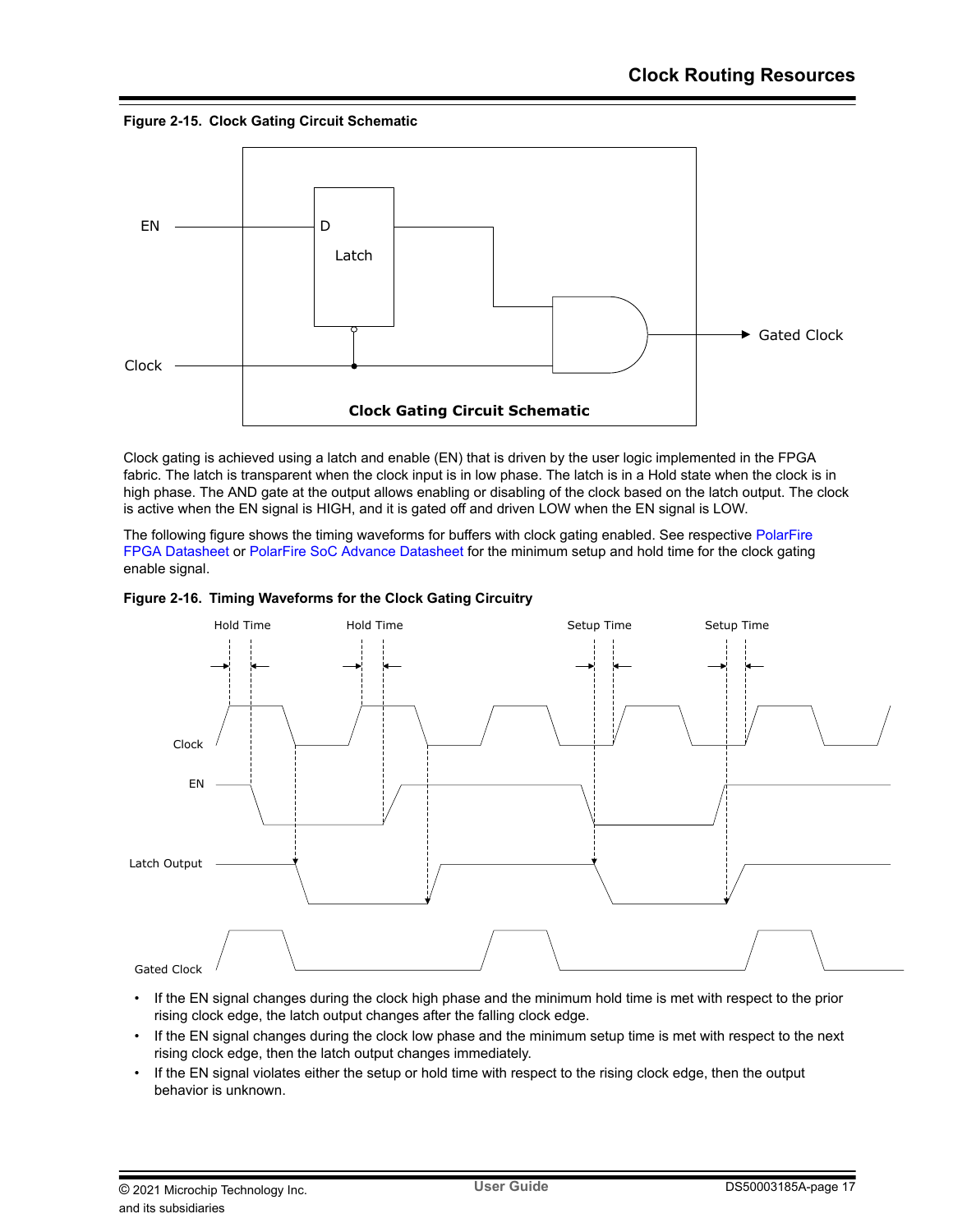**Figure 2-15. Clock Gating Circuit Schematic**

Clock gating is achieved using a latch and enable (EN) that is driven by the user logic implemented in the FPGA fabric. The latch is transparent when the clock input is in low phase. The latch is in a Hold state when the clock is in high phase. The AND gate at the output allows enabling or disabling of the clock based on the latch output. The clock is active when the EN signal is HIGH, and it is gated off and driven LOW when the EN signal is LOW.

The following figure shows the timing waveforms for buffers with clock gating enabled. See respective PolarFire FPGA Datasheet or PolarFire SoC Advance Datasheet for the minimum setup and hold time for the clock gating enable signal.

**Figure 2-16. Timing Waveforms for the Clock Gating Circuitry**

- If the EN signal changes during the clock high phase and the minimum hold time is met with respect to the prior rising clock edge, the latch output changes after the falling clock edge.
- If the EN signal changes during the clock low phase and the minimum setup time is met with respect to the next rising clock edge, then the latch output changes immediately.
- If the EN signal violates either the setup or hold time with respect to the rising clock edge, then the output behavior is unknown.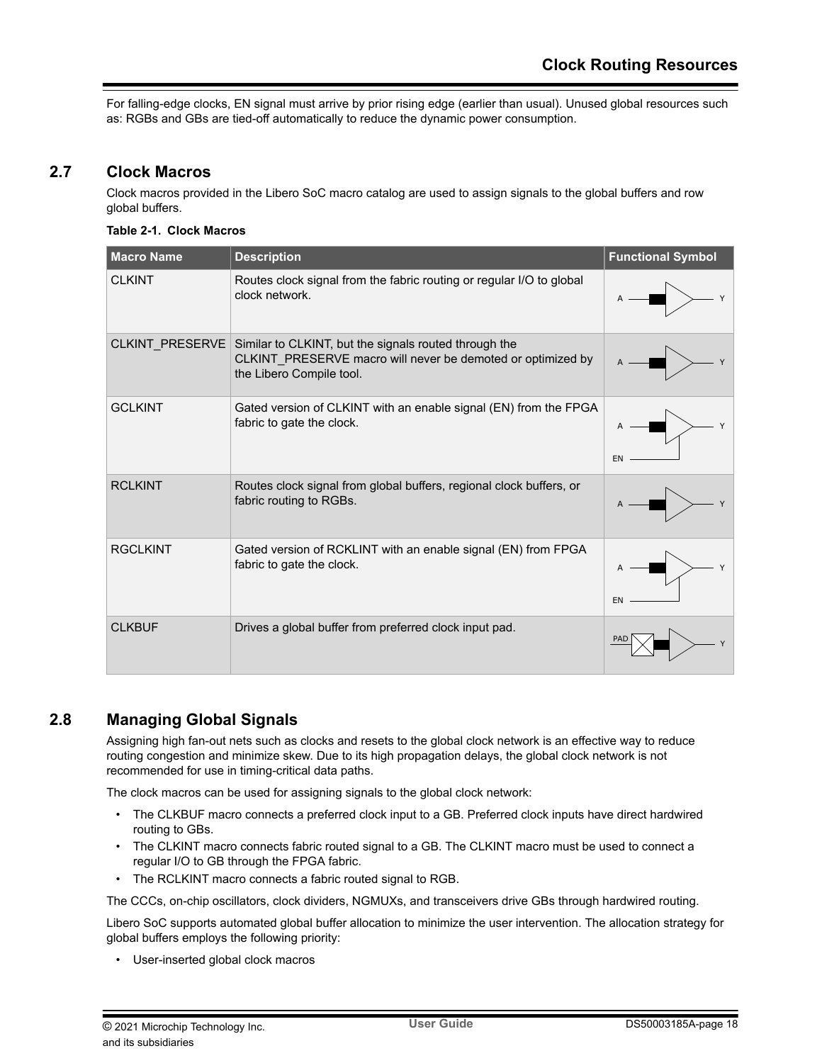For falling-edge clocks, EN signal must arrive by prior rising edge (earlier than usual). Unused global resources such as: RGBs and GBs are tied-off automatically to reduce the dynamic power consumption.

## 2.7 Clock Macros

Clock macros provided in the Libero SoC macro catalog are used to assign signals to the global buffers and row global buffers.

**Table 2-1. Clock Macros**

| Macro Name | Description | Functional Symbol |
|---|---|---|
| CLKINT | Routes clock signal from the fabric routing or regular I/O to global clock network. | A, Y |
| CLKINT_PRESERVE | Similar to CLKINT, but the signals routed through the CLKINT_PRESERVE macro will never be demoted or optimized by the Libero Compile tool. | A, Y |
| GCLKINT | Gated version of CLKINT with an enable signal (EN) from the FPGA fabric to gate the clock. | A, Y, EN |
| RCLKINT | Routes clock signal from global buffers, regional clock buffers, or fabric routing to RGBs. | A, Y |
| RGCLKINT | Gated version of RCKLINT with an enable signal (EN) from FPGA fabric to gate the clock. | A, Y, EN |
| CLKBUF | Drives a global buffer from preferred clock input pad. | PAD, Y |

## 2.8 Managing Global Signals

Assigning high fan-out nets such as clocks and resets to the global clock network is an effective way to reduce routing congestion and minimize skew. Due to its high propagation delays, the global clock network is not recommended for use in timing-critical data paths.

The clock macros can be used for assigning signals to the global clock network:

- The CLKBUF macro connects a preferred clock input to a GB. Preferred clock inputs have direct hardwired routing to GBs.
- The CLKINT macro connects fabric routed signal to a GB. The CLKINT macro must be used to connect a regular I/O to GB through the FPGA fabric.
- The RCLKINT macro connects a fabric routed signal to RGB.

The CCCs, on-chip oscillators, clock dividers, NGMUXs, and transceivers drive GBs through hardwired routing.

Libero SoC supports automated global buffer allocation to minimize the user intervention. The allocation strategy for global buffers employs the following priority:

- User-inserted global clock macros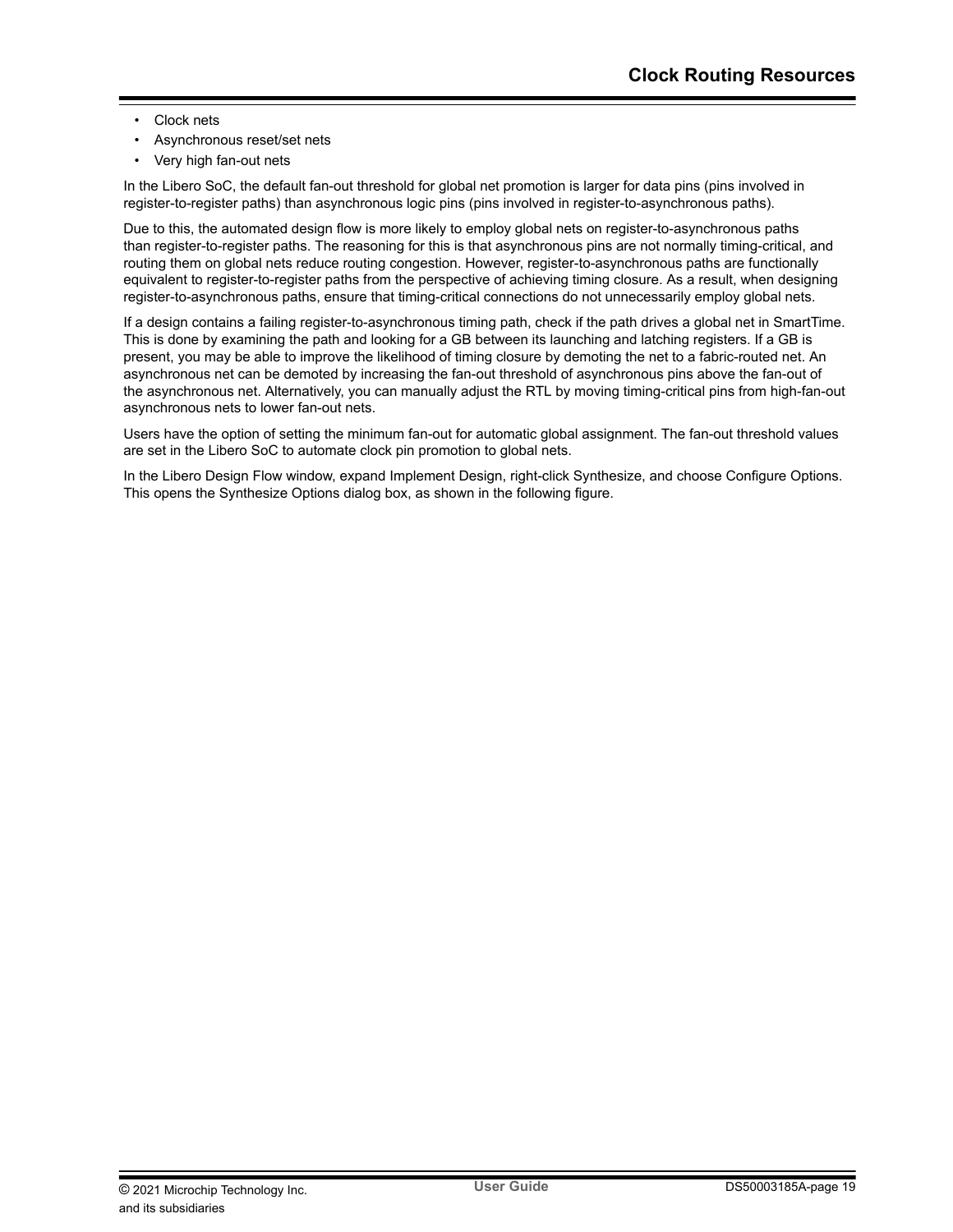- Clock nets
- Asynchronous reset/set nets
- Very high fan-out nets

In the Libero SoC, the default fan-out threshold for global net promotion is larger for data pins (pins involved in register-to-register paths) than asynchronous logic pins (pins involved in register-to-asynchronous paths).

Due to this, the automated design flow is more likely to employ global nets on register-to-asynchronous paths than register-to-register paths. The reasoning for this is that asynchronous pins are not normally timing-critical, and routing them on global nets reduce routing congestion. However, register-to-asynchronous paths are functionally equivalent to register-to-register paths from the perspective of achieving timing closure. As a result, when designing register-to-asynchronous paths, ensure that timing-critical connections do not unnecessarily employ global nets.

If a design contains a failing register-to-asynchronous timing path, check if the path drives a global net in SmartTime. This is done by examining the path and looking for a GB between its launching and latching registers. If a GB is present, you may be able to improve the likelihood of timing closure by demoting the net to a fabric-routed net. An asynchronous net can be demoted by increasing the fan-out threshold of asynchronous pins above the fan-out of the asynchronous net. Alternatively, you can manually adjust the RTL by moving timing-critical pins from high-fan-out asynchronous nets to lower fan-out nets.

Users have the option of setting the minimum fan-out for automatic global assignment. The fan-out threshold values are set in the Libero SoC to automate clock pin promotion to global nets.

In the Libero Design Flow window, expand Implement Design, right-click Synthesize, and choose Configure Options. This opens the Synthesize Options dialog box, as shown in the following figure.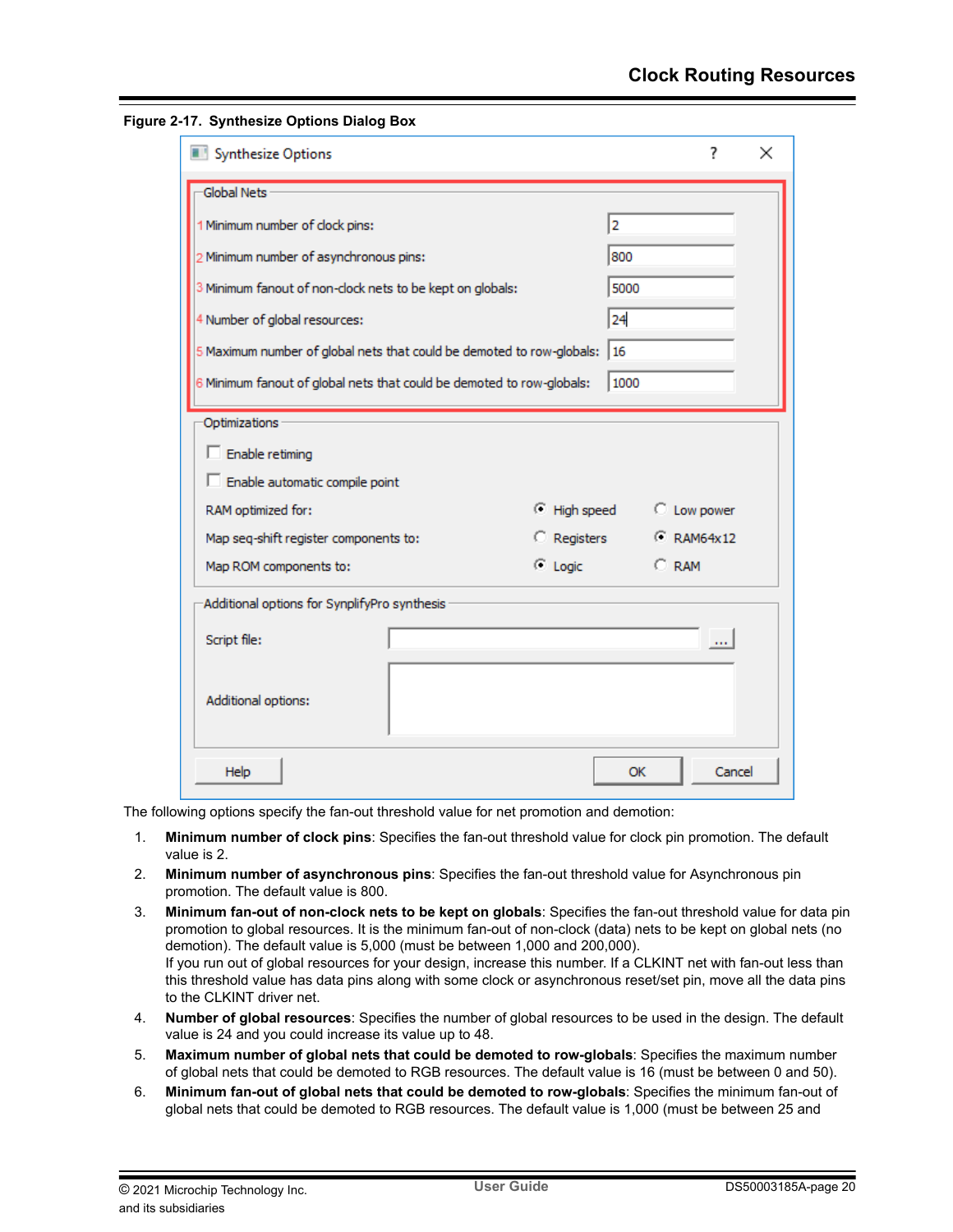**Figure 2-17. Synthesize Options Dialog Box**

The following options specify the fan-out threshold value for net promotion and demotion:

1. **Minimum number of clock pins**: Specifies the fan-out threshold value for clock pin promotion. The default value is 2.
2. **Minimum number of asynchronous pins**: Specifies the fan-out threshold value for Asynchronous pin promotion. The default value is 800.
3. **Minimum fan-out of non-clock nets to be kept on globals**: Specifies the fan-out threshold value for data pin promotion to global resources. It is the minimum fan-out of non-clock (data) nets to be kept on global nets (no demotion). The default value is 5,000 (must be between 1,000 and 200,000).
   If you run out of global resources for your design, increase this number. If a CLKINT net with fan-out less than this threshold value has data pins along with some clock or asynchronous reset/set pin, move all the data pins to the CLKINT driver net.
4. **Number of global resources**: Specifies the number of global resources to be used in the design. The default value is 24 and you could increase its value up to 48.
5. **Maximum number of global nets that could be demoted to row-globals**: Specifies the maximum number of global nets that could be demoted to RGB resources. The default value is 16 (must be between 0 and 50).
6. **Minimum fan-out of global nets that could be demoted to row-globals**: Specifies the minimum fan-out of global nets that could be demoted to RGB resources. The default value is 1,000 (must be between 25 and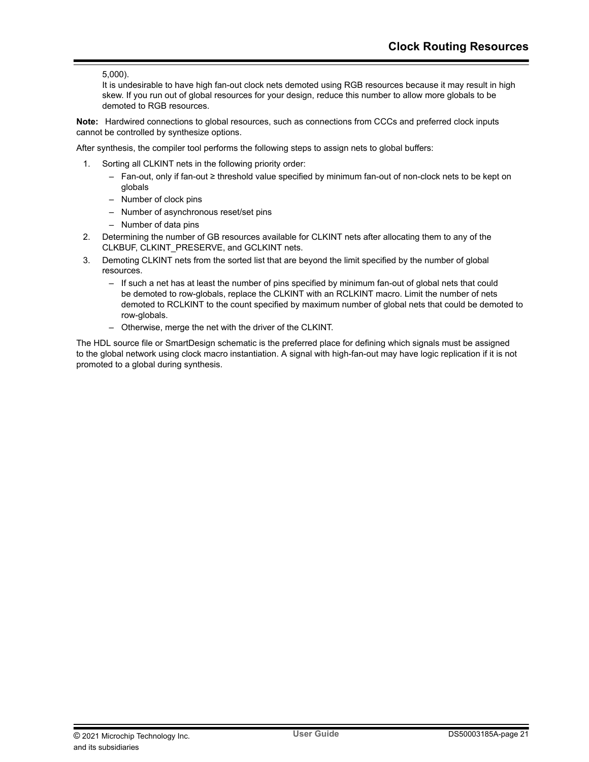5,000).

It is undesirable to have high fan-out clock nets demoted using RGB resources because it may result in high skew. If you run out of global resources for your design, reduce this number to allow more globals to be demoted to RGB resources.

**Note:** Hardwired connections to global resources, such as connections from CCCs and preferred clock inputs cannot be controlled by synthesize options.

After synthesis, the compiler tool performs the following steps to assign nets to global buffers:

1. Sorting all CLKINT nets in the following priority order:
   - Fan-out, only if fan-out ≥ threshold value specified by minimum fan-out of non-clock nets to be kept on globals
   - Number of clock pins
   - Number of asynchronous reset/set pins
   - Number of data pins
2. Determining the number of GB resources available for CLKINT nets after allocating them to any of the CLKBUF, CLKINT_PRESERVE, and GCLKINT nets.
3. Demoting CLKINT nets from the sorted list that are beyond the limit specified by the number of global resources.
   - If such a net has at least the number of pins specified by minimum fan-out of global nets that could be demoted to row-globals, replace the CLKINT with an RCLKINT macro. Limit the number of nets demoted to RCLKINT to the count specified by maximum number of global nets that could be demoted to row-globals.
   - Otherwise, merge the net with the driver of the CLKINT.

The HDL source file or SmartDesign schematic is the preferred place for defining which signals must be assigned to the global network using clock macro instantiation. A signal with high-fan-out may have logic replication if it is not promoted to a global during synthesis.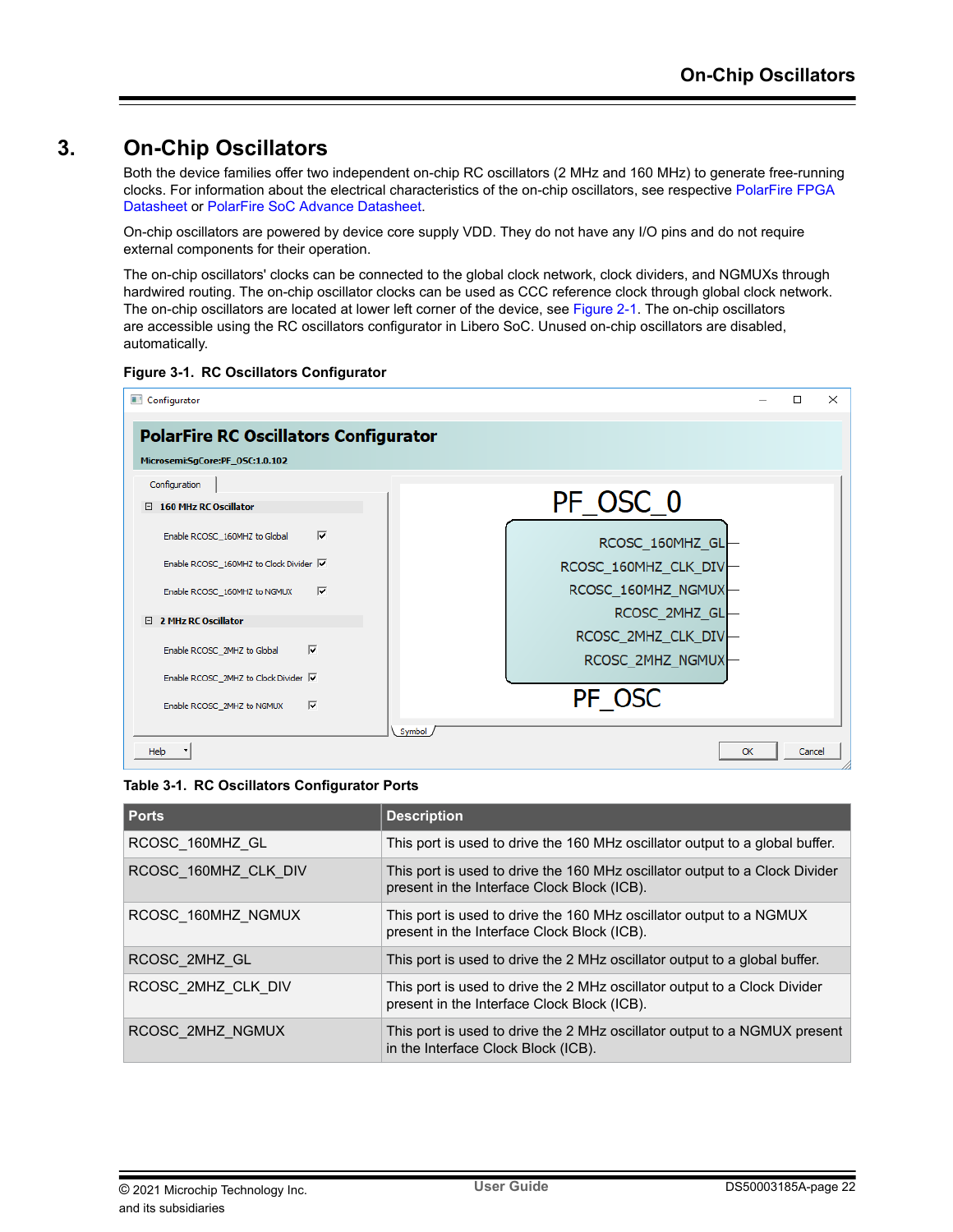# 3. On-Chip Oscillators

Both the device families offer two independent on-chip RC oscillators (2 MHz and 160 MHz) to generate free-running clocks. For information about the electrical characteristics of the on-chip oscillators, see respective PolarFire FPGA Datasheet or PolarFire SoC Advance Datasheet.

On-chip oscillators are powered by device core supply VDD. They do not have any I/O pins and do not require external components for their operation.

The on-chip oscillators' clocks can be connected to the global clock network, clock dividers, and NGMUXs through hardwired routing. The on-chip oscillator clocks can be used as CCC reference clock through global clock network. The on-chip oscillators are located at lower left corner of the device, see Figure 2-1. The on-chip oscillators are accessible using the RC oscillators configurator in Libero SoC. Unused on-chip oscillators are disabled, automatically.

**Figure 3-1. RC Oscillators Configurator**

**Table 3-1. RC Oscillators Configurator Ports**

| Ports | Description |
|---|---|
| RCOSC_160MHZ_GL | This port is used to drive the 160 MHz oscillator output to a global buffer. |
| RCOSC_160MHZ_CLK_DIV | This port is used to drive the 160 MHz oscillator output to a Clock Divider present in the Interface Clock Block (ICB). |
| RCOSC_160MHZ_NGMUX | This port is used to drive the 160 MHz oscillator output to a NGMUX present in the Interface Clock Block (ICB). |
| RCOSC_2MHZ_GL | This port is used to drive the 2 MHz oscillator output to a global buffer. |
| RCOSC_2MHZ_CLK_DIV | This port is used to drive the 2 MHz oscillator output to a Clock Divider present in the Interface Clock Block (ICB). |
| RCOSC_2MHZ_NGMUX | This port is used to drive the 2 MHz oscillator output to a NGMUX present in the Interface Clock Block (ICB). |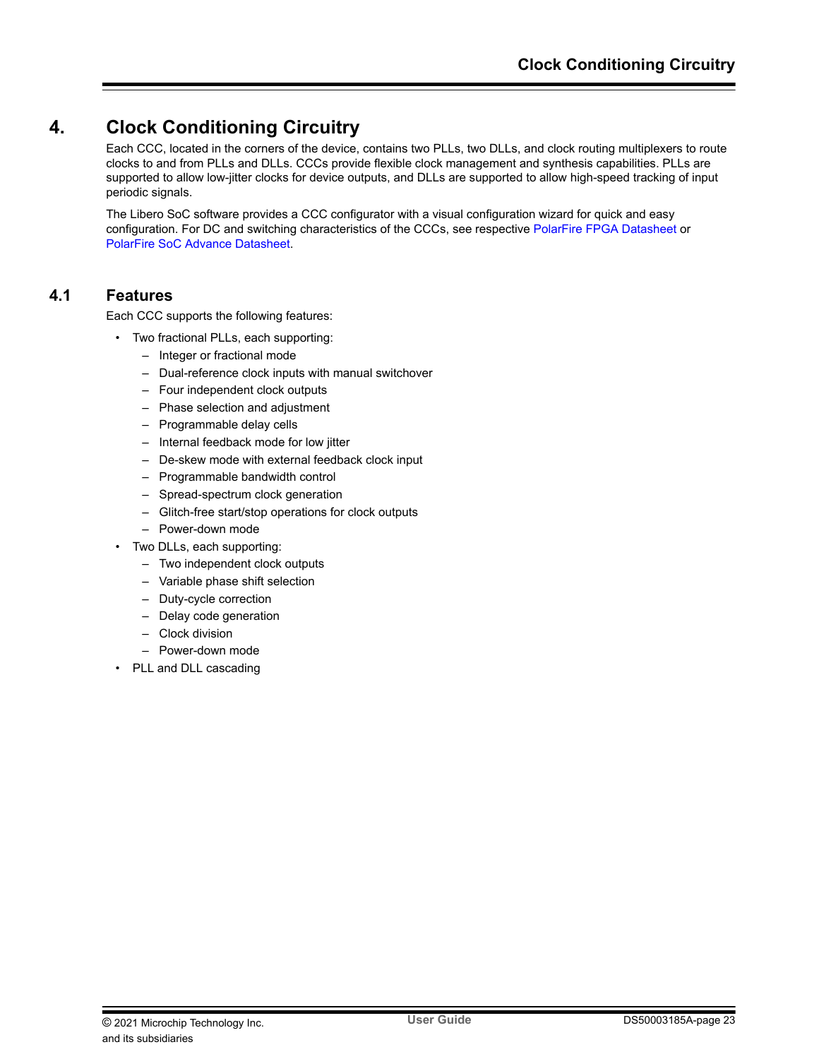# 4. Clock Conditioning Circuitry

Each CCC, located in the corners of the device, contains two PLLs, two DLLs, and clock routing multiplexers to route clocks to and from PLLs and DLLs. CCCs provide flexible clock management and synthesis capabilities. PLLs are supported to allow low-jitter clocks for device outputs, and DLLs are supported to allow high-speed tracking of input periodic signals.

The Libero SoC software provides a CCC configurator with a visual configuration wizard for quick and easy configuration. For DC and switching characteristics of the CCCs, see respective PolarFire FPGA Datasheet or PolarFire SoC Advance Datasheet.

## 4.1 Features

Each CCC supports the following features:

- Two fractional PLLs, each supporting:
  - Integer or fractional mode
  - Dual-reference clock inputs with manual switchover
  - Four independent clock outputs
  - Phase selection and adjustment
  - Programmable delay cells
  - Internal feedback mode for low jitter
  - De-skew mode with external feedback clock input
  - Programmable bandwidth control
  - Spread-spectrum clock generation
  - Glitch-free start/stop operations for clock outputs
  - Power-down mode
- Two DLLs, each supporting:
  - Two independent clock outputs
  - Variable phase shift selection
  - Duty-cycle correction
  - Delay code generation
  - Clock division
  - Power-down mode
- PLL and DLL cascading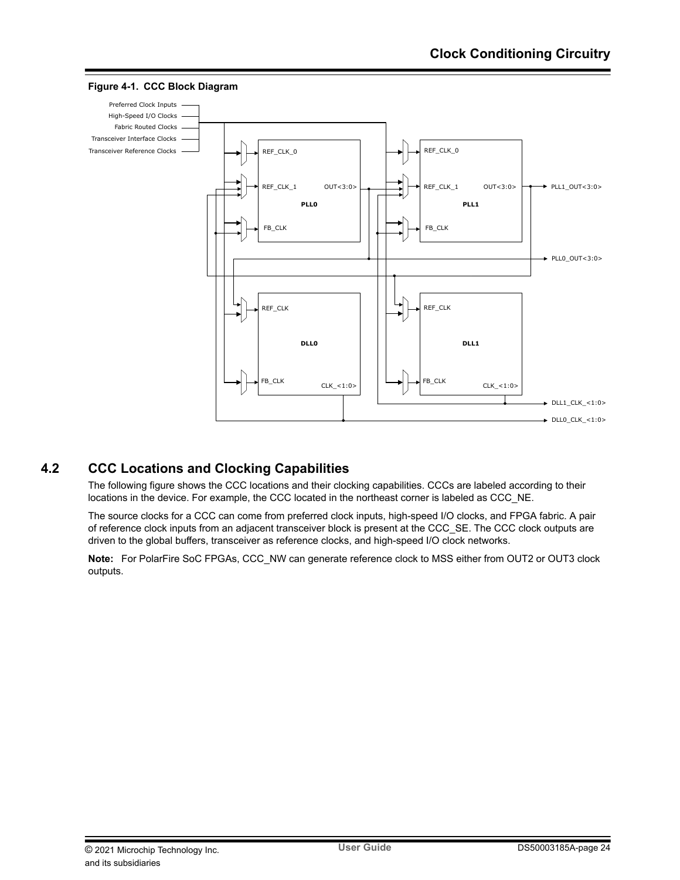**Figure 4-1. CCC Block Diagram**

## 4.2 CCC Locations and Clocking Capabilities

The following figure shows the CCC locations and their clocking capabilities. CCCs are labeled according to their locations in the device. For example, the CCC located in the northeast corner is labeled as CCC_NE.

The source clocks for a CCC can come from preferred clock inputs, high-speed I/O clocks, and FPGA fabric. A pair of reference clock inputs from an adjacent transceiver block is present at the CCC_SE. The CCC clock outputs are driven to the global buffers, transceiver as reference clocks, and high-speed I/O clock networks.

**Note:** For PolarFire SoC FPGAs, CCC_NW can generate reference clock to MSS either from OUT2 or OUT3 clock outputs.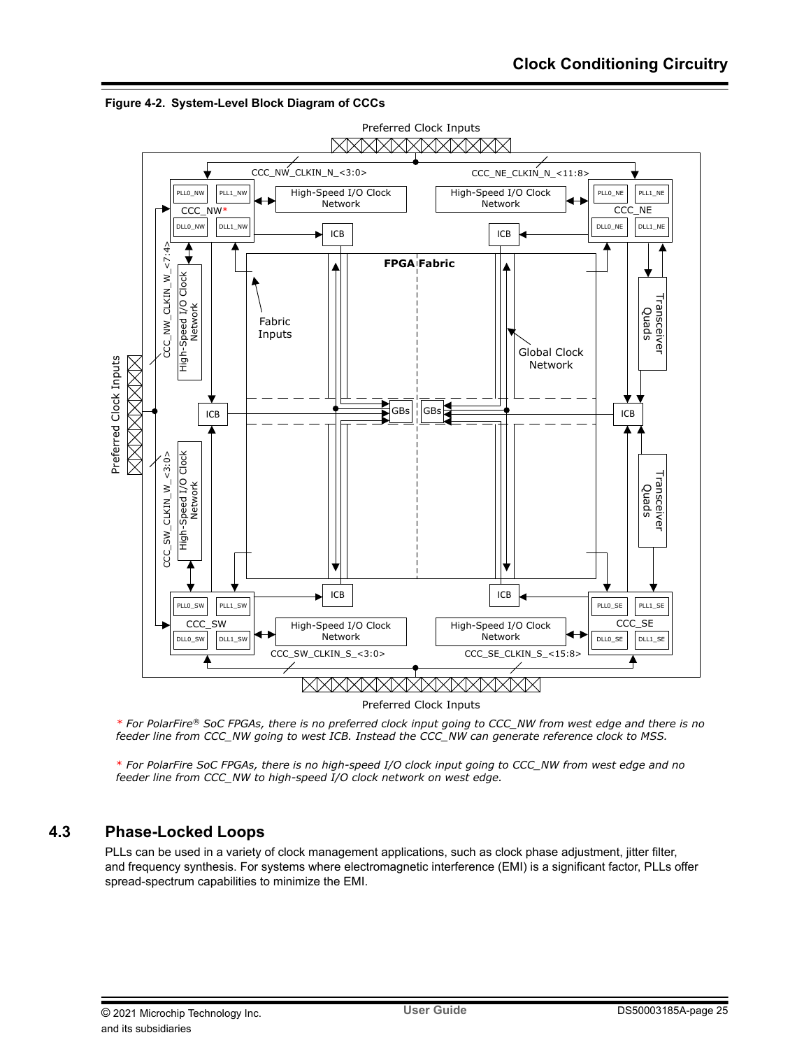**Figure 4-2. System-Level Block Diagram of CCCs**

\* *For PolarFire® SoC FPGAs, there is no preferred clock input going to CCC_NW from west edge and there is no feeder line from CCC_NW going to west ICB. Instead the CCC_NW can generate reference clock to MSS.*

\* *For PolarFire SoC FPGAs, there is no high-speed I/O clock input going to CCC_NW from west edge and no feeder line from CCC_NW to high-speed I/O clock network on west edge.*

## 4.3 Phase-Locked Loops

PLLs can be used in a variety of clock management applications, such as clock phase adjustment, jitter filter, and frequency synthesis. For systems where electromagnetic interference (EMI) is a significant factor, PLLs offer spread-spectrum capabilities to minimize the EMI.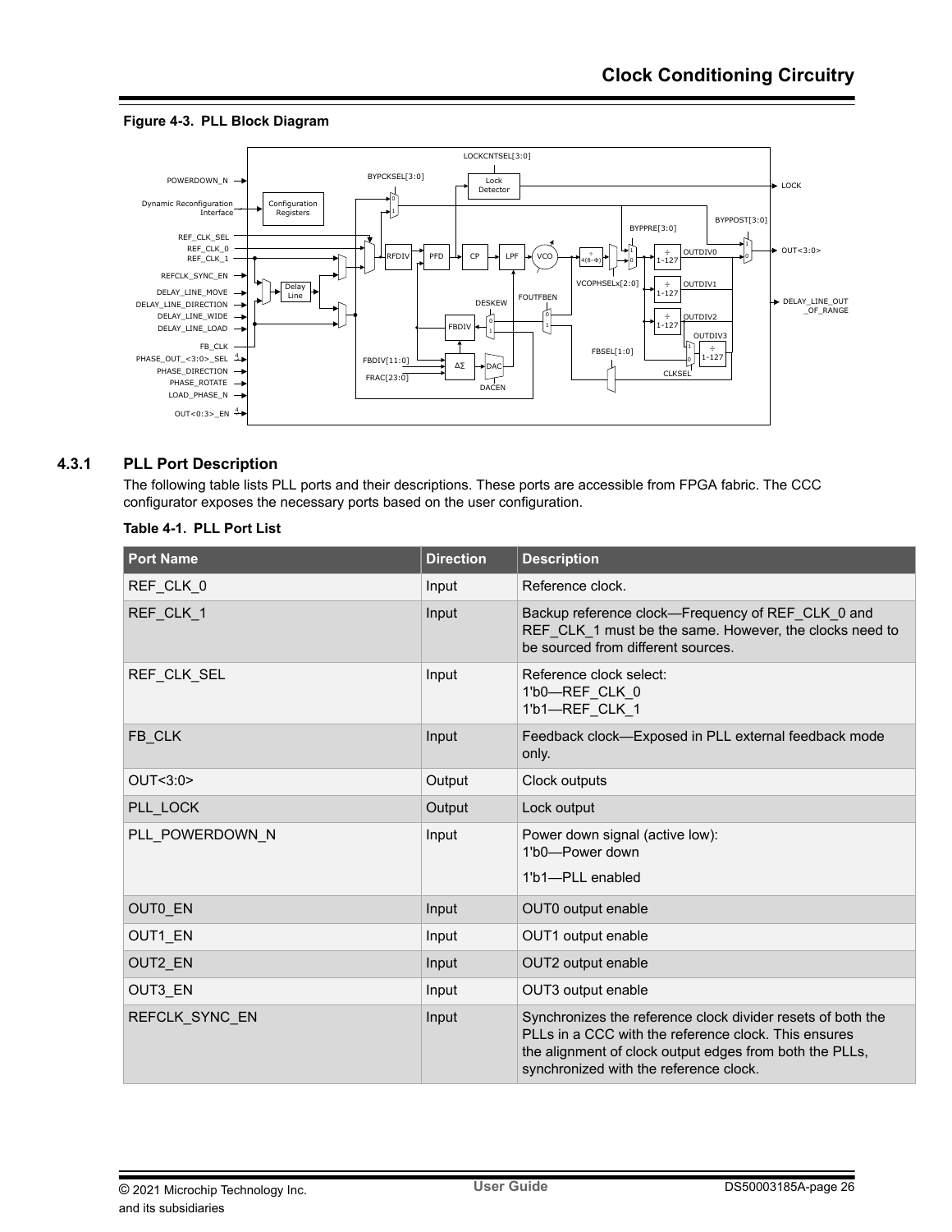**Figure 4-3. PLL Block Diagram**

## 4.3.1 PLL Port Description

The following table lists PLL ports and their descriptions. These ports are accessible from FPGA fabric. The CCC configurator exposes the necessary ports based on the user configuration.

**Table 4-1. PLL Port List**

| Port Name | Direction | Description |
|---|---|---|
| REF_CLK_0 | Input | Reference clock. |
| REF_CLK_1 | Input | Backup reference clock—Frequency of REF_CLK_0 and REF_CLK_1 must be the same. However, the clocks need to be sourced from different sources. |
| REF_CLK_SEL | Input | Reference clock select:<br>1'b0—REF_CLK_0<br>1'b1—REF_CLK_1 |
| FB_CLK | Input | Feedback clock—Exposed in PLL external feedback mode only. |
| OUT<3:0> | Output | Clock outputs |
| PLL_LOCK | Output | Lock output |
| PLL_POWERDOWN_N | Input | Power down signal (active low):<br>1'b0—Power down<br>1'b1—PLL enabled |
| OUT0_EN | Input | OUT0 output enable |
| OUT1_EN | Input | OUT1 output enable |
| OUT2_EN | Input | OUT2 output enable |
| OUT3_EN | Input | OUT3 output enable |
| REFCLK_SYNC_EN | Input | Synchronizes the reference clock divider resets of both the PLLs in a CCC with the reference clock. This ensures the alignment of clock output edges from both the PLLs, synchronized with the reference clock. |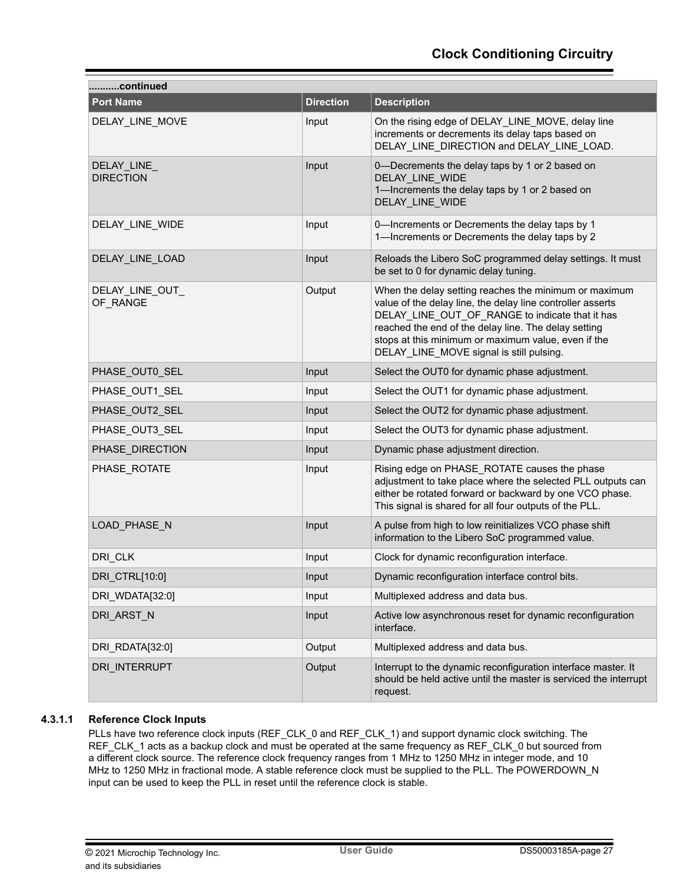| Port Name | Direction | Description |
|---|---|---|
| DELAY_LINE_MOVE | Input | On the rising edge of DELAY_LINE_MOVE, delay line increments or decrements its delay taps based on DELAY_LINE_DIRECTION and DELAY_LINE_LOAD. |
| DELAY_LINE_DIRECTION | Input | 0—Decrements the delay taps by 1 or 2 based on DELAY_LINE_WIDE<br>1—Increments the delay taps by 1 or 2 based on DELAY_LINE_WIDE |
| DELAY_LINE_WIDE | Input | 0—Increments or Decrements the delay taps by 1<br>1—Increments or Decrements the delay taps by 2 |
| DELAY_LINE_LOAD | Input | Reloads the Libero SoC programmed delay settings. It must be set to 0 for dynamic delay tuning. |
| DELAY_LINE_OUT_OF_RANGE | Output | When the delay setting reaches the minimum or maximum value of the delay line, the delay line controller asserts DELAY_LINE_OUT_OF_RANGE to indicate that it has reached the end of the delay line. The delay setting stops at this minimum or maximum value, even if the DELAY_LINE_MOVE signal is still pulsing. |
| PHASE_OUT0_SEL | Input | Select the OUT0 for dynamic phase adjustment. |
| PHASE_OUT1_SEL | Input | Select the OUT1 for dynamic phase adjustment. |
| PHASE_OUT2_SEL | Input | Select the OUT2 for dynamic phase adjustment. |
| PHASE_OUT3_SEL | Input | Select the OUT3 for dynamic phase adjustment. |
| PHASE_DIRECTION | Input | Dynamic phase adjustment direction. |
| PHASE_ROTATE | Input | Rising edge on PHASE_ROTATE causes the phase adjustment to take place where the selected PLL outputs can either be rotated forward or backward by one VCO phase. This signal is shared for all four outputs of the PLL. |
| LOAD_PHASE_N | Input | A pulse from high to low reinitializes VCO phase shift information to the Libero SoC programmed value. |
| DRI_CLK | Input | Clock for dynamic reconfiguration interface. |
| DRI_CTRL[10:0] | Input | Dynamic reconfiguration interface control bits. |
| DRI_WDATA[32:0] | Input | Multiplexed address and data bus. |
| DRI_ARST_N | Input | Active low asynchronous reset for dynamic reconfiguration interface. |
| DRI_RDATA[32:0] | Output | Multiplexed address and data bus. |
| DRI_INTERRUPT | Output | Interrupt to the dynamic reconfiguration interface master. It should be held active until the master is serviced the interrupt request. |

#### 4.3.1.1 Reference Clock Inputs

PLLs have two reference clock inputs (REF_CLK_0 and REF_CLK_1) and support dynamic clock switching. The REF_CLK_1 acts as a backup clock and must be operated at the same frequency as REF_CLK_0 but sourced from a different clock source. The reference clock frequency ranges from 1 MHz to 1250 MHz in integer mode, and 10 MHz to 1250 MHz in fractional mode. A stable reference clock must be supplied to the PLL. The POWERDOWN_N input can be used to keep the PLL in reset until the reference clock is stable.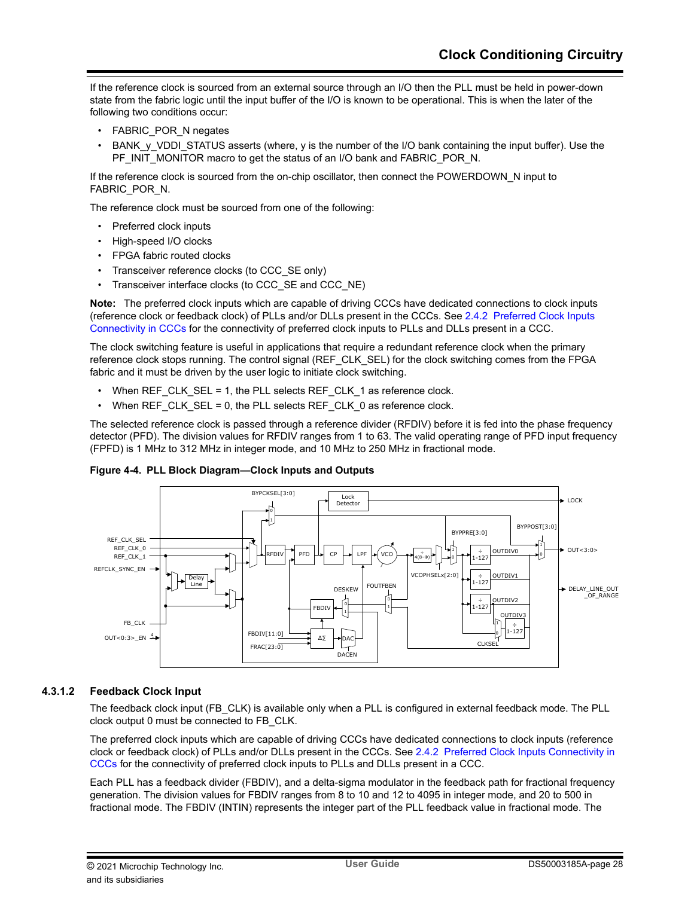If the reference clock is sourced from an external source through an I/O then the PLL must be held in power-down state from the fabric logic until the input buffer of the I/O is known to be operational. This is when the later of the following two conditions occur:

- FABRIC_POR_N negates
- BANK_y_VDDI_STATUS asserts (where, y is the number of the I/O bank containing the input buffer). Use the PF_INIT_MONITOR macro to get the status of an I/O bank and FABRIC_POR_N.

If the reference clock is sourced from the on-chip oscillator, then connect the POWERDOWN_N input to FABRIC_POR_N.

The reference clock must be sourced from one of the following:

- Preferred clock inputs
- High-speed I/O clocks
- FPGA fabric routed clocks
- Transceiver reference clocks (to CCC_SE only)
- Transceiver interface clocks (to CCC_SE and CCC_NE)

**Note:** The preferred clock inputs which are capable of driving CCCs have dedicated connections to clock inputs (reference clock or feedback clock) of PLLs and/or DLLs present in the CCCs. See 2.4.2 Preferred Clock Inputs Connectivity in CCCs for the connectivity of preferred clock inputs to PLLs and DLLs present in a CCC.

The clock switching feature is useful in applications that require a redundant reference clock when the primary reference clock stops running. The control signal (REF_CLK_SEL) for the clock switching comes from the FPGA fabric and it must be driven by the user logic to initiate clock switching.

- When REF_CLK_SEL = 1, the PLL selects REF_CLK_1 as reference clock.
- When REF_CLK_SEL = 0, the PLL selects REF_CLK_0 as reference clock.

The selected reference clock is passed through a reference divider (RFDIV) before it is fed into the phase frequency detector (PFD). The division values for RFDIV ranges from 1 to 63. The valid operating range of PFD input frequency (FPFD) is 1 MHz to 312 MHz in integer mode, and 10 MHz to 250 MHz in fractional mode.

**Figure 4-4. PLL Block Diagram—Clock Inputs and Outputs**

### 4.3.1.2 Feedback Clock Input

The feedback clock input (FB_CLK) is available only when a PLL is configured in external feedback mode. The PLL clock output 0 must be connected to FB_CLK.

The preferred clock inputs which are capable of driving CCCs have dedicated connections to clock inputs (reference clock or feedback clock) of PLLs and/or DLLs present in the CCCs. See 2.4.2 Preferred Clock Inputs Connectivity in CCCs for the connectivity of preferred clock inputs to PLLs and DLLs present in a CCC.

Each PLL has a feedback divider (FBDIV), and a delta-sigma modulator in the feedback path for fractional frequency generation. The division values for FBDIV ranges from 8 to 10 and 12 to 4095 in integer mode, and 20 to 500 in fractional mode. The FBDIV (INTIN) represents the integer part of the PLL feedback value in fractional mode. The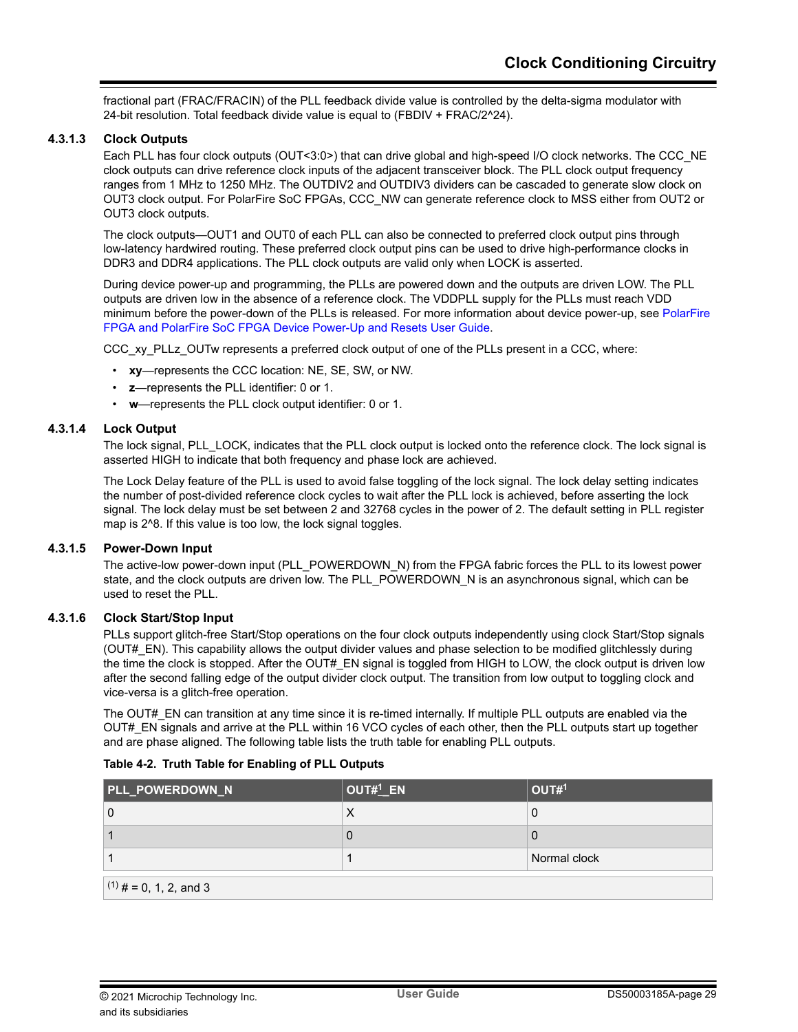fractional part (FRAC/FRACIN) of the PLL feedback divide value is controlled by the delta-sigma modulator with 24-bit resolution. Total feedback divide value is equal to (FBDIV + FRAC/2^24).

#### 4.3.1.3 Clock Outputs

Each PLL has four clock outputs (OUT<3:0>) that can drive global and high-speed I/O clock networks. The CCC_NE clock outputs can drive reference clock inputs of the adjacent transceiver block. The PLL clock output frequency ranges from 1 MHz to 1250 MHz. The OUTDIV2 and OUTDIV3 dividers can be cascaded to generate slow clock on OUT3 clock output. For PolarFire SoC FPGAs, CCC_NW can generate reference clock to MSS either from OUT2 or OUT3 clock outputs.

The clock outputs—OUT1 and OUT0 of each PLL can also be connected to preferred clock output pins through low-latency hardwired routing. These preferred clock output pins can be used to drive high-performance clocks in DDR3 and DDR4 applications. The PLL clock outputs are valid only when LOCK is asserted.

During device power-up and programming, the PLLs are powered down and the outputs are driven LOW. The PLL outputs are driven low in the absence of a reference clock. The VDDPLL supply for the PLLs must reach VDD minimum before the power-down of the PLLs is released. For more information about device power-up, see PolarFire FPGA and PolarFire SoC FPGA Device Power-Up and Resets User Guide.

CCC_xy_PLLz_OUTw represents a preferred clock output of one of the PLLs present in a CCC, where:

- **xy**—represents the CCC location: NE, SE, SW, or NW.
- **z**—represents the PLL identifier: 0 or 1.
- **w**—represents the PLL clock output identifier: 0 or 1.

#### 4.3.1.4 Lock Output

The lock signal, PLL_LOCK, indicates that the PLL clock output is locked onto the reference clock. The lock signal is asserted HIGH to indicate that both frequency and phase lock are achieved.

The Lock Delay feature of the PLL is used to avoid false toggling of the lock signal. The lock delay setting indicates the number of post-divided reference clock cycles to wait after the PLL lock is achieved, before asserting the lock signal. The lock delay must be set between 2 and 32768 cycles in the power of 2. The default setting in PLL register map is 2^8. If this value is too low, the lock signal toggles.

#### 4.3.1.5 Power-Down Input

The active-low power-down input (PLL_POWERDOWN_N) from the FPGA fabric forces the PLL to its lowest power state, and the clock outputs are driven low. The PLL_POWERDOWN_N is an asynchronous signal, which can be used to reset the PLL.

#### 4.3.1.6 Clock Start/Stop Input

PLLs support glitch-free Start/Stop operations on the four clock outputs independently using clock Start/Stop signals (OUT#_EN). This capability allows the output divider values and phase selection to be modified glitchlessly during the time the clock is stopped. After the OUT#_EN signal is toggled from HIGH to LOW, the clock output is driven low after the second falling edge of the output divider clock output. The transition from low output to toggling clock and vice-versa is a glitch-free operation.

The OUT#_EN can transition at any time since it is re-timed internally. If multiple PLL outputs are enabled via the OUT#_EN signals and arrive at the PLL within 16 VCO cycles of each other, then the PLL outputs start up together and are phase aligned. The following table lists the truth table for enabling PLL outputs.

**Table 4-2. Truth Table for Enabling of PLL Outputs**

| PLL_POWERDOWN_N | OUT#[1]_EN | OUT#[1] |
|---|---|---|
| 0 | X | 0 |
| 1 | 0 | 0 |
| 1 | 1 | Normal clock |

(1) # = 0, 1, 2, and 3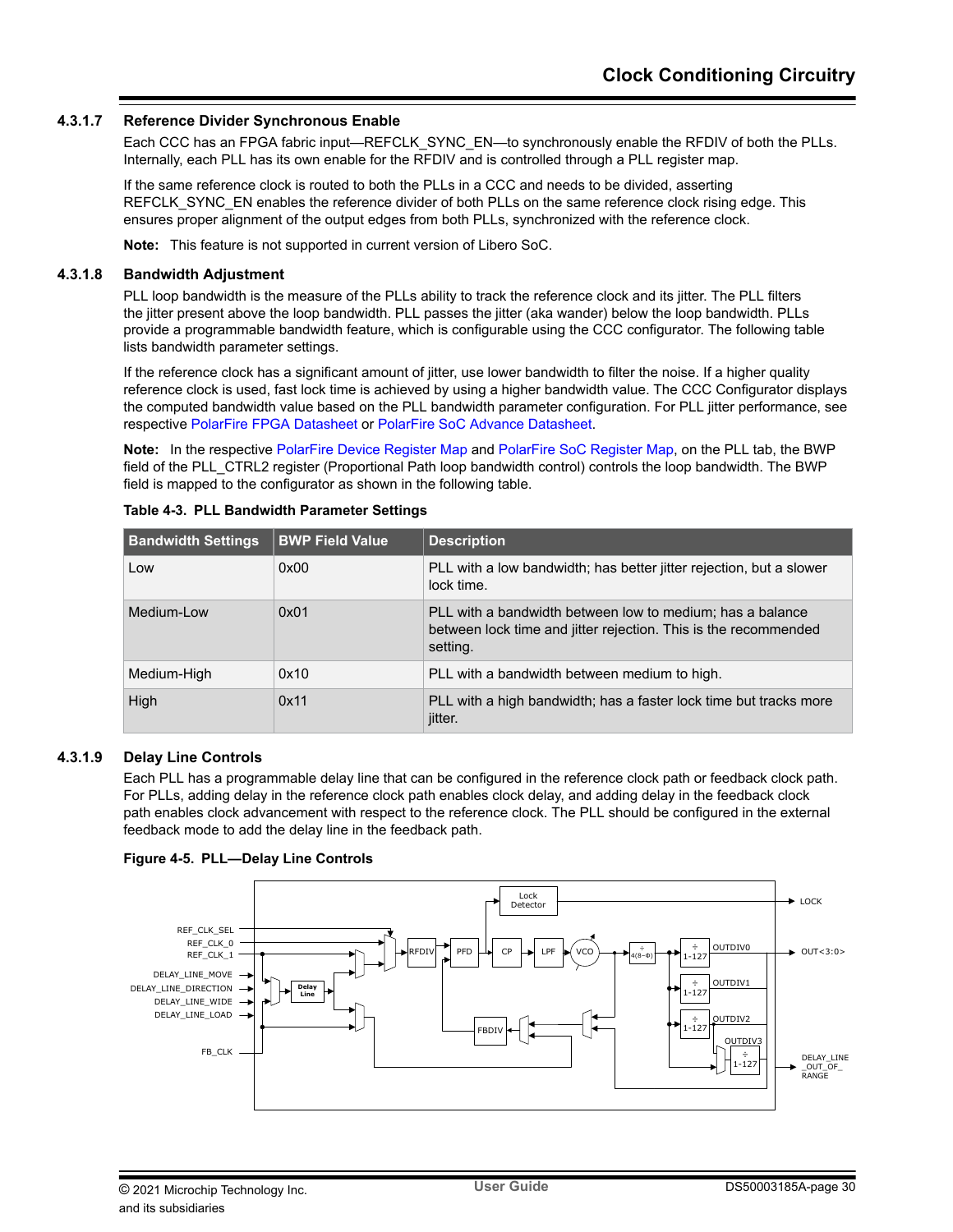#### 4.3.1.7 Reference Divider Synchronous Enable

Each CCC has an FPGA fabric input—REFCLK_SYNC_EN—to synchronously enable the RFDIV of both the PLLs. Internally, each PLL has its own enable for the RFDIV and is controlled through a PLL register map.

If the same reference clock is routed to both the PLLs in a CCC and needs to be divided, asserting REFCLK_SYNC_EN enables the reference divider of both PLLs on the same reference clock rising edge. This ensures proper alignment of the output edges from both PLLs, synchronized with the reference clock.

**Note:** This feature is not supported in current version of Libero SoC.

#### 4.3.1.8 Bandwidth Adjustment

PLL loop bandwidth is the measure of the PLLs ability to track the reference clock and its jitter. The PLL filters the jitter present above the loop bandwidth. PLL passes the jitter (aka wander) below the loop bandwidth. PLLs provide a programmable bandwidth feature, which is configurable using the CCC configurator. The following table lists bandwidth parameter settings.

If the reference clock has a significant amount of jitter, use lower bandwidth to filter the noise. If a higher quality reference clock is used, fast lock time is achieved by using a higher bandwidth value. The CCC Configurator displays the computed bandwidth value based on the PLL bandwidth parameter configuration. For PLL jitter performance, see respective PolarFire FPGA Datasheet or PolarFire SoC Advance Datasheet.

**Note:** In the respective PolarFire Device Register Map and PolarFire SoC Register Map, on the PLL tab, the BWP field of the PLL_CTRL2 register (Proportional Path loop bandwidth control) controls the loop bandwidth. The BWP field is mapped to the configurator as shown in the following table.

**Table 4-3. PLL Bandwidth Parameter Settings**

| Bandwidth Settings | BWP Field Value | Description |
|---|---|---|
| Low | 0x00 | PLL with a low bandwidth; has better jitter rejection, but a slower lock time. |
| Medium-Low | 0x01 | PLL with a bandwidth between low to medium; has a balance between lock time and jitter rejection. This is the recommended setting. |
| Medium-High | 0x10 | PLL with a bandwidth between medium to high. |
| High | 0x11 | PLL with a high bandwidth; has a faster lock time but tracks more jitter. |

#### 4.3.1.9 Delay Line Controls

Each PLL has a programmable delay line that can be configured in the reference clock path or feedback clock path. For PLLs, adding delay in the reference clock path enables clock delay, and adding delay in the feedback clock path enables clock advancement with respect to the reference clock. The PLL should be configured in the external feedback mode to add the delay line in the feedback path.

**Figure 4-5. PLL—Delay Line Controls**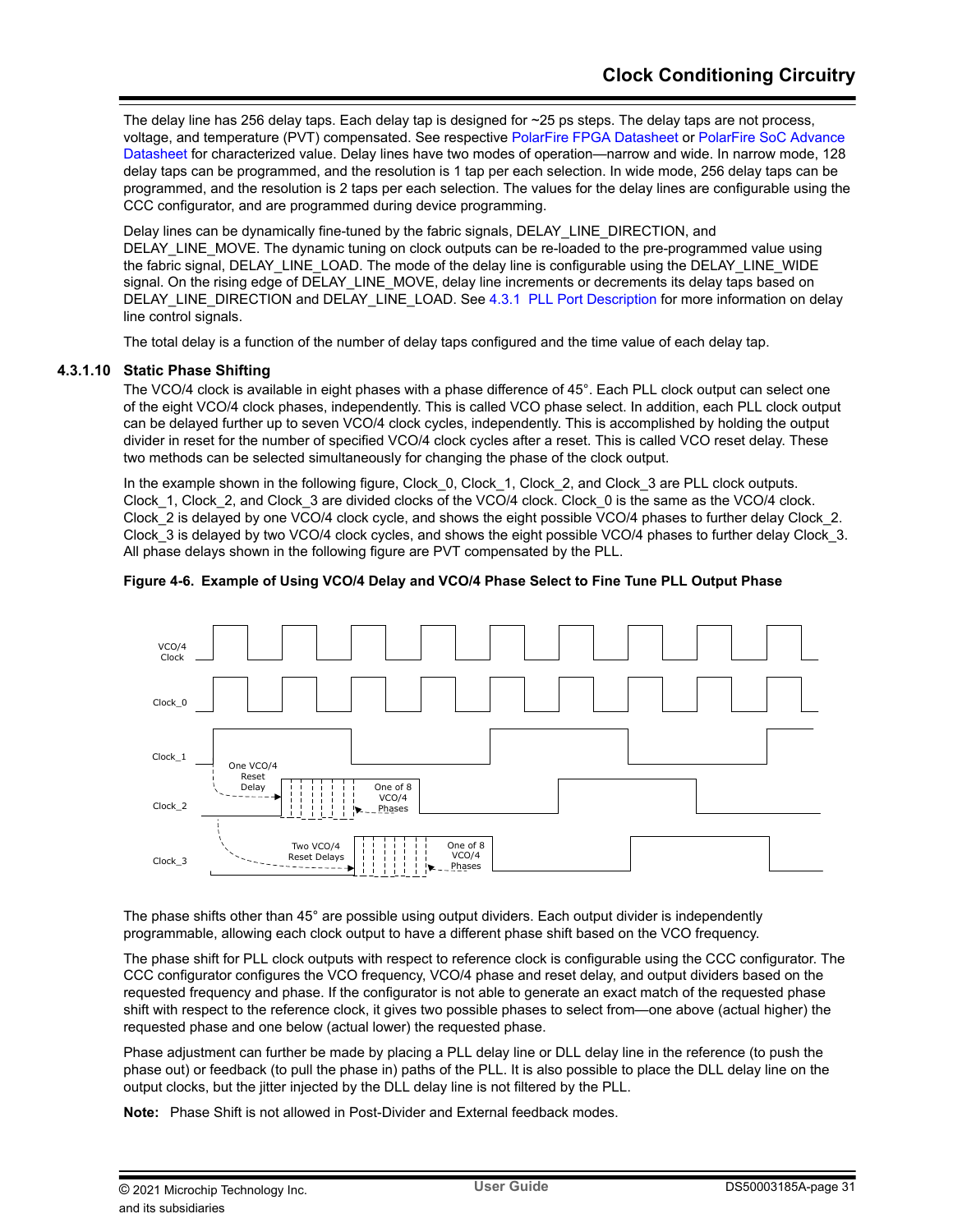The delay line has 256 delay taps. Each delay tap is designed for ~25 ps steps. The delay taps are not process, voltage, and temperature (PVT) compensated. See respective PolarFire FPGA Datasheet or PolarFire SoC Advance Datasheet for characterized value. Delay lines have two modes of operation—narrow and wide. In narrow mode, 128 delay taps can be programmed, and the resolution is 1 tap per each selection. In wide mode, 256 delay taps can be programmed, and the resolution is 2 taps per each selection. The values for the delay lines are configurable using the CCC configurator, and are programmed during device programming.

Delay lines can be dynamically fine-tuned by the fabric signals, DELAY_LINE_DIRECTION, and DELAY_LINE_MOVE. The dynamic tuning on clock outputs can be re-loaded to the pre-programmed value using the fabric signal, DELAY_LINE_LOAD. The mode of the delay line is configurable using the DELAY_LINE_WIDE signal. On the rising edge of DELAY_LINE_MOVE, delay line increments or decrements its delay taps based on DELAY_LINE_DIRECTION and DELAY_LINE_LOAD. See 4.3.1 PLL Port Description for more information on delay line control signals.

The total delay is a function of the number of delay taps configured and the time value of each delay tap.

### 4.3.1.10 Static Phase Shifting

The VCO/4 clock is available in eight phases with a phase difference of 45°. Each PLL clock output can select one of the eight VCO/4 clock phases, independently. This is called VCO phase select. In addition, each PLL clock output can be delayed further up to seven VCO/4 clock cycles, independently. This is accomplished by holding the output divider in reset for the number of specified VCO/4 clock cycles after a reset. This is called VCO reset delay. These two methods can be selected simultaneously for changing the phase of the clock output.

In the example shown in the following figure, Clock_0, Clock_1, Clock_2, and Clock_3 are PLL clock outputs. Clock_1, Clock_2, and Clock_3 are divided clocks of the VCO/4 clock. Clock_0 is the same as the VCO/4 clock. Clock_2 is delayed by one VCO/4 clock cycle, and shows the eight possible VCO/4 phases to further delay Clock_2. Clock_3 is delayed by two VCO/4 clock cycles, and shows the eight possible VCO/4 phases to further delay Clock_3. All phase delays shown in the following figure are PVT compensated by the PLL.

**Figure 4-6. Example of Using VCO/4 Delay and VCO/4 Phase Select to Fine Tune PLL Output Phase**

The phase shifts other than 45° are possible using output dividers. Each output divider is independently programmable, allowing each clock output to have a different phase shift based on the VCO frequency.

The phase shift for PLL clock outputs with respect to reference clock is configurable using the CCC configurator. The CCC configurator configures the VCO frequency, VCO/4 phase and reset delay, and output dividers based on the requested frequency and phase. If the configurator is not able to generate an exact match of the requested phase shift with respect to the reference clock, it gives two possible phases to select from—one above (actual higher) the requested phase and one below (actual lower) the requested phase.

Phase adjustment can further be made by placing a PLL delay line or DLL delay line in the reference (to push the phase out) or feedback (to pull the phase in) paths of the PLL. It is also possible to place the DLL delay line on the output clocks, but the jitter injected by the DLL delay line is not filtered by the PLL.

**Note:** Phase Shift is not allowed in Post-Divider and External feedback modes.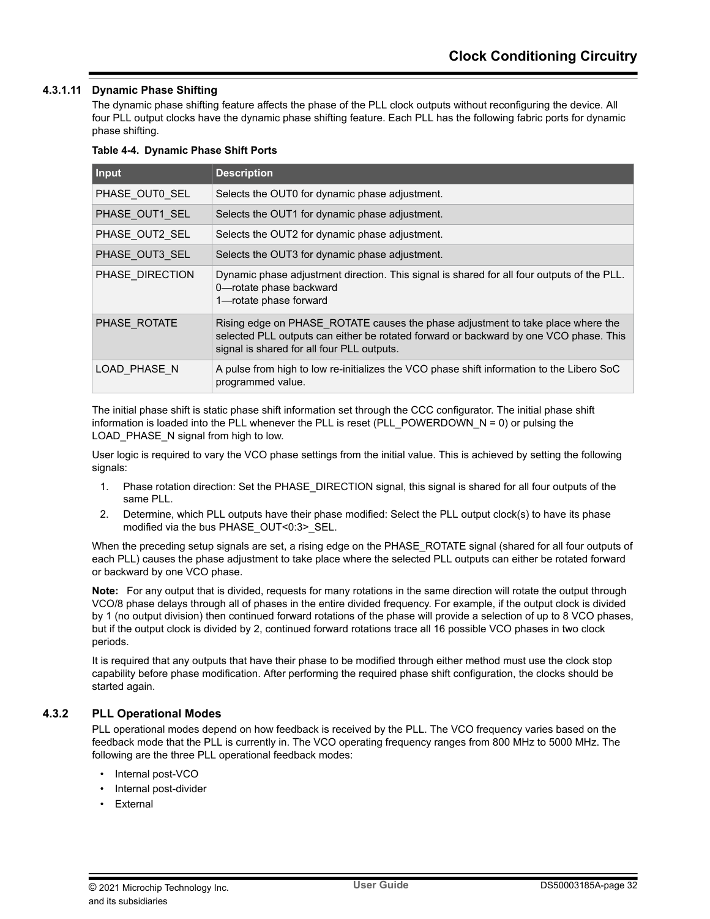#### 4.3.1.11 Dynamic Phase Shifting

The dynamic phase shifting feature affects the phase of the PLL clock outputs without reconfiguring the device. All four PLL output clocks have the dynamic phase shifting feature. Each PLL has the following fabric ports for dynamic phase shifting.

**Table 4-4. Dynamic Phase Shift Ports**

| Input | Description |
|---|---|
| PHASE_OUT0_SEL | Selects the OUT0 for dynamic phase adjustment. |
| PHASE_OUT1_SEL | Selects the OUT1 for dynamic phase adjustment. |
| PHASE_OUT2_SEL | Selects the OUT2 for dynamic phase adjustment. |
| PHASE_OUT3_SEL | Selects the OUT3 for dynamic phase adjustment. |
| PHASE_DIRECTION | Dynamic phase adjustment direction. This signal is shared for all four outputs of the PLL.<br>0—rotate phase backward<br>1—rotate phase forward |
| PHASE_ROTATE | Rising edge on PHASE_ROTATE causes the phase adjustment to take place where the selected PLL outputs can either be rotated forward or backward by one VCO phase. This signal is shared for all four PLL outputs. |
| LOAD_PHASE_N | A pulse from high to low re-initializes the VCO phase shift information to the Libero SoC programmed value. |

The initial phase shift is static phase shift information set through the CCC configurator. The initial phase shift information is loaded into the PLL whenever the PLL is reset (PLL_POWERDOWN_N = 0) or pulsing the LOAD_PHASE_N signal from high to low.

User logic is required to vary the VCO phase settings from the initial value. This is achieved by setting the following signals:

1. Phase rotation direction: Set the PHASE_DIRECTION signal, this signal is shared for all four outputs of the same PLL.
2. Determine, which PLL outputs have their phase modified: Select the PLL output clock(s) to have its phase modified via the bus PHASE_OUT<0:3>_SEL.

When the preceding setup signals are set, a rising edge on the PHASE_ROTATE signal (shared for all four outputs of each PLL) causes the phase adjustment to take place where the selected PLL outputs can either be rotated forward or backward by one VCO phase.

**Note:** For any output that is divided, requests for many rotations in the same direction will rotate the output through VCO/8 phase delays through all of phases in the entire divided frequency. For example, if the output clock is divided by 1 (no output division) then continued forward rotations of the phase will provide a selection of up to 8 VCO phases, but if the output clock is divided by 2, continued forward rotations trace all 16 possible VCO phases in two clock periods.

It is required that any outputs that have their phase to be modified through either method must use the clock stop capability before phase modification. After performing the required phase shift configuration, the clocks should be started again.

### 4.3.2 PLL Operational Modes

PLL operational modes depend on how feedback is received by the PLL. The VCO frequency varies based on the feedback mode that the PLL is currently in. The VCO operating frequency ranges from 800 MHz to 5000 MHz. The following are the three PLL operational feedback modes:

- Internal post-VCO
- Internal post-divider
- External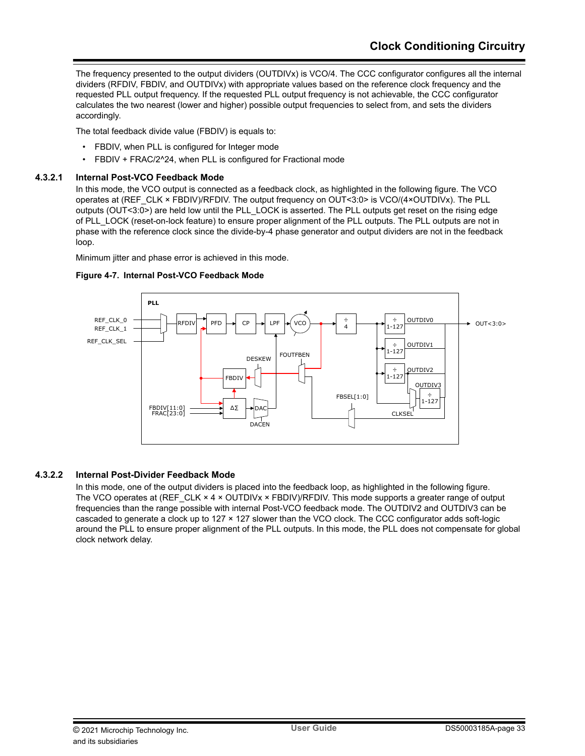The frequency presented to the output dividers (OUTDIVx) is VCO/4. The CCC configurator configures all the internal dividers (RFDIV, FBDIV, and OUTDIVx) with appropriate values based on the reference clock frequency and the requested PLL output frequency. If the requested PLL output frequency is not achievable, the CCC configurator calculates the two nearest (lower and higher) possible output frequencies to select from, and sets the dividers accordingly.

The total feedback divide value (FBDIV) is equals to:

- FBDIV, when PLL is configured for Integer mode
- FBDIV + FRAC/2^24, when PLL is configured for Fractional mode

### 4.3.2.1 Internal Post-VCO Feedback Mode

In this mode, the VCO output is connected as a feedback clock, as highlighted in the following figure. The VCO operates at (REF_CLK × FBDIV)/RFDIV. The output frequency on OUT<3:0> is VCO/(4×OUTDIVx). The PLL outputs (OUT<3:0>) are held low until the PLL_LOCK is asserted. The PLL outputs get reset on the rising edge of PLL_LOCK (reset-on-lock feature) to ensure proper alignment of the PLL outputs. The PLL outputs are not in phase with the reference clock since the divide-by-4 phase generator and output dividers are not in the feedback loop.

Minimum jitter and phase error is achieved in this mode.

**Figure 4-7. Internal Post-VCO Feedback Mode**

### 4.3.2.2 Internal Post-Divider Feedback Mode

In this mode, one of the output dividers is placed into the feedback loop, as highlighted in the following figure. The VCO operates at (REF_CLK × 4 × OUTDIVx × FBDIV)/RFDIV. This mode supports a greater range of output frequencies than the range possible with internal Post-VCO feedback mode. The OUTDIV2 and OUTDIV3 can be cascaded to generate a clock up to 127 × 127 slower than the VCO clock. The CCC configurator adds soft-logic around the PLL to ensure proper alignment of the PLL outputs. In this mode, the PLL does not compensate for global clock network delay.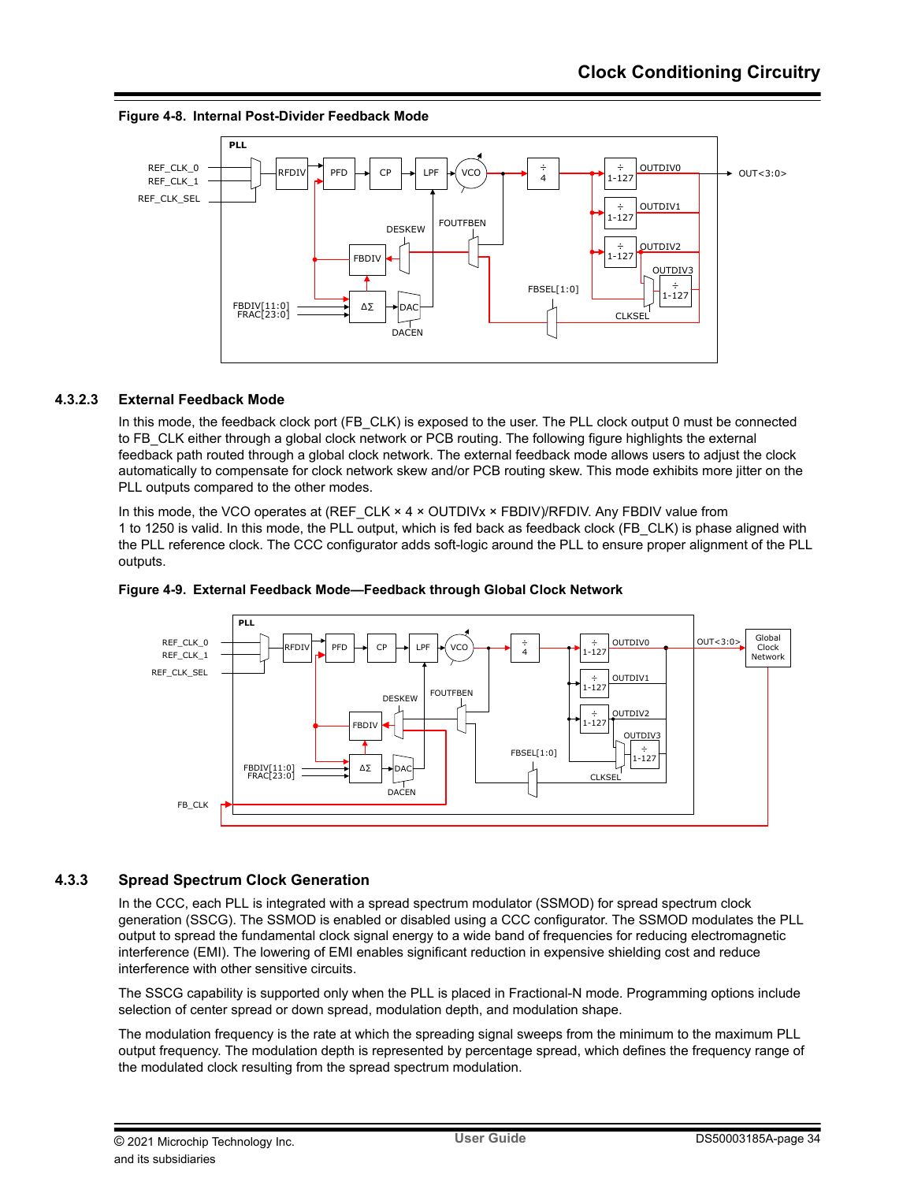**Figure 4-8. Internal Post-Divider Feedback Mode**

#### 4.3.2.3 External Feedback Mode

In this mode, the feedback clock port (FB_CLK) is exposed to the user. The PLL clock output 0 must be connected to FB_CLK either through a global clock network or PCB routing. The following figure highlights the external feedback path routed through a global clock network. The external feedback mode allows users to adjust the clock automatically to compensate for clock network skew and/or PCB routing skew. This mode exhibits more jitter on the PLL outputs compared to the other modes.

In this mode, the VCO operates at (REF_CLK × 4 × OUTDIVx × FBDIV)/RFDIV. Any FBDIV value from 1 to 1250 is valid. In this mode, the PLL output, which is fed back as feedback clock (FB_CLK) is phase aligned with the PLL reference clock. The CCC configurator adds soft-logic around the PLL to ensure proper alignment of the PLL outputs.

**Figure 4-9. External Feedback Mode—Feedback through Global Clock Network**

### 4.3.3 Spread Spectrum Clock Generation

In the CCC, each PLL is integrated with a spread spectrum modulator (SSMOD) for spread spectrum clock generation (SSCG). The SSMOD is enabled or disabled using a CCC configurator. The SSMOD modulates the PLL output to spread the fundamental clock signal energy to a wide band of frequencies for reducing electromagnetic interference (EMI). The lowering of EMI enables significant reduction in expensive shielding cost and reduce interference with other sensitive circuits.

The SSCG capability is supported only when the PLL is placed in Fractional-N mode. Programming options include selection of center spread or down spread, modulation depth, and modulation shape.

The modulation frequency is the rate at which the spreading signal sweeps from the minimum to the maximum PLL output frequency. The modulation depth is represented by percentage spread, which defines the frequency range of the modulated clock resulting from the spread spectrum modulation.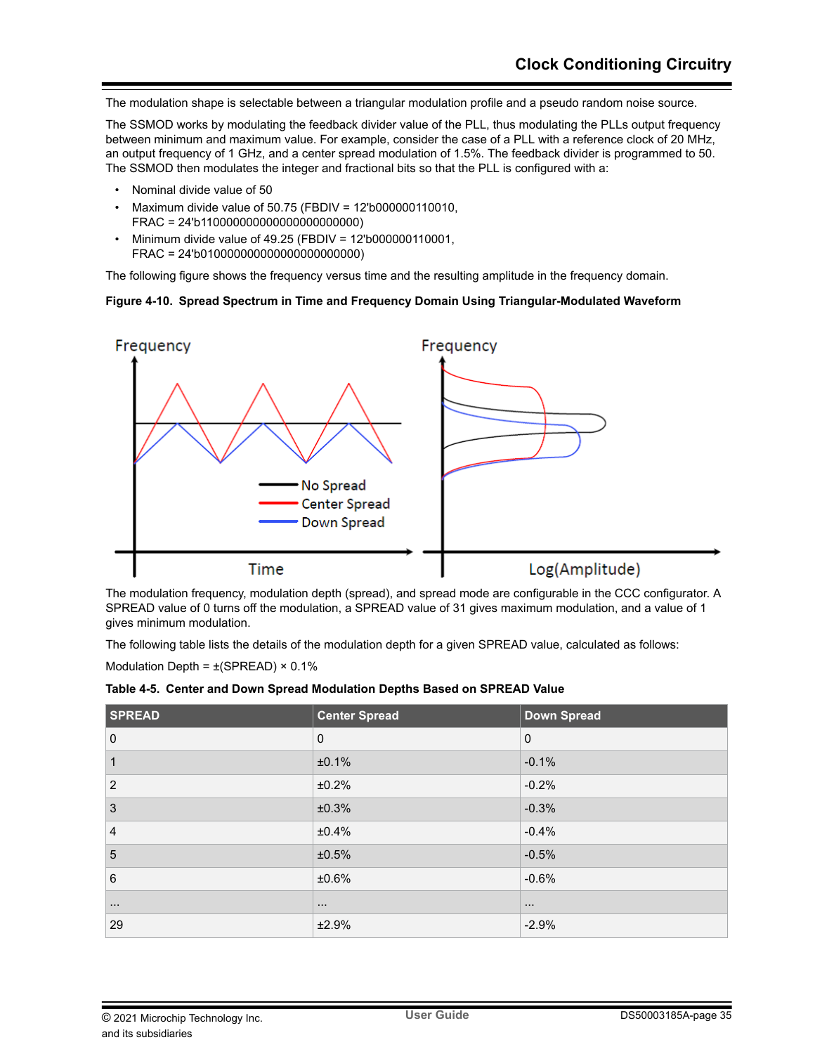The modulation shape is selectable between a triangular modulation profile and a pseudo random noise source.

The SSMOD works by modulating the feedback divider value of the PLL, thus modulating the PLLs output frequency between minimum and maximum value. For example, consider the case of a PLL with a reference clock of 20 MHz, an output frequency of 1 GHz, and a center spread modulation of 1.5%. The feedback divider is programmed to 50. The SSMOD then modulates the integer and fractional bits so that the PLL is configured with a:

- Nominal divide value of 50
- Maximum divide value of 50.75 (FBDIV = 12'b000000110010, FRAC = 24'b110000000000000000000000)
- Minimum divide value of 49.25 (FBDIV = 12'b000000110001, FRAC = 24'b010000000000000000000000)

The following figure shows the frequency versus time and the resulting amplitude in the frequency domain.

**Figure 4-10. Spread Spectrum in Time and Frequency Domain Using Triangular-Modulated Waveform**

The modulation frequency, modulation depth (spread), and spread mode are configurable in the CCC configurator. A SPREAD value of 0 turns off the modulation, a SPREAD value of 31 gives maximum modulation, and a value of 1 gives minimum modulation.

The following table lists the details of the modulation depth for a given SPREAD value, calculated as follows:

Modulation Depth = ±(SPREAD) × 0.1%

**Table 4-5. Center and Down Spread Modulation Depths Based on SPREAD Value**

| SPREAD | Center Spread | Down Spread |
|---|---|---|
| 0 | 0 | 0 |
| 1 | ±0.1% | -0.1% |
| 2 | ±0.2% | -0.2% |
| 3 | ±0.3% | -0.3% |
| 4 | ±0.4% | -0.4% |
| 5 | ±0.5% | -0.5% |
| 6 | ±0.6% | -0.6% |
| ... | ... | ... |
| 29 | ±2.9% | -2.9% |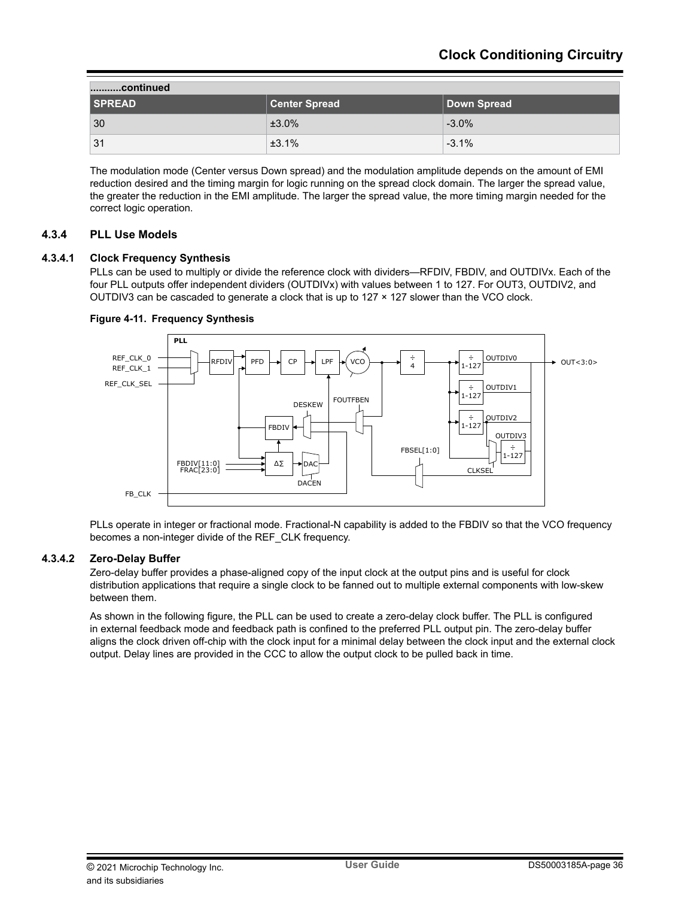| SPREAD | Center Spread | Down Spread |
|---|---|---|
| 30 | ±3.0% | -3.0% |
| 31 | ±3.1% | -3.1% |

The modulation mode (Center versus Down spread) and the modulation amplitude depends on the amount of EMI reduction desired and the timing margin for logic running on the spread clock domain. The larger the spread value, the greater the reduction in the EMI amplitude. The larger the spread value, the more timing margin needed for the correct logic operation.

### 4.3.4 PLL Use Models

#### 4.3.4.1 Clock Frequency Synthesis

PLLs can be used to multiply or divide the reference clock with dividers—RFDIV, FBDIV, and OUTDIVx. Each of the four PLL outputs offer independent dividers (OUTDIVx) with values between 1 to 127. For OUT3, OUTDIV2, and OUTDIV3 can be cascaded to generate a clock that is up to 127 × 127 slower than the VCO clock.

**Figure 4-11. Frequency Synthesis**

PLLs operate in integer or fractional mode. Fractional-N capability is added to the FBDIV so that the VCO frequency becomes a non-integer divide of the REF_CLK frequency.

#### 4.3.4.2 Zero-Delay Buffer

Zero-delay buffer provides a phase-aligned copy of the input clock at the output pins and is useful for clock distribution applications that require a single clock to be fanned out to multiple external components with low-skew between them.

As shown in the following figure, the PLL can be used to create a zero-delay clock buffer. The PLL is configured in external feedback mode and feedback path is confined to the preferred PLL output pin. The zero-delay buffer aligns the clock driven off-chip with the clock input for a minimal delay between the clock input and the external clock output. Delay lines are provided in the CCC to allow the output clock to be pulled back in time.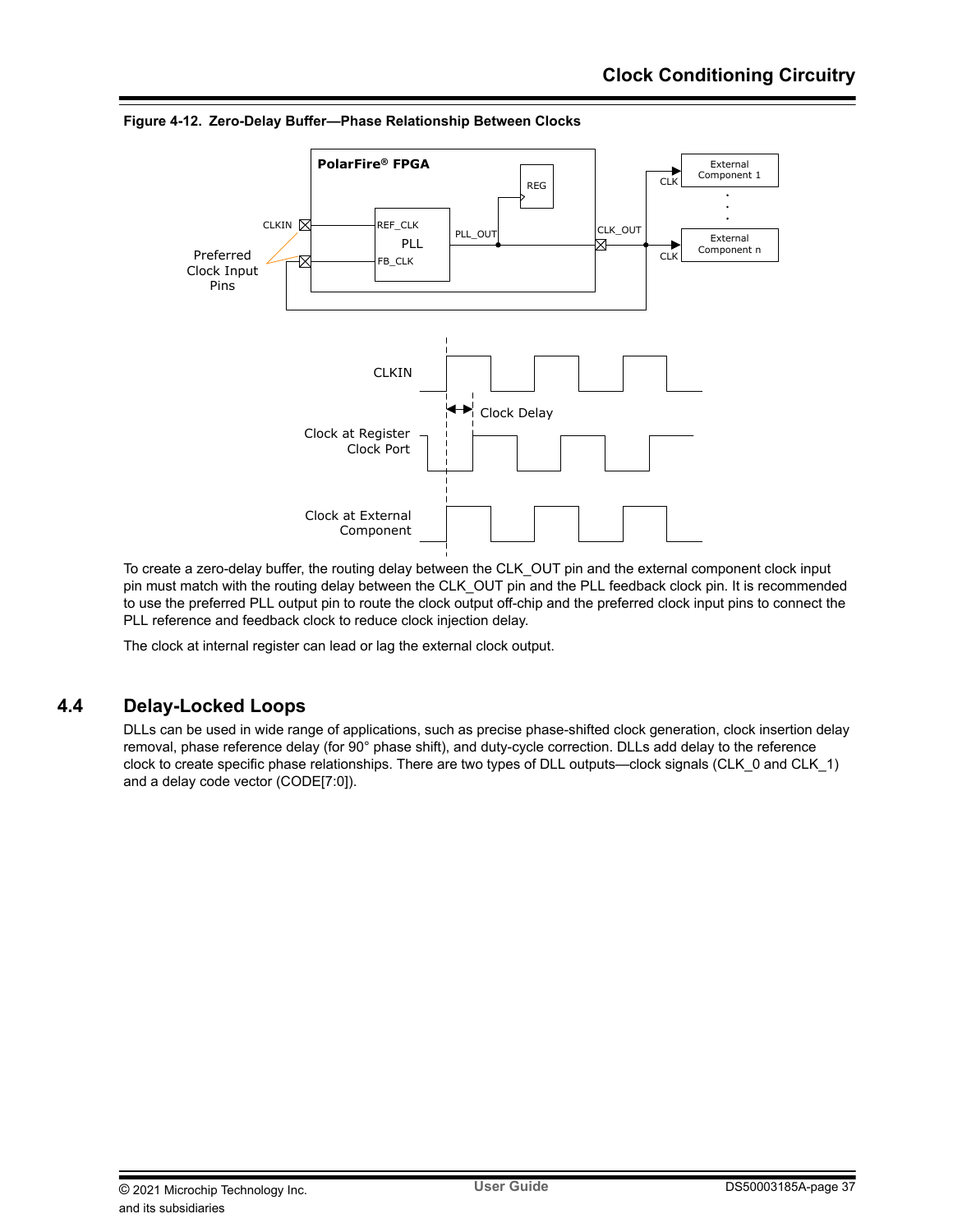**Figure 4-12. Zero-Delay Buffer—Phase Relationship Between Clocks**

To create a zero-delay buffer, the routing delay between the CLK_OUT pin and the external component clock input pin must match with the routing delay between the CLK_OUT pin and the PLL feedback clock pin. It is recommended to use the preferred PLL output pin to route the clock output off-chip and the preferred clock input pins to connect the PLL reference and feedback clock to reduce clock injection delay.

The clock at internal register can lead or lag the external clock output.

## 4.4 Delay-Locked Loops

DLLs can be used in wide range of applications, such as precise phase-shifted clock generation, clock insertion delay removal, phase reference delay (for 90° phase shift), and duty-cycle correction. DLLs add delay to the reference clock to create specific phase relationships. There are two types of DLL outputs—clock signals (CLK_0 and CLK_1) and a delay code vector (CODE[7:0]).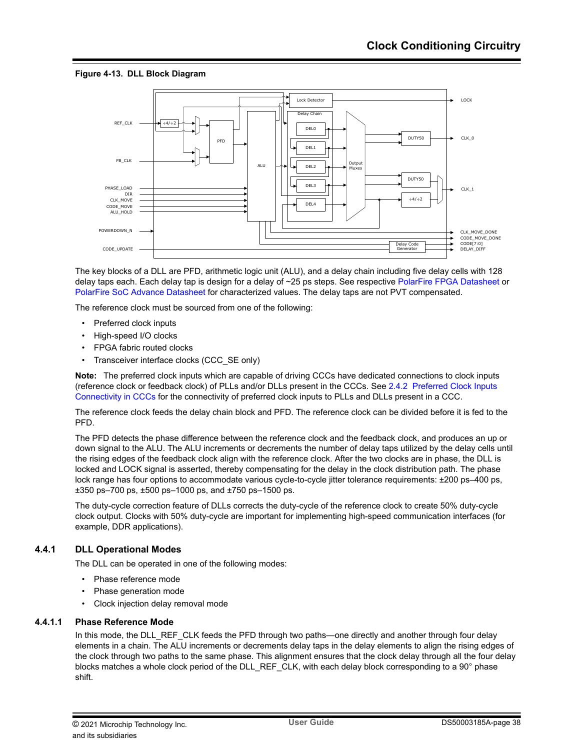**Figure 4-13. DLL Block Diagram**

The key blocks of a DLL are PFD, arithmetic logic unit (ALU), and a delay chain including five delay cells with 128 delay taps each. Each delay tap is design for a delay of ~25 ps steps. See respective PolarFire FPGA Datasheet or PolarFire SoC Advance Datasheet for characterized values. The delay taps are not PVT compensated.

The reference clock must be sourced from one of the following:

- Preferred clock inputs
- High-speed I/O clocks
- FPGA fabric routed clocks
- Transceiver interface clocks (CCC_SE only)

**Note:** The preferred clock inputs which are capable of driving CCCs have dedicated connections to clock inputs (reference clock or feedback clock) of PLLs and/or DLLs present in the CCCs. See 2.4.2 Preferred Clock Inputs Connectivity in CCCs for the connectivity of preferred clock inputs to PLLs and DLLs present in a CCC.

The reference clock feeds the delay chain block and PFD. The reference clock can be divided before it is fed to the PFD.

The PFD detects the phase difference between the reference clock and the feedback clock, and produces an up or down signal to the ALU. The ALU increments or decrements the number of delay taps utilized by the delay cells until the rising edges of the feedback clock align with the reference clock. After the two clocks are in phase, the DLL is locked and LOCK signal is asserted, thereby compensating for the delay in the clock distribution path. The phase lock range has four options to accommodate various cycle-to-cycle jitter tolerance requirements: ±200 ps–400 ps, ±350 ps–700 ps, ±500 ps–1000 ps, and ±750 ps–1500 ps.

The duty-cycle correction feature of DLLs corrects the duty-cycle of the reference clock to create 50% duty-cycle clock output. Clocks with 50% duty-cycle are important for implementing high-speed communication interfaces (for example, DDR applications).

## 4.4.1 DLL Operational Modes

The DLL can be operated in one of the following modes:

- Phase reference mode
- Phase generation mode
- Clock injection delay removal mode

### 4.4.1.1 Phase Reference Mode

In this mode, the DLL_REF_CLK feeds the PFD through two paths—one directly and another through four delay elements in a chain. The ALU increments or decrements delay taps in the delay elements to align the rising edges of the clock through two paths to the same phase. This alignment ensures that the clock delay through all the four delay blocks matches a whole clock period of the DLL_REF_CLK, with each delay block corresponding to a 90° phase shift.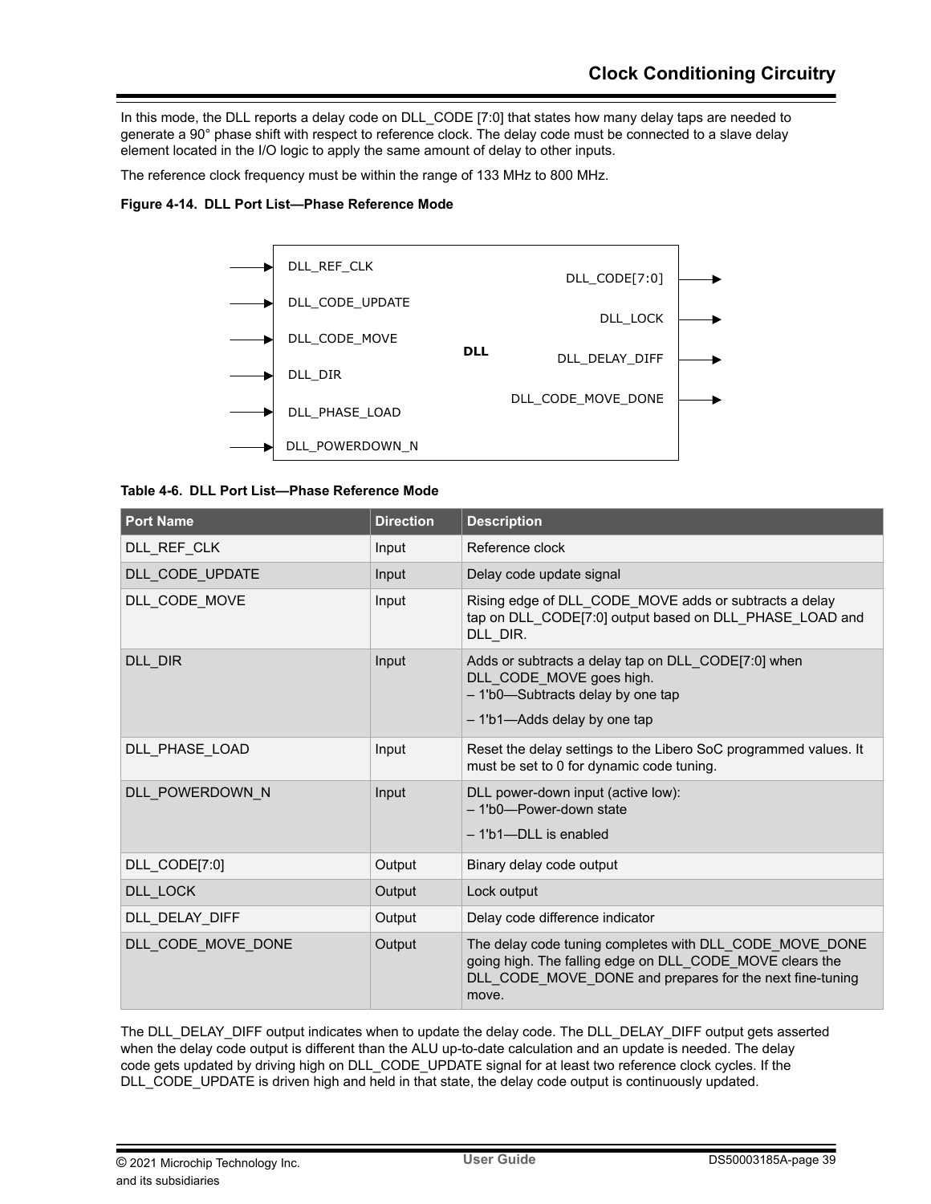In this mode, the DLL reports a delay code on DLL_CODE [7:0] that states how many delay taps are needed to generate a 90° phase shift with respect to reference clock. The delay code must be connected to a slave delay element located in the I/O logic to apply the same amount of delay to other inputs.

The reference clock frequency must be within the range of 133 MHz to 800 MHz.

**Figure 4-14. DLL Port List—Phase Reference Mode**

**Table 4-6. DLL Port List—Phase Reference Mode**

| Port Name | Direction | Description |
|---|---|---|
| DLL_REF_CLK | Input | Reference clock |
| DLL_CODE_UPDATE | Input | Delay code update signal |
| DLL_CODE_MOVE | Input | Rising edge of DLL_CODE_MOVE adds or subtracts a delay tap on DLL_CODE[7:0] output based on DLL_PHASE_LOAD and DLL_DIR. |
| DLL_DIR | Input | Adds or subtracts a delay tap on DLL_CODE[7:0] when DLL_CODE_MOVE goes high.<br>– 1'b0—Subtracts delay by one tap<br>– 1'b1—Adds delay by one tap |
| DLL_PHASE_LOAD | Input | Reset the delay settings to the Libero SoC programmed values. It must be set to 0 for dynamic code tuning. |
| DLL_POWERDOWN_N | Input | DLL power-down input (active low):<br>– 1'b0—Power-down state<br>– 1'b1—DLL is enabled |
| DLL_CODE[7:0] | Output | Binary delay code output |
| DLL_LOCK | Output | Lock output |
| DLL_DELAY_DIFF | Output | Delay code difference indicator |
| DLL_CODE_MOVE_DONE | Output | The delay code tuning completes with DLL_CODE_MOVE_DONE going high. The falling edge on DLL_CODE_MOVE clears the DLL_CODE_MOVE_DONE and prepares for the next fine-tuning move. |

The DLL_DELAY_DIFF output indicates when to update the delay code. The DLL_DELAY_DIFF output gets asserted when the delay code output is different than the ALU up-to-date calculation and an update is needed. The delay code gets updated by driving high on DLL_CODE_UPDATE signal for at least two reference clock cycles. If the DLL_CODE_UPDATE is driven high and held in that state, the delay code output is continuously updated.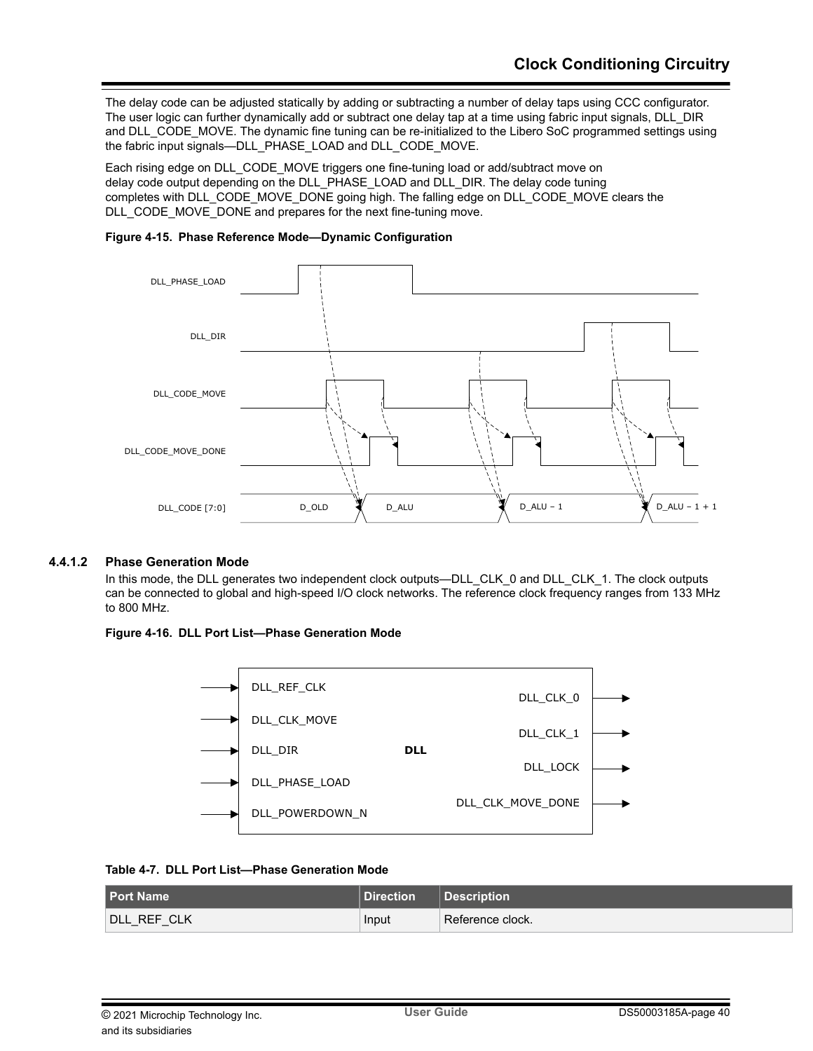The delay code can be adjusted statically by adding or subtracting a number of delay taps using CCC configurator. The user logic can further dynamically add or subtract one delay tap at a time using fabric input signals, DLL_DIR and DLL_CODE_MOVE. The dynamic fine tuning can be re-initialized to the Libero SoC programmed settings using the fabric input signals—DLL_PHASE_LOAD and DLL_CODE_MOVE.

Each rising edge on DLL_CODE_MOVE triggers one fine-tuning load or add/subtract move on delay code output depending on the DLL_PHASE_LOAD and DLL_DIR. The delay code tuning completes with DLL_CODE_MOVE_DONE going high. The falling edge on DLL_CODE_MOVE clears the DLL_CODE_MOVE_DONE and prepares for the next fine-tuning move.

**Figure 4-15. Phase Reference Mode—Dynamic Configuration**

#### 4.4.1.2 Phase Generation Mode

In this mode, the DLL generates two independent clock outputs—DLL_CLK_0 and DLL_CLK_1. The clock outputs can be connected to global and high-speed I/O clock networks. The reference clock frequency ranges from 133 MHz to 800 MHz.

**Figure 4-16. DLL Port List—Phase Generation Mode**

**Table 4-7. DLL Port List—Phase Generation Mode**

| Port Name | Direction | Description |
| --- | --- | --- |
| DLL_REF_CLK | Input | Reference clock. |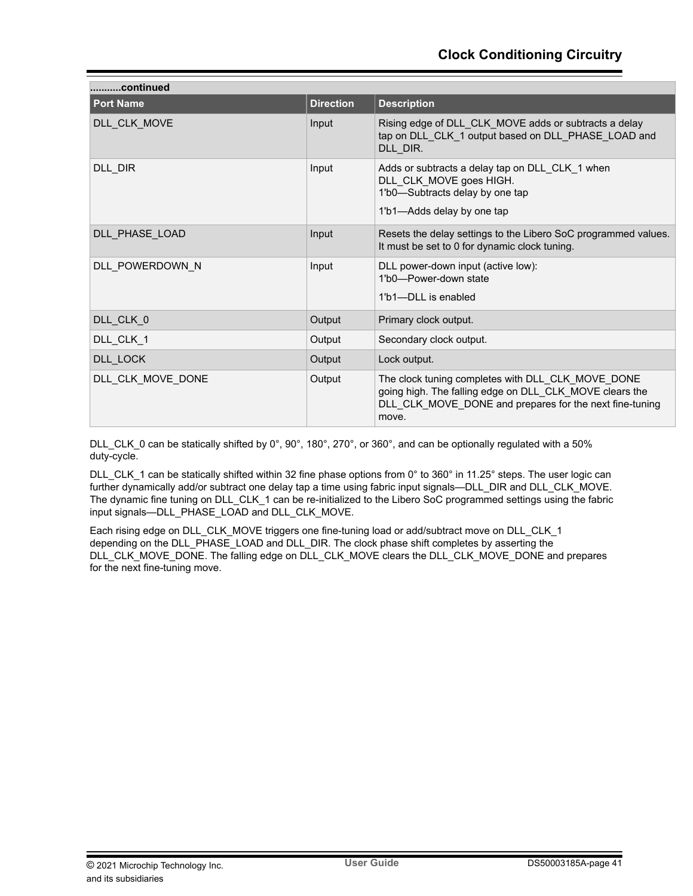..........continued

| Port Name | Direction | Description |
|---|---|---|
| DLL_CLK_MOVE | Input | Rising edge of DLL_CLK_MOVE adds or subtracts a delay tap on DLL_CLK_1 output based on DLL_PHASE_LOAD and DLL_DIR. |
| DLL_DIR | Input | Adds or subtracts a delay tap on DLL_CLK_1 when DLL_CLK_MOVE goes HIGH.<br>1'b0—Subtracts delay by one tap<br>1'b1—Adds delay by one tap |
| DLL_PHASE_LOAD | Input | Resets the delay settings to the Libero SoC programmed values. It must be set to 0 for dynamic clock tuning. |
| DLL_POWERDOWN_N | Input | DLL power-down input (active low):<br>1'b0—Power-down state<br>1'b1—DLL is enabled |
| DLL_CLK_0 | Output | Primary clock output. |
| DLL_CLK_1 | Output | Secondary clock output. |
| DLL_LOCK | Output | Lock output. |
| DLL_CLK_MOVE_DONE | Output | The clock tuning completes with DLL_CLK_MOVE_DONE going high. The falling edge on DLL_CLK_MOVE clears the DLL_CLK_MOVE_DONE and prepares for the next fine-tuning move. |

DLL_CLK_0 can be statically shifted by 0°, 90°, 180°, 270°, or 360°, and can be optionally regulated with a 50% duty-cycle.

DLL_CLK_1 can be statically shifted within 32 fine phase options from 0° to 360° in 11.25° steps. The user logic can further dynamically add/or subtract one delay tap a time using fabric input signals—DLL_DIR and DLL_CLK_MOVE. The dynamic fine tuning on DLL_CLK_1 can be re-initialized to the Libero SoC programmed settings using the fabric input signals—DLL_PHASE_LOAD and DLL_CLK_MOVE.

Each rising edge on DLL_CLK_MOVE triggers one fine-tuning load or add/subtract move on DLL_CLK_1 depending on the DLL_PHASE_LOAD and DLL_DIR. The clock phase shift completes by asserting the DLL_CLK_MOVE_DONE. The falling edge on DLL_CLK_MOVE clears the DLL_CLK_MOVE_DONE and prepares for the next fine-tuning move.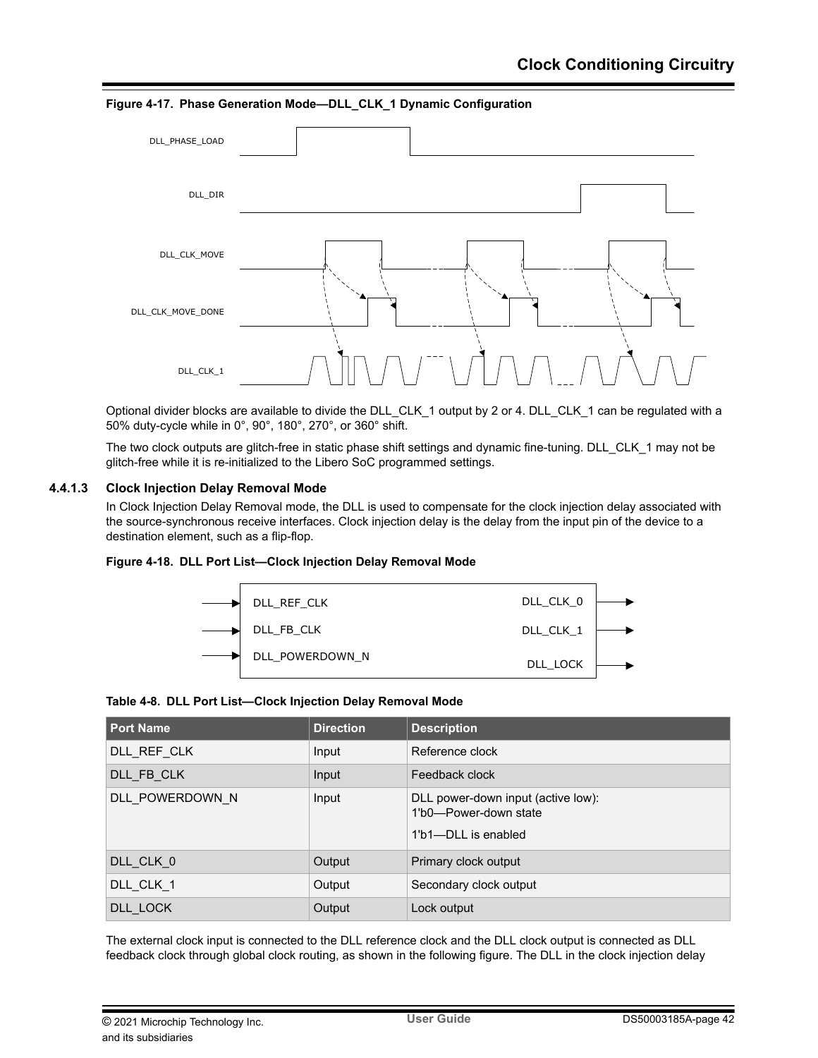**Figure 4-17. Phase Generation Mode—DLL_CLK_1 Dynamic Configuration**

Optional divider blocks are available to divide the DLL_CLK_1 output by 2 or 4. DLL_CLK_1 can be regulated with a 50% duty-cycle while in 0°, 90°, 180°, 270°, or 360° shift.

The two clock outputs are glitch-free in static phase shift settings and dynamic fine-tuning. DLL_CLK_1 may not be glitch-free while it is re-initialized to the Libero SoC programmed settings.

### 4.4.1.3 Clock Injection Delay Removal Mode

In Clock Injection Delay Removal mode, the DLL is used to compensate for the clock injection delay associated with the source-synchronous receive interfaces. Clock injection delay is the delay from the input pin of the device to a destination element, such as a flip-flop.

**Figure 4-18. DLL Port List—Clock Injection Delay Removal Mode**

**Table 4-8. DLL Port List—Clock Injection Delay Removal Mode**

| Port Name | Direction | Description |
|---|---|---|
| DLL_REF_CLK | Input | Reference clock |
| DLL_FB_CLK | Input | Feedback clock |
| DLL_POWERDOWN_N | Input | DLL power-down input (active low):<br>1'b0—Power-down state<br>1'b1—DLL is enabled |
| DLL_CLK_0 | Output | Primary clock output |
| DLL_CLK_1 | Output | Secondary clock output |
| DLL_LOCK | Output | Lock output |

The external clock input is connected to the DLL reference clock and the DLL clock output is connected as DLL feedback clock through global clock routing, as shown in the following figure. The DLL in the clock injection delay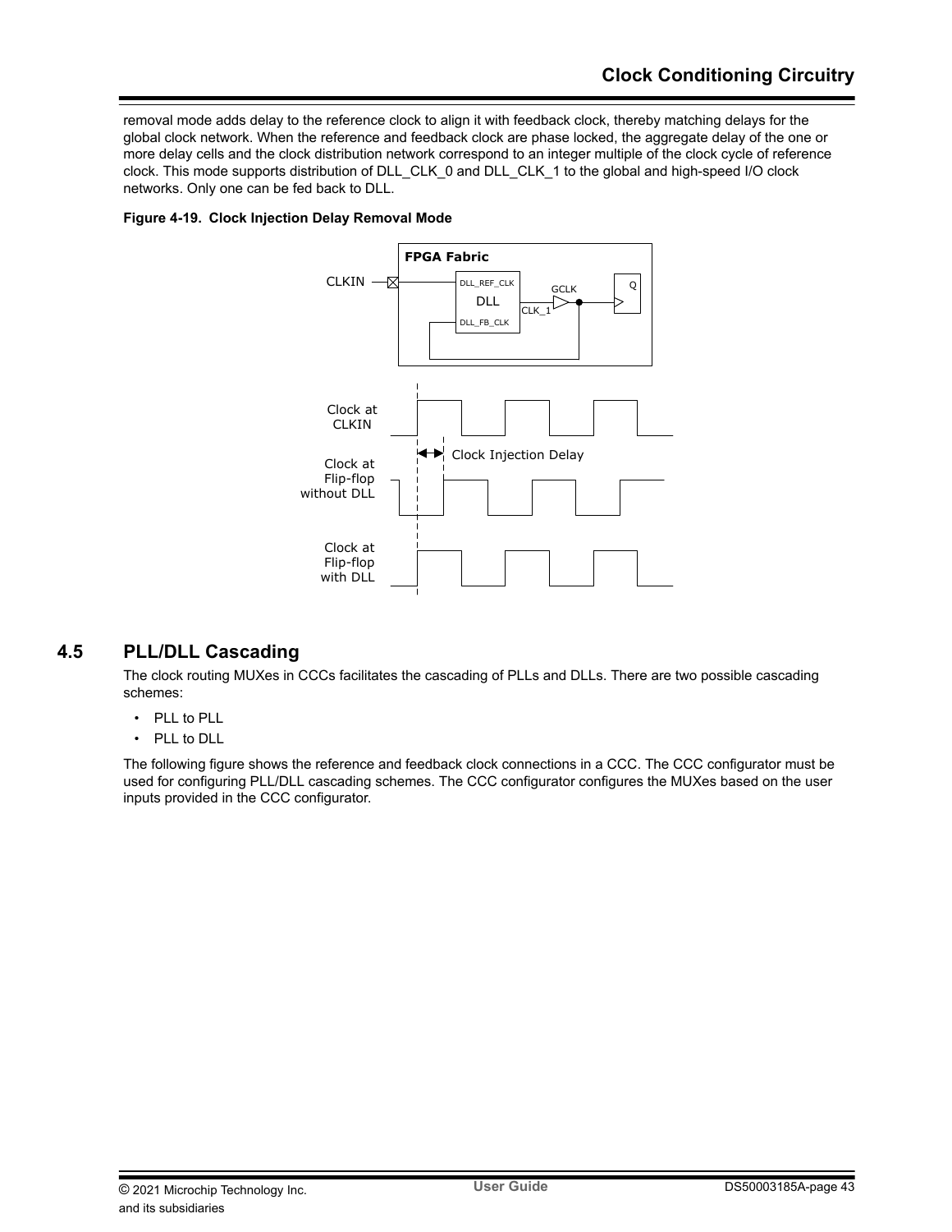removal mode adds delay to the reference clock to align it with feedback clock, thereby matching delays for the global clock network. When the reference and feedback clock are phase locked, the aggregate delay of the one or more delay cells and the clock distribution network correspond to an integer multiple of the clock cycle of reference clock. This mode supports distribution of DLL_CLK_0 and DLL_CLK_1 to the global and high-speed I/O clock networks. Only one can be fed back to DLL.

**Figure 4-19. Clock Injection Delay Removal Mode**

## 4.5 PLL/DLL Cascading

The clock routing MUXes in CCCs facilitates the cascading of PLLs and DLLs. There are two possible cascading schemes:

- PLL to PLL
- PLL to DLL

The following figure shows the reference and feedback clock connections in a CCC. The CCC configurator must be used for configuring PLL/DLL cascading schemes. The CCC configurator configures the MUXes based on the user inputs provided in the CCC configurator.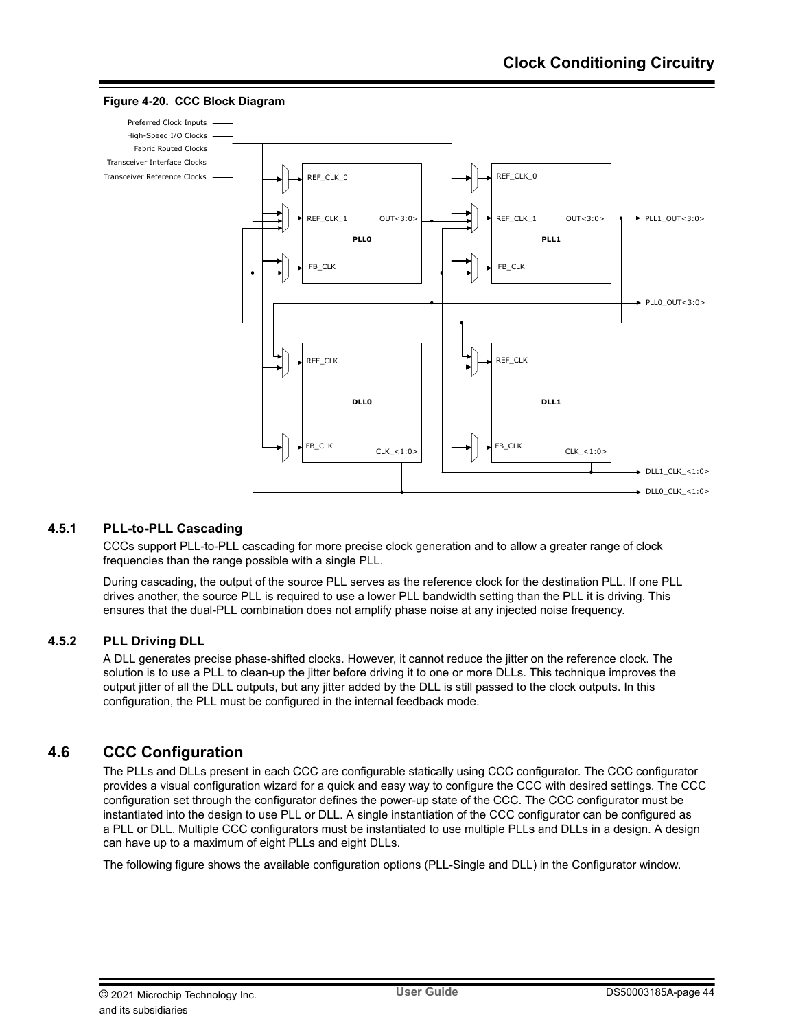**Figure 4-20. CCC Block Diagram**

### 4.5.1 PLL-to-PLL Cascading

CCCs support PLL-to-PLL cascading for more precise clock generation and to allow a greater range of clock frequencies than the range possible with a single PLL.

During cascading, the output of the source PLL serves as the reference clock for the destination PLL. If one PLL drives another, the source PLL is required to use a lower PLL bandwidth setting than the PLL it is driving. This ensures that the dual-PLL combination does not amplify phase noise at any injected noise frequency.

### 4.5.2 PLL Driving DLL

A DLL generates precise phase-shifted clocks. However, it cannot reduce the jitter on the reference clock. The solution is to use a PLL to clean-up the jitter before driving it to one or more DLLs. This technique improves the output jitter of all the DLL outputs, but any jitter added by the DLL is still passed to the clock outputs. In this configuration, the PLL must be configured in the internal feedback mode.

## 4.6 CCC Configuration

The PLLs and DLLs present in each CCC are configurable statically using CCC configurator. The CCC configurator provides a visual configuration wizard for a quick and easy way to configure the CCC with desired settings. The CCC configuration set through the configurator defines the power-up state of the CCC. The CCC configurator must be instantiated into the design to use PLL or DLL. A single instantiation of the CCC configurator can be configured as a PLL or DLL. Multiple CCC configurators must be instantiated to use multiple PLLs and DLLs in a design. A design can have up to a maximum of eight PLLs and eight DLLs.

The following figure shows the available configuration options (PLL-Single and DLL) in the Configurator window.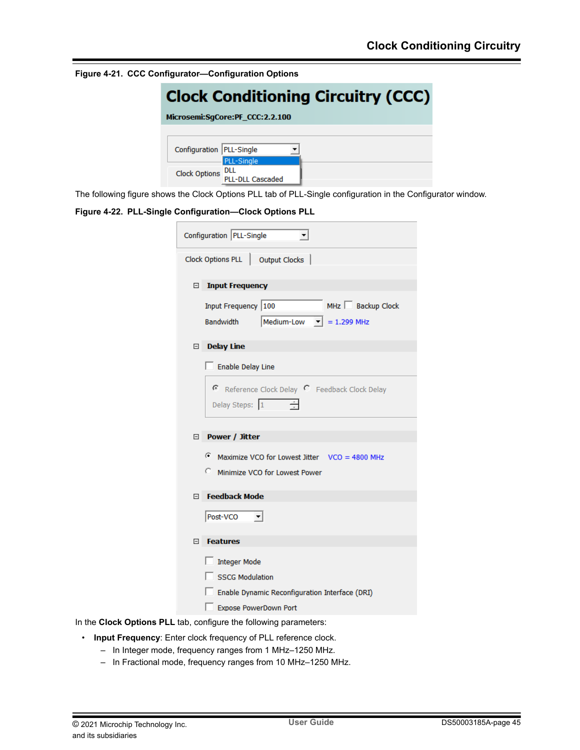**Figure 4-21. CCC Configurator—Configuration Options**

The following figure shows the Clock Options PLL tab of PLL-Single configuration in the Configurator window.

**Figure 4-22. PLL-Single Configuration—Clock Options PLL**

In the **Clock Options PLL** tab, configure the following parameters:

- **Input Frequency**: Enter clock frequency of PLL reference clock.
  - In Integer mode, frequency ranges from 1 MHz–1250 MHz.
  - In Fractional mode, frequency ranges from 10 MHz–1250 MHz.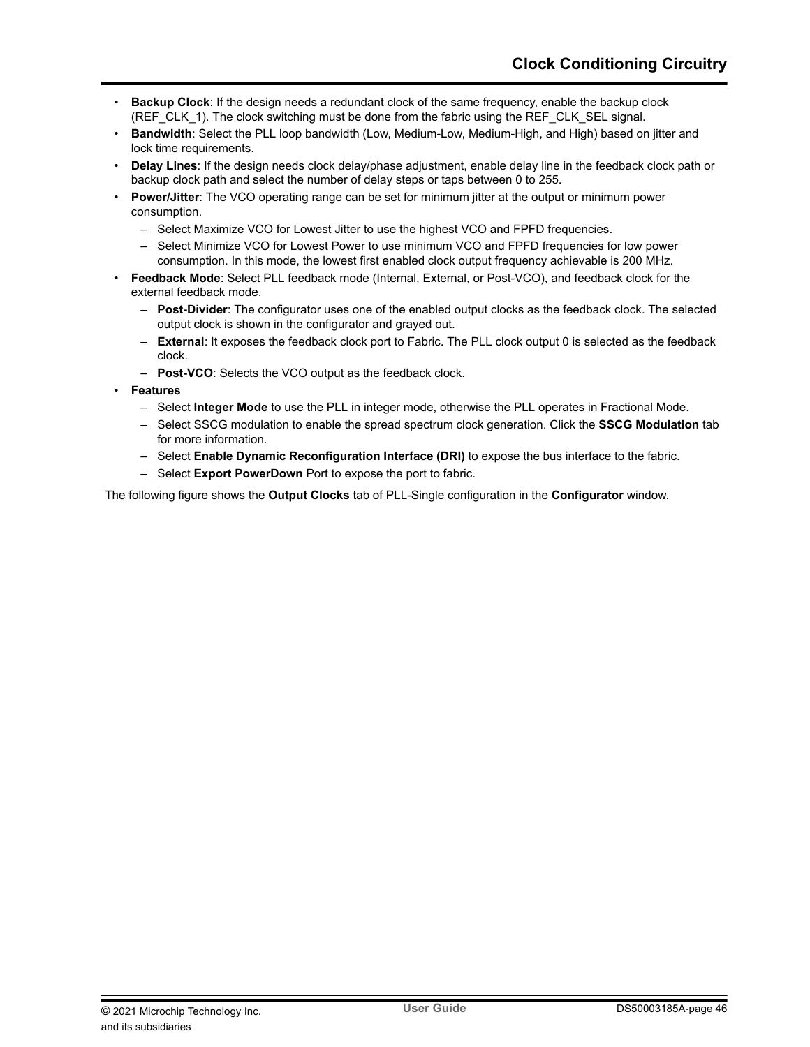- **Backup Clock**: If the design needs a redundant clock of the same frequency, enable the backup clock (REF_CLK_1). The clock switching must be done from the fabric using the REF_CLK_SEL signal.
- **Bandwidth**: Select the PLL loop bandwidth (Low, Medium-Low, Medium-High, and High) based on jitter and lock time requirements.
- **Delay Lines**: If the design needs clock delay/phase adjustment, enable delay line in the feedback clock path or backup clock path and select the number of delay steps or taps between 0 to 255.
- **Power/Jitter**: The VCO operating range can be set for minimum jitter at the output or minimum power consumption.
  - Select Maximize VCO for Lowest Jitter to use the highest VCO and FPFD frequencies.
  - Select Minimize VCO for Lowest Power to use minimum VCO and FPFD frequencies for low power consumption. In this mode, the lowest first enabled clock output frequency achievable is 200 MHz.
- **Feedback Mode**: Select PLL feedback mode (Internal, External, or Post-VCO), and feedback clock for the external feedback mode.
  - **Post-Divider**: The configurator uses one of the enabled output clocks as the feedback clock. The selected output clock is shown in the configurator and grayed out.
  - **External**: It exposes the feedback clock port to Fabric. The PLL clock output 0 is selected as the feedback clock.
  - **Post-VCO**: Selects the VCO output as the feedback clock.
- **Features**
  - Select **Integer Mode** to use the PLL in integer mode, otherwise the PLL operates in Fractional Mode.
  - Select SSCG modulation to enable the spread spectrum clock generation. Click the **SSCG Modulation** tab for more information.
  - Select **Enable Dynamic Reconfiguration Interface (DRI)** to expose the bus interface to the fabric.
  - Select **Export PowerDown** Port to expose the port to fabric.

The following figure shows the **Output Clocks** tab of PLL-Single configuration in the **Configurator** window.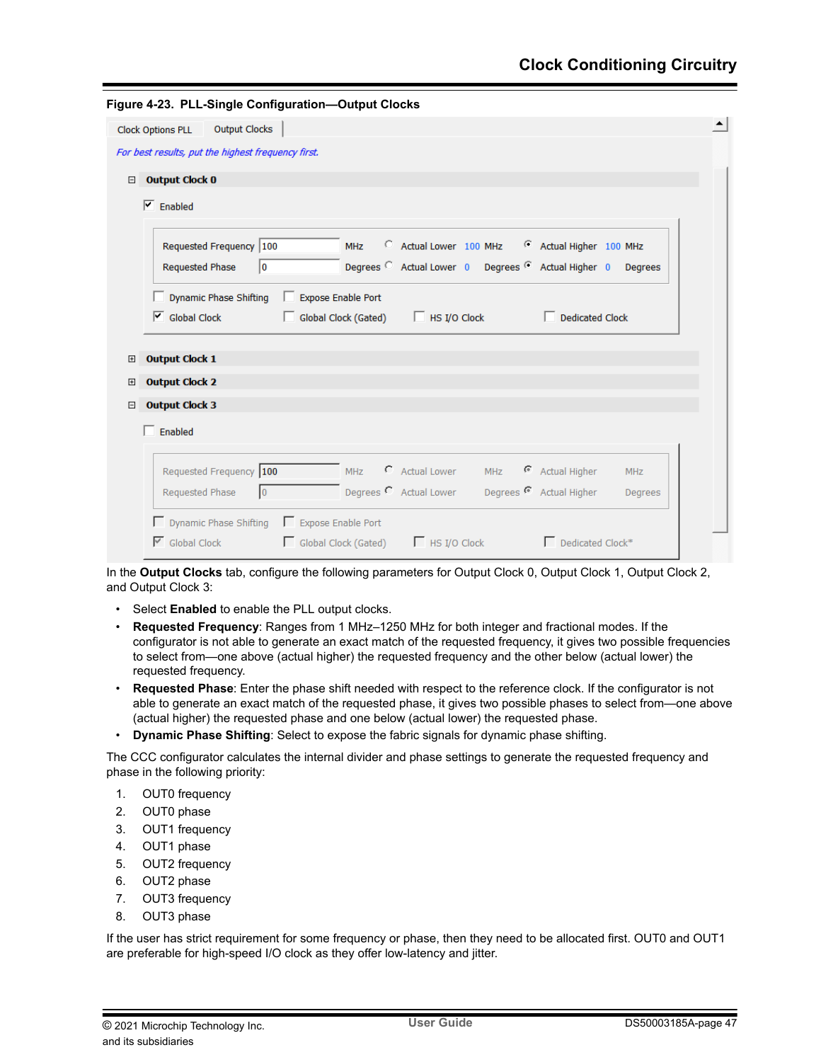**Figure 4-23. PLL-Single Configuration—Output Clocks**

In the **Output Clocks** tab, configure the following parameters for Output Clock 0, Output Clock 1, Output Clock 2, and Output Clock 3:

- Select **Enabled** to enable the PLL output clocks.
- **Requested Frequency**: Ranges from 1 MHz–1250 MHz for both integer and fractional modes. If the configurator is not able to generate an exact match of the requested frequency, it gives two possible frequencies to select from—one above (actual higher) the requested frequency and the other below (actual lower) the requested frequency.
- **Requested Phase**: Enter the phase shift needed with respect to the reference clock. If the configurator is not able to generate an exact match of the requested phase, it gives two possible phases to select from—one above (actual higher) the requested phase and one below (actual lower) the requested phase.
- **Dynamic Phase Shifting**: Select to expose the fabric signals for dynamic phase shifting.

The CCC configurator calculates the internal divider and phase settings to generate the requested frequency and phase in the following priority:

1. OUT0 frequency
2. OUT0 phase
3. OUT1 frequency
4. OUT1 phase
5. OUT2 frequency
6. OUT2 phase
7. OUT3 frequency
8. OUT3 phase

If the user has strict requirement for some frequency or phase, then they need to be allocated first. OUT0 and OUT1 are preferable for high-speed I/O clock as they offer low-latency and jitter.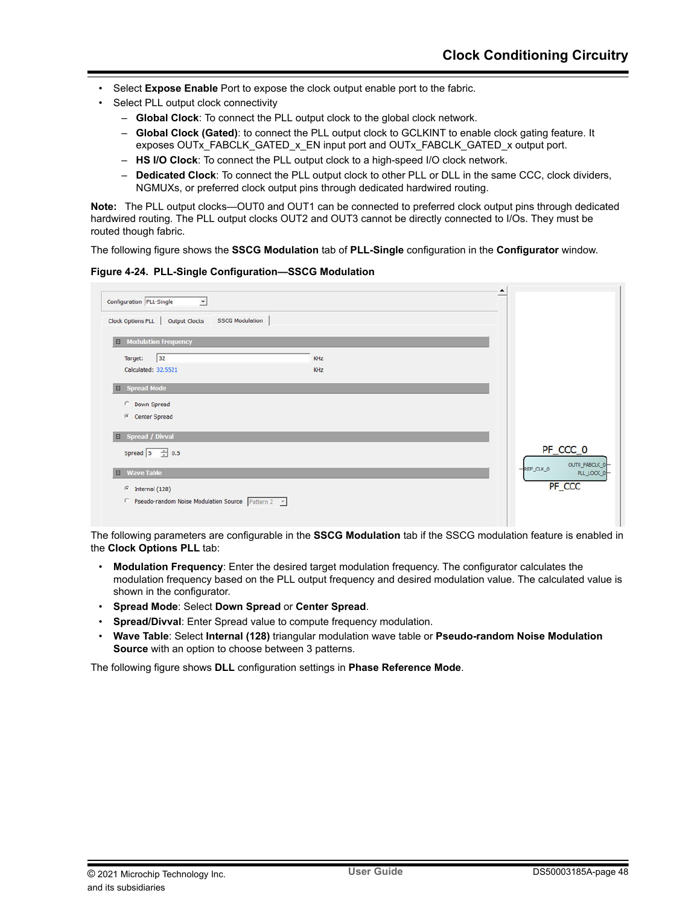- Select **Expose Enable** Port to expose the clock output enable port to the fabric.
- Select PLL output clock connectivity
  - **Global Clock**: To connect the PLL output clock to the global clock network.
  - **Global Clock (Gated)**: to connect the PLL output clock to GCLKINT to enable clock gating feature. It exposes OUTx_FABCLK_GATED_x_EN input port and OUTx_FABCLK_GATED_x output port.
  - **HS I/O Clock**: To connect the PLL output clock to a high-speed I/O clock network.
  - **Dedicated Clock**: To connect the PLL output clock to other PLL or DLL in the same CCC, clock dividers, NGMUXs, or preferred clock output pins through dedicated hardwired routing.

**Note:** The PLL output clocks—OUT0 and OUT1 can be connected to preferred clock output pins through dedicated hardwired routing. The PLL output clocks OUT2 and OUT3 cannot be directly connected to I/Os. They must be routed though fabric.

The following figure shows the **SSCG Modulation** tab of **PLL-Single** configuration in the **Configurator** window.

**Figure 4-24. PLL-Single Configuration—SSCG Modulation**

The following parameters are configurable in the **SSCG Modulation** tab if the SSCG modulation feature is enabled in the **Clock Options PLL** tab:

- **Modulation Frequency**: Enter the desired target modulation frequency. The configurator calculates the modulation frequency based on the PLL output frequency and desired modulation value. The calculated value is shown in the configurator.
- **Spread Mode**: Select **Down Spread** or **Center Spread**.
- **Spread/Divval**: Enter Spread value to compute frequency modulation.
- **Wave Table**: Select **Internal (128)** triangular modulation wave table or **Pseudo-random Noise Modulation Source** with an option to choose between 3 patterns.

The following figure shows **DLL** configuration settings in **Phase Reference Mode**.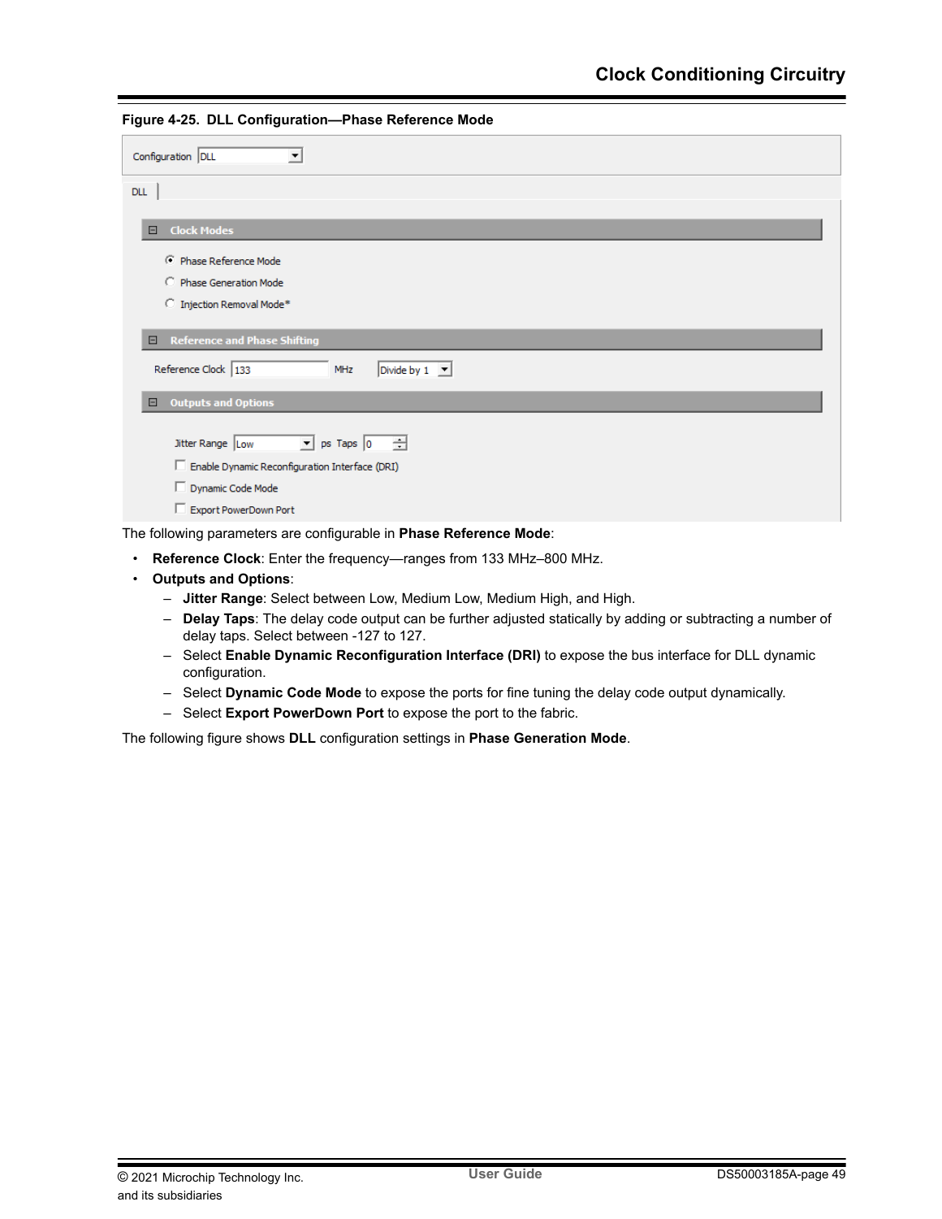**Figure 4-25. DLL Configuration—Phase Reference Mode**

The following parameters are configurable in **Phase Reference Mode**:

- **Reference Clock**: Enter the frequency—ranges from 133 MHz–800 MHz.
- **Outputs and Options**:
  - **Jitter Range**: Select between Low, Medium Low, Medium High, and High.
  - **Delay Taps**: The delay code output can be further adjusted statically by adding or subtracting a number of delay taps. Select between -127 to 127.
  - Select **Enable Dynamic Reconfiguration Interface (DRI)** to expose the bus interface for DLL dynamic configuration.
  - Select **Dynamic Code Mode** to expose the ports for fine tuning the delay code output dynamically.
  - Select **Export PowerDown Port** to expose the port to the fabric.

The following figure shows **DLL** configuration settings in **Phase Generation Mode**.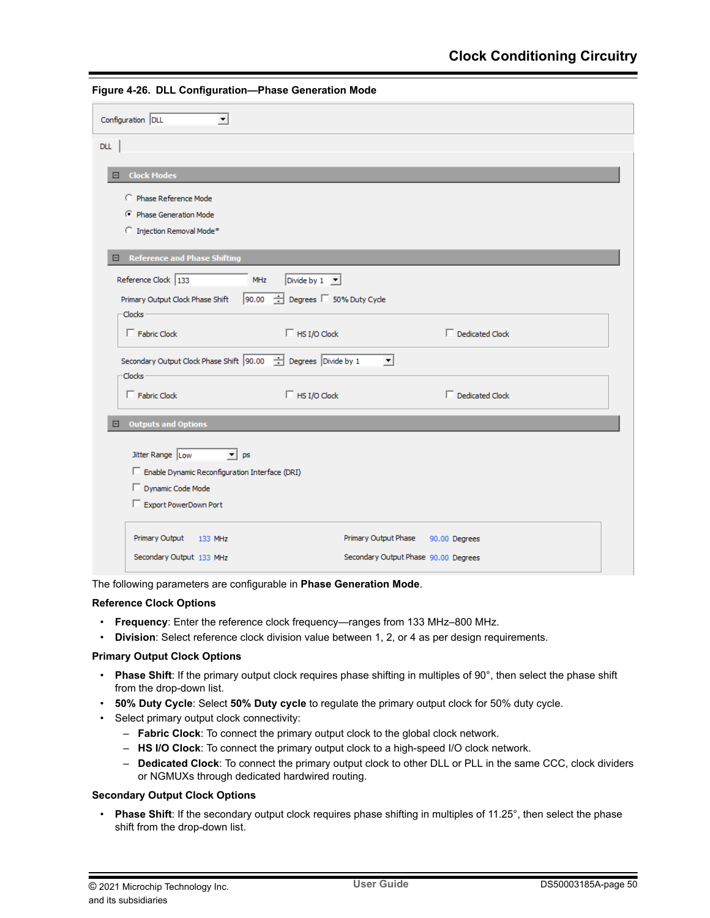**Figure 4-26. DLL Configuration—Phase Generation Mode**

The following parameters are configurable in **Phase Generation Mode**.

**Reference Clock Options**

- **Frequency**: Enter the reference clock frequency—ranges from 133 MHz–800 MHz.
- **Division**: Select reference clock division value between 1, 2, or 4 as per design requirements.

**Primary Output Clock Options**

- **Phase Shift**: If the primary output clock requires phase shifting in multiples of 90°, then select the phase shift from the drop-down list.
- **50% Duty Cycle**: Select **50% Duty cycle** to regulate the primary output clock for 50% duty cycle.
- Select primary output clock connectivity:
  - **Fabric Clock**: To connect the primary output clock to the global clock network.
  - **HS I/O Clock**: To connect the primary output clock to a high-speed I/O clock network.
  - **Dedicated Clock**: To connect the primary output clock to other DLL or PLL in the same CCC, clock dividers or NGMUXs through dedicated hardwired routing.

**Secondary Output Clock Options**

- **Phase Shift**: If the secondary output clock requires phase shifting in multiples of 11.25°, then select the phase shift from the drop-down list.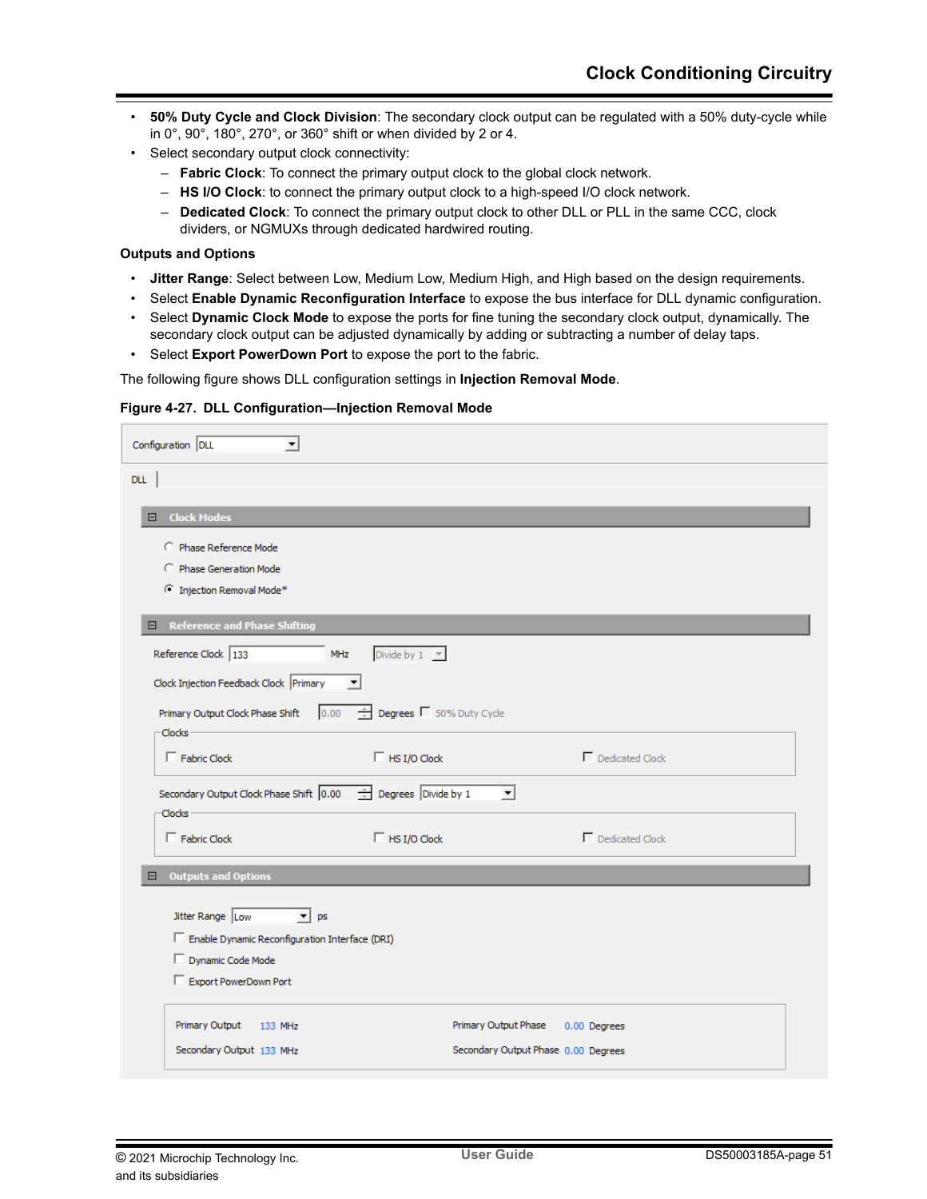- **50% Duty Cycle and Clock Division**: The secondary clock output can be regulated with a 50% duty-cycle while in 0°, 90°, 180°, 270°, or 360° shift or when divided by 2 or 4.
- Select secondary output clock connectivity:
  - **Fabric Clock**: To connect the primary output clock to the global clock network.
  - **HS I/O Clock**: to connect the primary output clock to a high-speed I/O clock network.
  - **Dedicated Clock**: To connect the primary output clock to other DLL or PLL in the same CCC, clock dividers, or NGMUXs through dedicated hardwired routing.

**Outputs and Options**

- **Jitter Range**: Select between Low, Medium Low, Medium High, and High based on the design requirements.
- Select **Enable Dynamic Reconfiguration Interface** to expose the bus interface for DLL dynamic configuration.
- Select **Dynamic Clock Mode** to expose the ports for fine tuning the secondary clock output, dynamically. The secondary clock output can be adjusted dynamically by adding or subtracting a number of delay taps.
- Select **Export PowerDown Port** to expose the port to the fabric.

The following figure shows DLL configuration settings in **Injection Removal Mode**.

**Figure 4-27. DLL Configuration—Injection Removal Mode**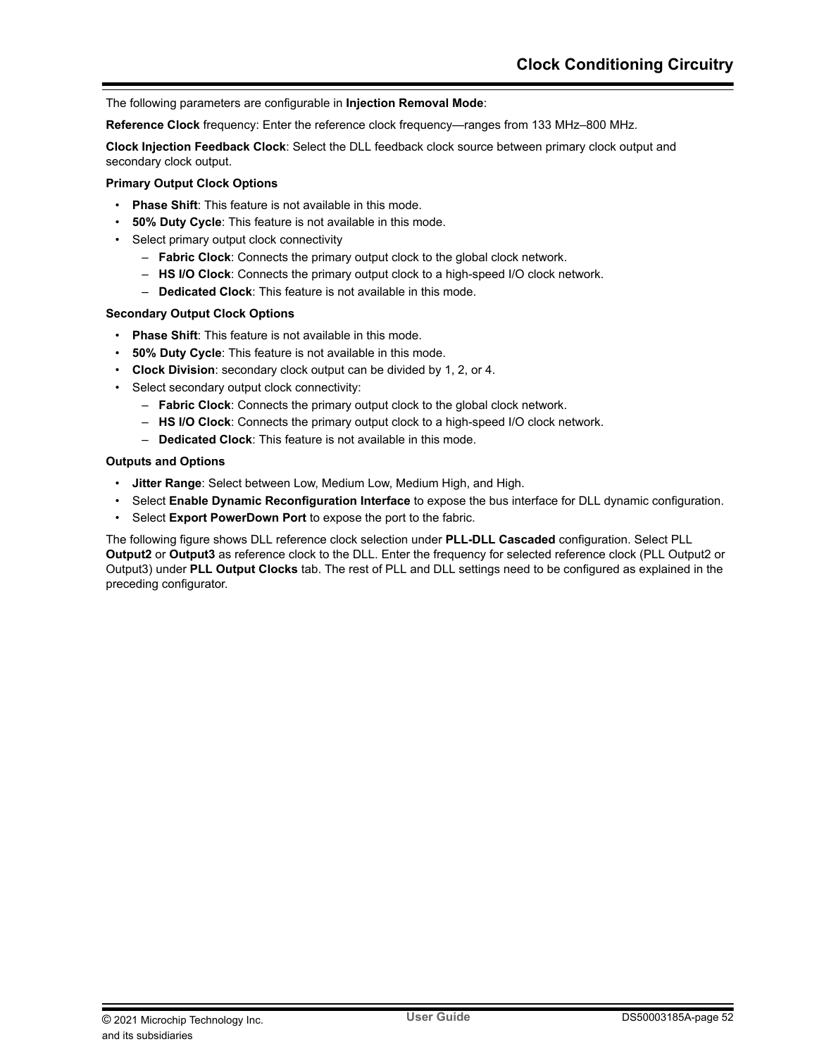The following parameters are configurable in **Injection Removal Mode**:

**Reference Clock** frequency: Enter the reference clock frequency—ranges from 133 MHz–800 MHz.

**Clock Injection Feedback Clock**: Select the DLL feedback clock source between primary clock output and secondary clock output.

**Primary Output Clock Options**

- **Phase Shift**: This feature is not available in this mode.
- **50% Duty Cycle**: This feature is not available in this mode.
- Select primary output clock connectivity
  - **Fabric Clock**: Connects the primary output clock to the global clock network.
  - **HS I/O Clock**: Connects the primary output clock to a high-speed I/O clock network.
  - **Dedicated Clock**: This feature is not available in this mode.

**Secondary Output Clock Options**

- **Phase Shift**: This feature is not available in this mode.
- **50% Duty Cycle**: This feature is not available in this mode.
- **Clock Division**: secondary clock output can be divided by 1, 2, or 4.
- Select secondary output clock connectivity:
  - **Fabric Clock**: Connects the primary output clock to the global clock network.
  - **HS I/O Clock**: Connects the primary output clock to a high-speed I/O clock network.
  - **Dedicated Clock**: This feature is not available in this mode.

**Outputs and Options**

- **Jitter Range**: Select between Low, Medium Low, Medium High, and High.
- Select **Enable Dynamic Reconfiguration Interface** to expose the bus interface for DLL dynamic configuration.
- Select **Export PowerDown Port** to expose the port to the fabric.

The following figure shows DLL reference clock selection under **PLL-DLL Cascaded** configuration. Select PLL **Output2** or **Output3** as reference clock to the DLL. Enter the frequency for selected reference clock (PLL Output2 or Output3) under **PLL Output Clocks** tab. The rest of PLL and DLL settings need to be configured as explained in the preceding configurator.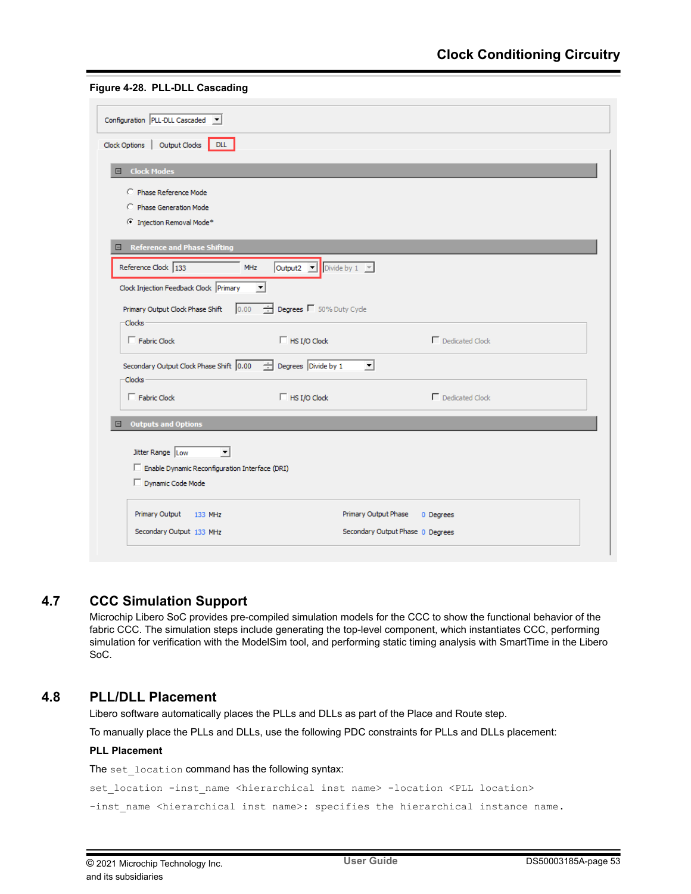**Figure 4-28. PLL-DLL Cascading**

## 4.7 CCC Simulation Support

Microchip Libero SoC provides pre-compiled simulation models for the CCC to show the functional behavior of the fabric CCC. The simulation steps include generating the top-level component, which instantiates CCC, performing simulation for verification with the ModelSim tool, and performing static timing analysis with SmartTime in the Libero SoC.

## 4.8 PLL/DLL Placement

Libero software automatically places the PLLs and DLLs as part of the Place and Route step.

To manually place the PLLs and DLLs, use the following PDC constraints for PLLs and DLLs placement:

**PLL Placement**

The `set_location` command has the following syntax:

```
set_location -inst_name <hierarchical inst name> -location <PLL location>
```

`-inst_name <hierarchical inst name>: specifies the hierarchical instance name.`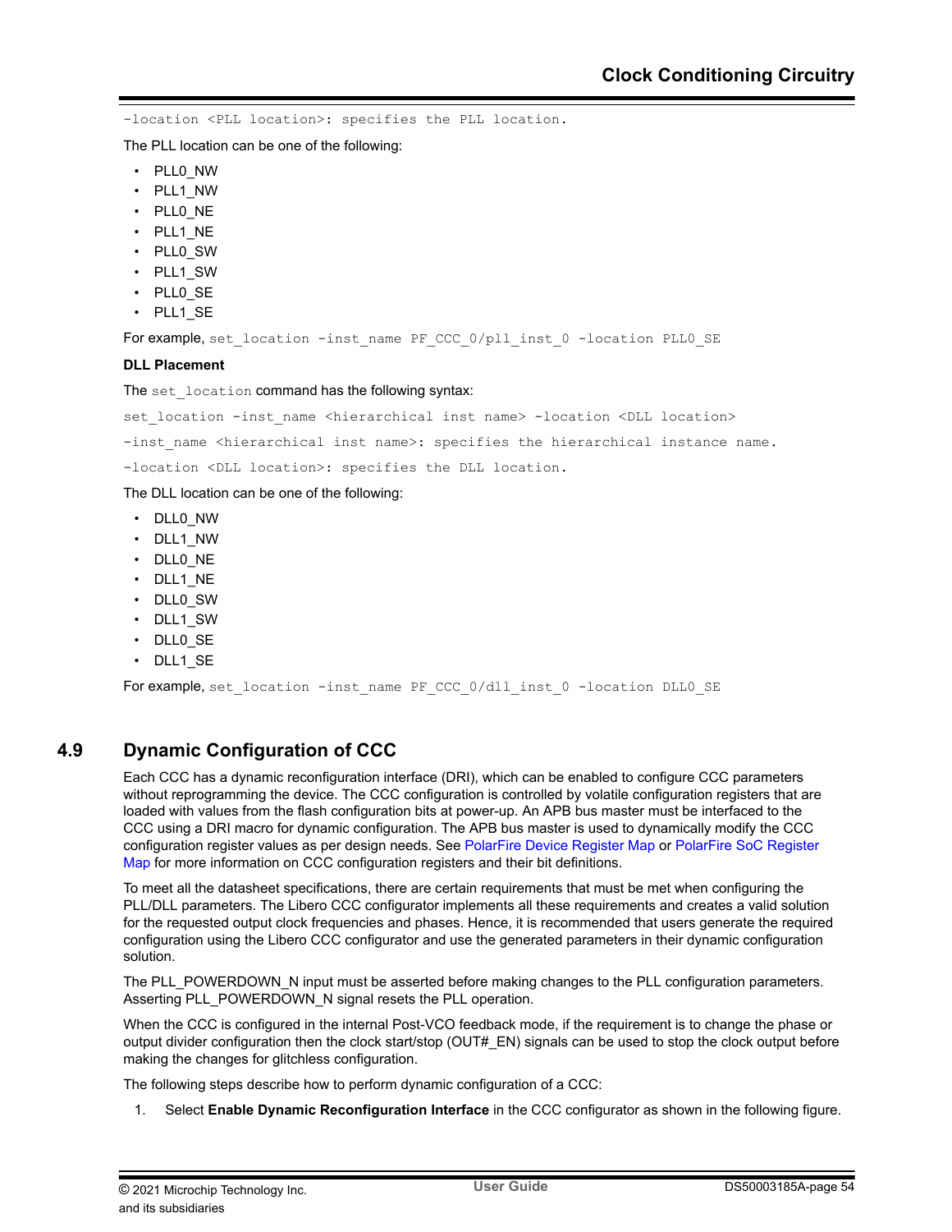`-location <PLL location>: specifies the PLL location.`

The PLL location can be one of the following:

- PLL0_NW
- PLL1_NW
- PLL0_NE
- PLL1_NE
- PLL0_SW
- PLL1_SW
- PLL0_SE
- PLL1_SE

For example, `set_location -inst_name PF_CCC_0/pll_inst_0 -location PLL0_SE`

**DLL Placement**

The `set_location` command has the following syntax:

`set_location -inst_name <hierarchical inst name> -location <DLL location>`

`-inst_name <hierarchical inst name>: specifies the hierarchical instance name.`

`-location <DLL location>: specifies the DLL location.`

The DLL location can be one of the following:

- DLL0_NW
- DLL1_NW
- DLL0_NE
- DLL1_NE
- DLL0_SW
- DLL1_SW
- DLL0_SE
- DLL1_SE

For example, `set_location -inst_name PF_CCC_0/dll_inst_0 -location DLL0_SE`

## 4.9 Dynamic Configuration of CCC

Each CCC has a dynamic reconfiguration interface (DRI), which can be enabled to configure CCC parameters without reprogramming the device. The CCC configuration is controlled by volatile configuration registers that are loaded with values from the flash configuration bits at power-up. An APB bus master must be interfaced to the CCC using a DRI macro for dynamic configuration. The APB bus master is used to dynamically modify the CCC configuration register values as per design needs. See PolarFire Device Register Map or PolarFire SoC Register Map for more information on CCC configuration registers and their bit definitions.

To meet all the datasheet specifications, there are certain requirements that must be met when configuring the PLL/DLL parameters. The Libero CCC configurator implements all these requirements and creates a valid solution for the requested output clock frequencies and phases. Hence, it is recommended that users generate the required configuration using the Libero CCC configurator and use the generated parameters in their dynamic configuration solution.

The PLL_POWERDOWN_N input must be asserted before making changes to the PLL configuration parameters. Asserting PLL_POWERDOWN_N signal resets the PLL operation.

When the CCC is configured in the internal Post-VCO feedback mode, if the requirement is to change the phase or output divider configuration then the clock start/stop (OUT#_EN) signals can be used to stop the clock output before making the changes for glitchless configuration.

The following steps describe how to perform dynamic configuration of a CCC:

1. Select **Enable Dynamic Reconfiguration Interface** in the CCC configurator as shown in the following figure.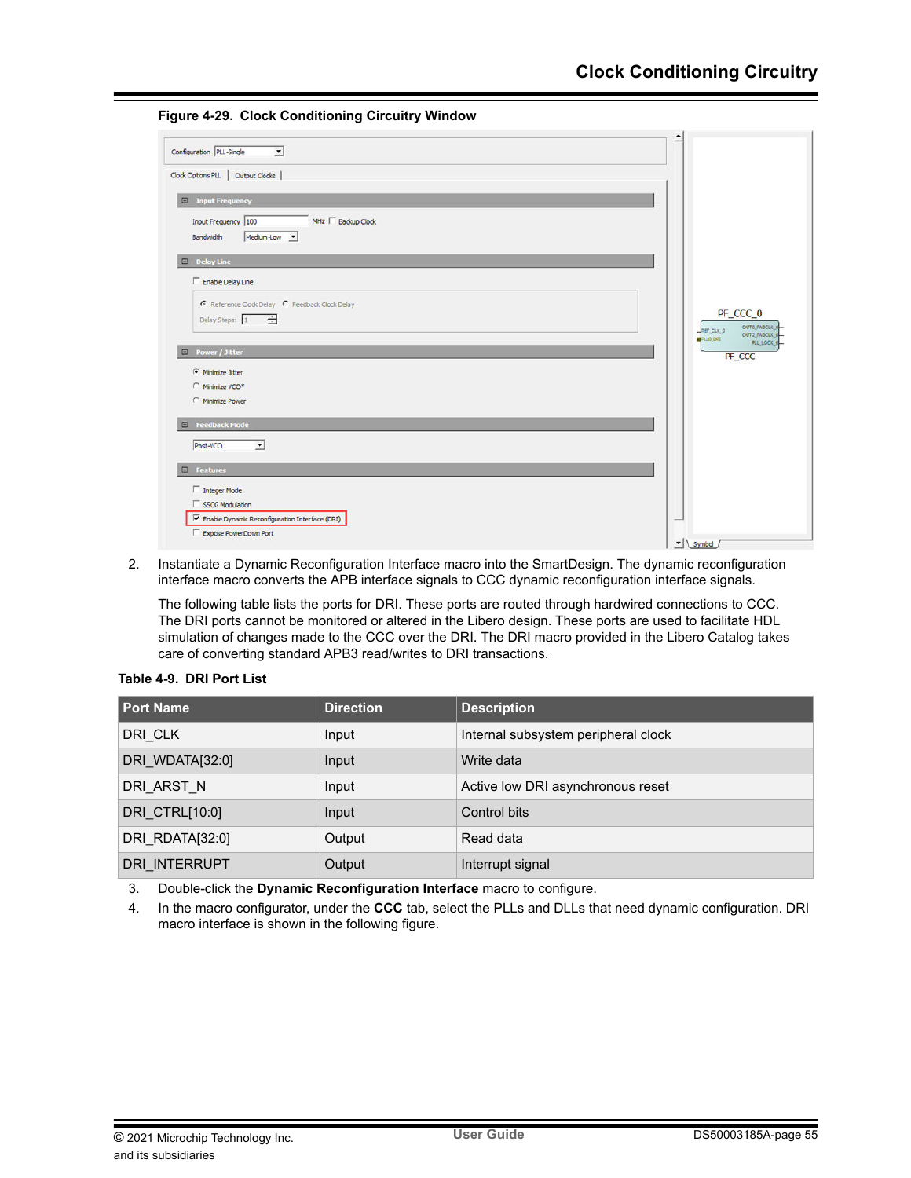**Figure 4-29. Clock Conditioning Circuitry Window**

2. Instantiate a Dynamic Reconfiguration Interface macro into the SmartDesign. The dynamic reconfiguration interface macro converts the APB interface signals to CCC dynamic reconfiguration interface signals.

   The following table lists the ports for DRI. These ports are routed through hardwired connections to CCC. The DRI ports cannot be monitored or altered in the Libero design. These ports are used to facilitate HDL simulation of changes made to the CCC over the DRI. The DRI macro provided in the Libero Catalog takes care of converting standard APB3 read/writes to DRI transactions.

**Table 4-9. DRI Port List**

| Port Name | Direction | Description |
|---|---|---|
| DRI_CLK | Input | Internal subsystem peripheral clock |
| DRI_WDATA[32:0] | Input | Write data |
| DRI_ARST_N | Input | Active low DRI asynchronous reset |
| DRI_CTRL[10:0] | Input | Control bits |
| DRI_RDATA[32:0] | Output | Read data |
| DRI_INTERRUPT | Output | Interrupt signal |

3. Double-click the **Dynamic Reconfiguration Interface** macro to configure.
4. In the macro configurator, under the **CCC** tab, select the PLLs and DLLs that need dynamic configuration. DRI macro interface is shown in the following figure.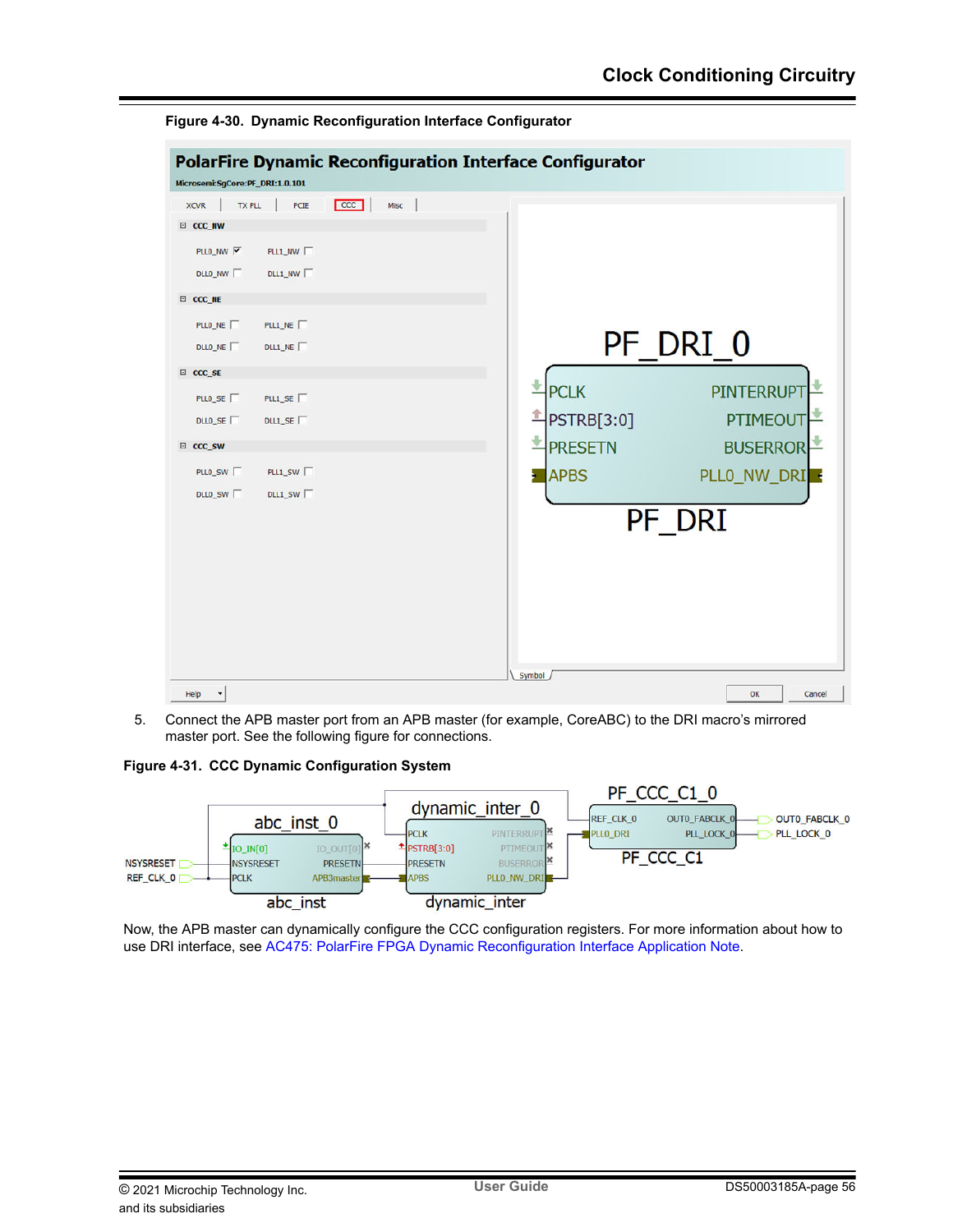**Figure 4-30. Dynamic Reconfiguration Interface Configurator**

5. Connect the APB master port from an APB master (for example, CoreABC) to the DRI macro's mirrored master port. See the following figure for connections.

**Figure 4-31. CCC Dynamic Configuration System**

Now, the APB master can dynamically configure the CCC configuration registers. For more information about how to use DRI interface, see AC475: PolarFire FPGA Dynamic Reconfiguration Interface Application Note.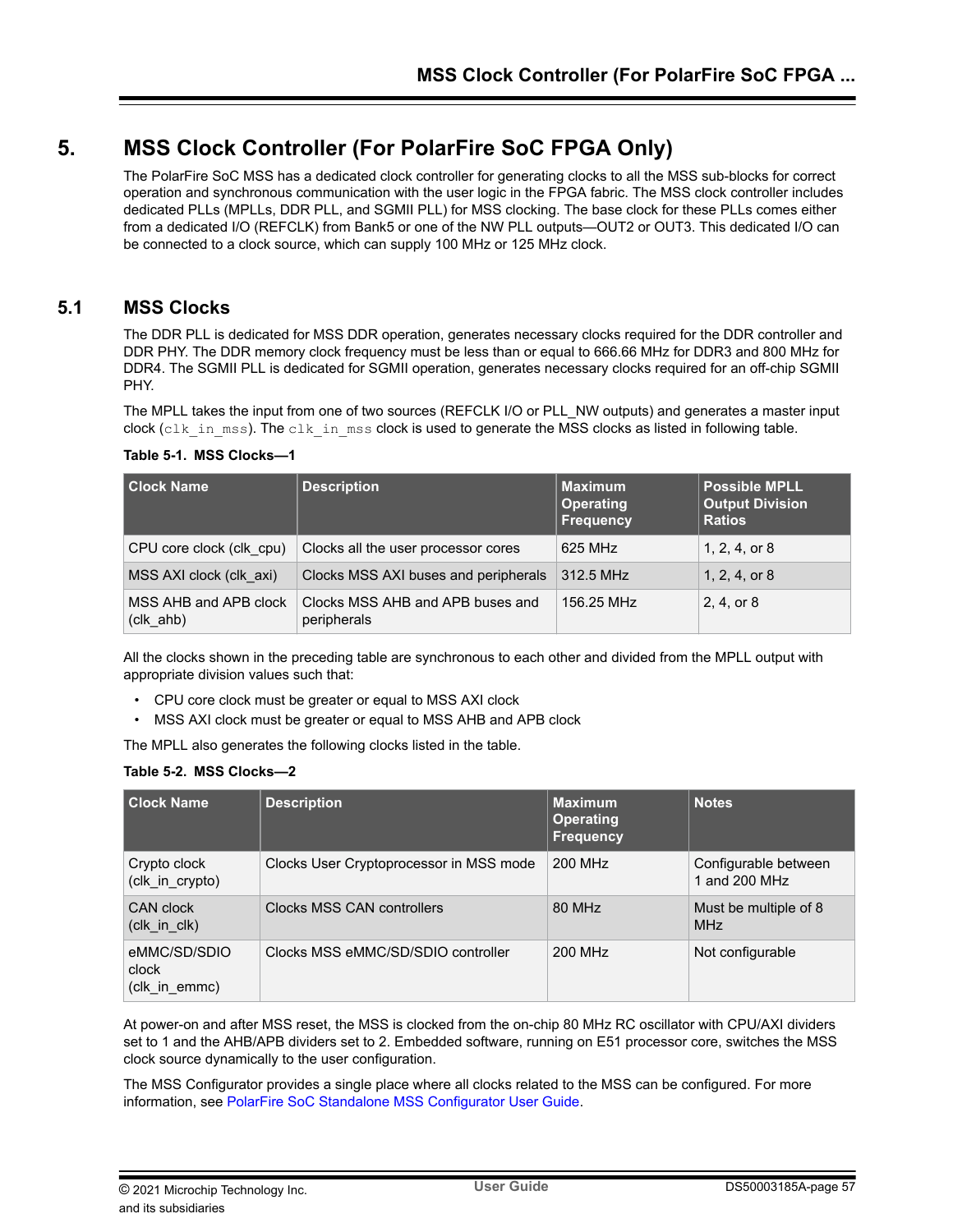# 5. MSS Clock Controller (For PolarFire SoC FPGA Only)

The PolarFire SoC MSS has a dedicated clock controller for generating clocks to all the MSS sub-blocks for correct operation and synchronous communication with the user logic in the FPGA fabric. The MSS clock controller includes dedicated PLLs (MPLLs, DDR PLL, and SGMII PLL) for MSS clocking. The base clock for these PLLs comes either from a dedicated I/O (REFCLK) from Bank5 or one of the NW PLL outputs—OUT2 or OUT3. This dedicated I/O can be connected to a clock source, which can supply 100 MHz or 125 MHz clock.

## 5.1 MSS Clocks

The DDR PLL is dedicated for MSS DDR operation, generates necessary clocks required for the DDR controller and DDR PHY. The DDR memory clock frequency must be less than or equal to 666.66 MHz for DDR3 and 800 MHz for DDR4. The SGMII PLL is dedicated for SGMII operation, generates necessary clocks required for an off-chip SGMII PHY.

The MPLL takes the input from one of two sources (REFCLK I/O or PLL_NW outputs) and generates a master input clock (`clk_in_mss`). The `clk_in_mss` clock is used to generate the MSS clocks as listed in following table.

**Table 5-1. MSS Clocks—1**

| Clock Name | Description | Maximum Operating Frequency | Possible MPLL Output Division Ratios |
|---|---|---|---|
| CPU core clock (clk_cpu) | Clocks all the user processor cores | 625 MHz | 1, 2, 4, or 8 |
| MSS AXI clock (clk_axi) | Clocks MSS AXI buses and peripherals | 312.5 MHz | 1, 2, 4, or 8 |
| MSS AHB and APB clock (clk_ahb) | Clocks MSS AHB and APB buses and peripherals | 156.25 MHz | 2, 4, or 8 |

All the clocks shown in the preceding table are synchronous to each other and divided from the MPLL output with appropriate division values such that:

- CPU core clock must be greater or equal to MSS AXI clock
- MSS AXI clock must be greater or equal to MSS AHB and APB clock

The MPLL also generates the following clocks listed in the table.

**Table 5-2. MSS Clocks—2**

| Clock Name | Description | Maximum Operating Frequency | Notes |
|---|---|---|---|
| Crypto clock (clk_in_crypto) | Clocks User Cryptoprocessor in MSS mode | 200 MHz | Configurable between 1 and 200 MHz |
| CAN clock (clk_in_clk) | Clocks MSS CAN controllers | 80 MHz | Must be multiple of 8 MHz |
| eMMC/SD/SDIO clock (clk_in_emmc) | Clocks MSS eMMC/SD/SDIO controller | 200 MHz | Not configurable |

At power-on and after MSS reset, the MSS is clocked from the on-chip 80 MHz RC oscillator with CPU/AXI dividers set to 1 and the AHB/APB dividers set to 2. Embedded software, running on E51 processor core, switches the MSS clock source dynamically to the user configuration.

The MSS Configurator provides a single place where all clocks related to the MSS can be configured. For more information, see PolarFire SoC Standalone MSS Configurator User Guide.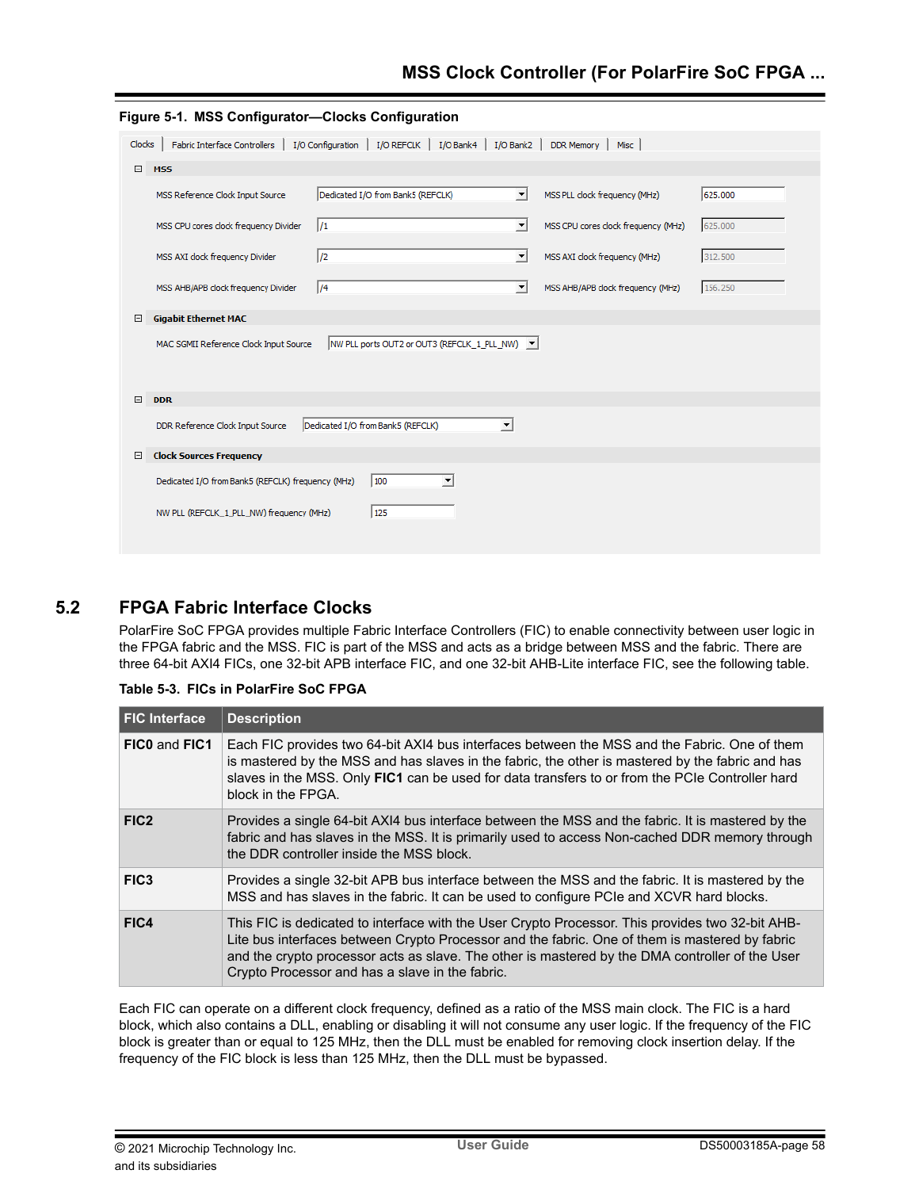**Figure 5-1. MSS Configurator—Clocks Configuration**

| Clocks | Fabric Interface Controllers | I/O Configuration | I/O REFCLK | I/O Bank4 | I/O Bank2 | DDR Memory | Misc |
|---|---|---|---|---|---|---|---|

**MSS**

| Setting | Value | Setting | Value |
|---|---|---|---|
| MSS Reference Clock Input Source | Dedicated I/O from Bank5 (REFCLK) | MSS PLL clock frequency (MHz) | 625.000 |
| MSS CPU cores clock frequency Divider | /1 | MSS CPU cores clock frequency (MHz) | 625.000 |
| MSS AXI clock frequency Divider | /2 | MSS AXI clock frequency (MHz) | 312.500 |
| MSS AHB/APB clock frequency Divider | /4 | MSS AHB/APB clock frequency (MHz) | 156.250 |

**Gigabit Ethernet MAC**

| Setting | Value |
|---|---|
| MAC SGMII Reference Clock Input Source | NW PLL ports OUT2 or OUT3 (REFCLK_1_PLL_NW) |

**DDR**

| Setting | Value |
|---|---|
| DDR Reference Clock Input Source | Dedicated I/O from Bank5 (REFCLK) |

**Clock Sources Frequency**

| Setting | Value |
|---|---|
| Dedicated I/O from Bank5 (REFCLK) frequency (MHz) | 100 |
| NW PLL (REFCLK_1_PLL_NW) frequency (MHz) | 125 |

## 5.2 FPGA Fabric Interface Clocks

PolarFire SoC FPGA provides multiple Fabric Interface Controllers (FIC) to enable connectivity between user logic in the FPGA fabric and the MSS. FIC is part of the MSS and acts as a bridge between MSS and the fabric. There are three 64-bit AXI4 FICs, one 32-bit APB interface FIC, and one 32-bit AHB-Lite interface FIC, see the following table.

**Table 5-3. FICs in PolarFire SoC FPGA**

| FIC Interface | Description |
|---|---|
| **FIC0** and **FIC1** | Each FIC provides two 64-bit AXI4 bus interfaces between the MSS and the Fabric. One of them is mastered by the MSS and has slaves in the fabric, the other is mastered by the fabric and has slaves in the MSS. Only **FIC1** can be used for data transfers to or from the PCIe Controller hard block in the FPGA. |
| **FIC2** | Provides a single 64-bit AXI4 bus interface between the MSS and the fabric. It is mastered by the fabric and has slaves in the MSS. It is primarily used to access Non-cached DDR memory through the DDR controller inside the MSS block. |
| **FIC3** | Provides a single 32-bit APB bus interface between the MSS and the fabric. It is mastered by the MSS and has slaves in the fabric. It can be used to configure PCIe and XCVR hard blocks. |
| **FIC4** | This FIC is dedicated to interface with the User Crypto Processor. This provides two 32-bit AHB-Lite bus interfaces between Crypto Processor and the fabric. One of them is mastered by fabric and the crypto processor acts as slave. The other is mastered by the DMA controller of the User Crypto Processor and has a slave in the fabric. |

Each FIC can operate on a different clock frequency, defined as a ratio of the MSS main clock. The FIC is a hard block, which also contains a DLL, enabling or disabling it will not consume any user logic. If the frequency of the FIC block is greater than or equal to 125 MHz, then the DLL must be enabled for removing clock insertion delay. If the frequency of the FIC block is less than 125 MHz, then the DLL must be bypassed.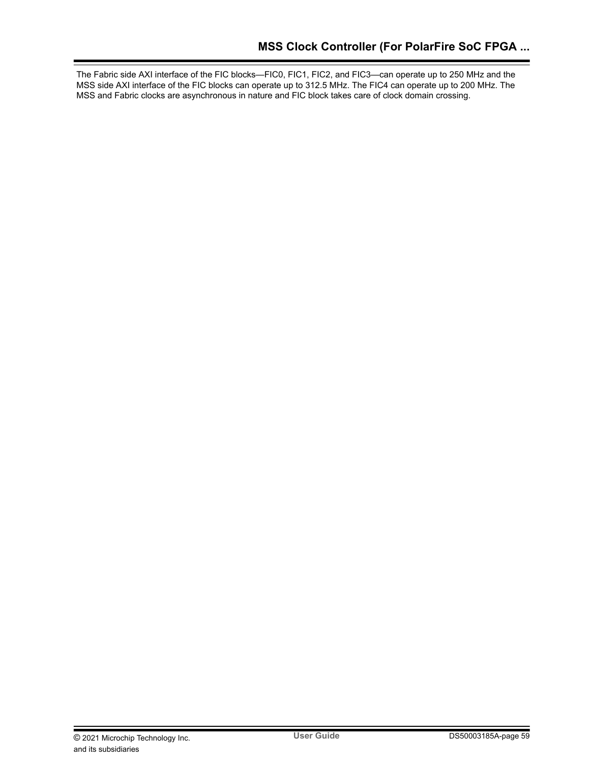The Fabric side AXI interface of the FIC blocks—FIC0, FIC1, FIC2, and FIC3—can operate up to 250 MHz and the MSS side AXI interface of the FIC blocks can operate up to 312.5 MHz. The FIC4 can operate up to 200 MHz. The MSS and Fabric clocks are asynchronous in nature and FIC block takes care of clock domain crossing.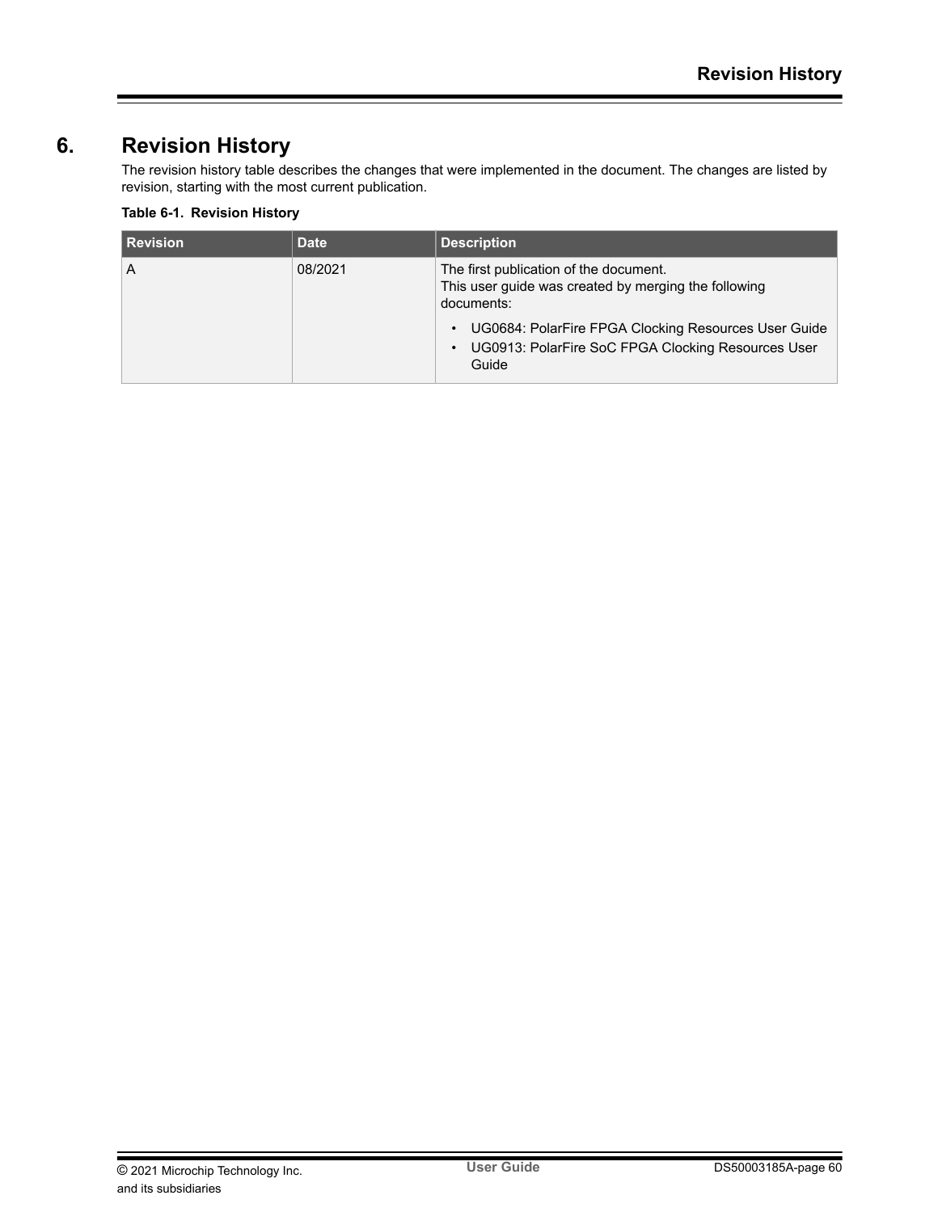# 6. Revision History

The revision history table describes the changes that were implemented in the document. The changes are listed by revision, starting with the most current publication.

**Table 6-1. Revision History**

| Revision | Date | Description |
|---|---|---|
| A | 08/2021 | The first publication of the document.<br>This user guide was created by merging the following documents:<br>• UG0684: PolarFire FPGA Clocking Resources User Guide<br>• UG0913: PolarFire SoC FPGA Clocking Resources User Guide |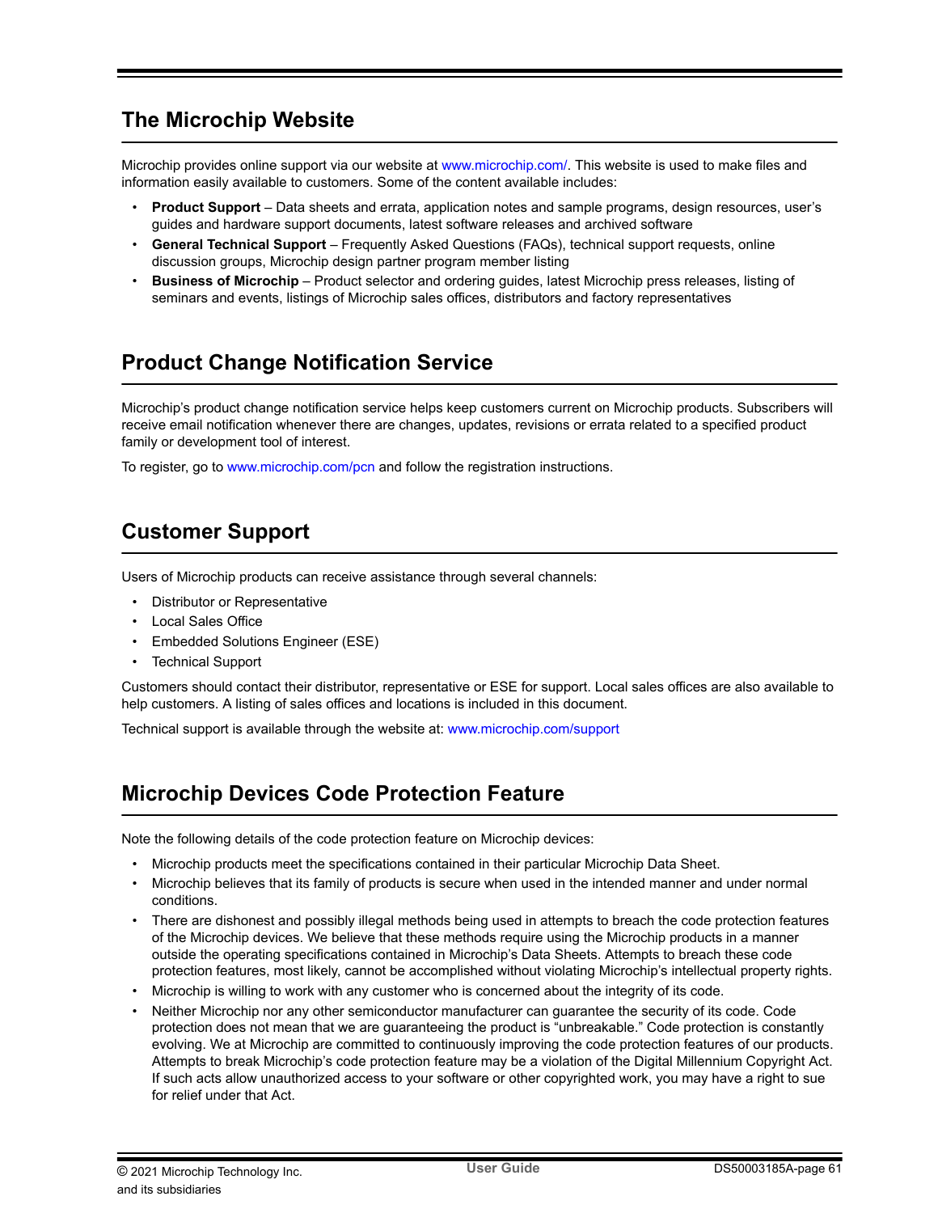## The Microchip Website

Microchip provides online support via our website at www.microchip.com/. This website is used to make files and information easily available to customers. Some of the content available includes:

- **Product Support** – Data sheets and errata, application notes and sample programs, design resources, user's guides and hardware support documents, latest software releases and archived software
- **General Technical Support** – Frequently Asked Questions (FAQs), technical support requests, online discussion groups, Microchip design partner program member listing
- **Business of Microchip** – Product selector and ordering guides, latest Microchip press releases, listing of seminars and events, listings of Microchip sales offices, distributors and factory representatives

## Product Change Notification Service

Microchip's product change notification service helps keep customers current on Microchip products. Subscribers will receive email notification whenever there are changes, updates, revisions or errata related to a specified product family or development tool of interest.

To register, go to www.microchip.com/pcn and follow the registration instructions.

## Customer Support

Users of Microchip products can receive assistance through several channels:

- Distributor or Representative
- Local Sales Office
- Embedded Solutions Engineer (ESE)
- Technical Support

Customers should contact their distributor, representative or ESE for support. Local sales offices are also available to help customers. A listing of sales offices and locations is included in this document.

Technical support is available through the website at: www.microchip.com/support

## Microchip Devices Code Protection Feature

Note the following details of the code protection feature on Microchip devices:

- Microchip products meet the specifications contained in their particular Microchip Data Sheet.
- Microchip believes that its family of products is secure when used in the intended manner and under normal conditions.
- There are dishonest and possibly illegal methods being used in attempts to breach the code protection features of the Microchip devices. We believe that these methods require using the Microchip products in a manner outside the operating specifications contained in Microchip's Data Sheets. Attempts to breach these code protection features, most likely, cannot be accomplished without violating Microchip's intellectual property rights.
- Microchip is willing to work with any customer who is concerned about the integrity of its code.
- Neither Microchip nor any other semiconductor manufacturer can guarantee the security of its code. Code protection does not mean that we are guaranteeing the product is "unbreakable." Code protection is constantly evolving. We at Microchip are committed to continuously improving the code protection features of our products. Attempts to break Microchip's code protection feature may be a violation of the Digital Millennium Copyright Act. If such acts allow unauthorized access to your software or other copyrighted work, you may have a right to sue for relief under that Act.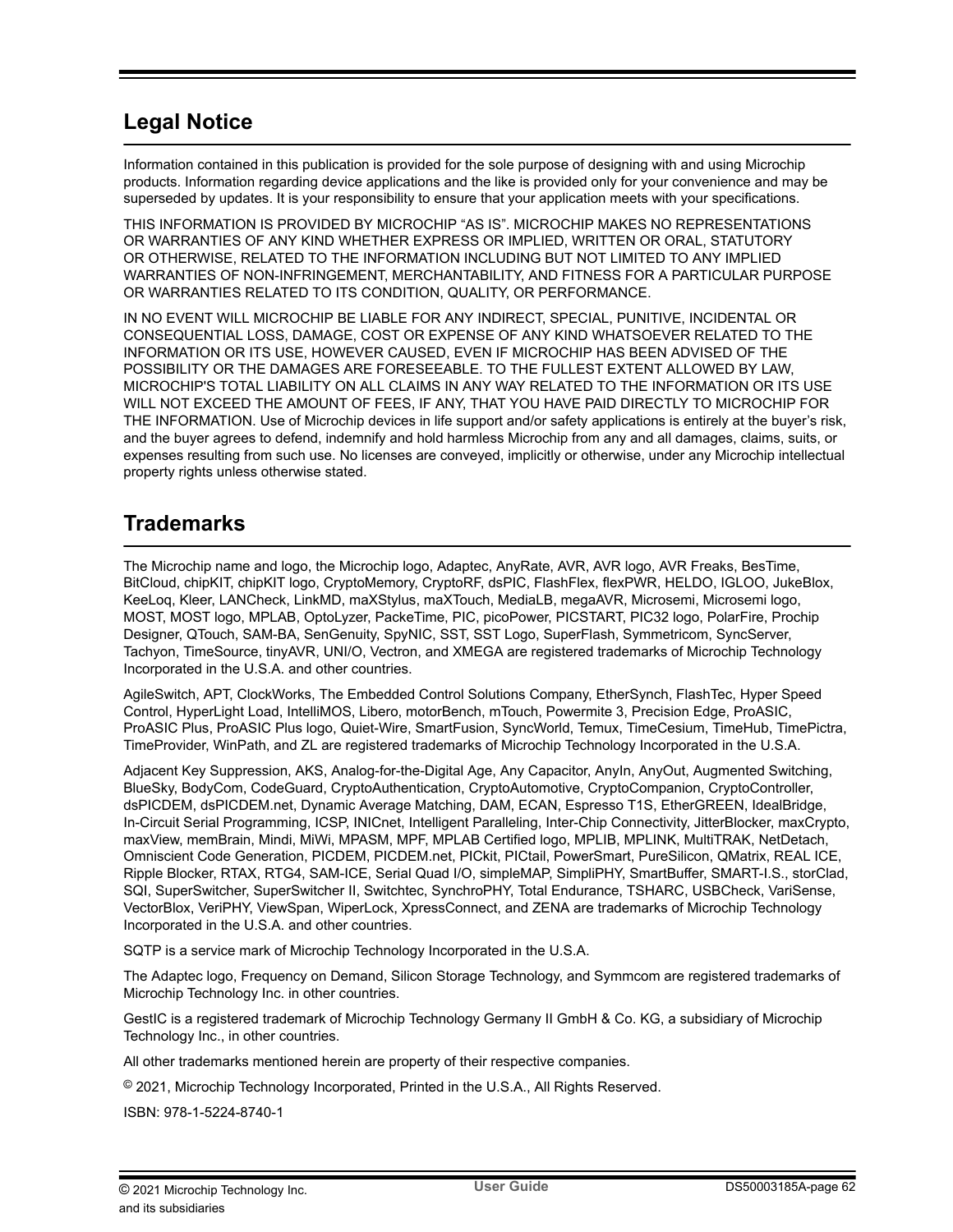## Legal Notice

Information contained in this publication is provided for the sole purpose of designing with and using Microchip products. Information regarding device applications and the like is provided only for your convenience and may be superseded by updates. It is your responsibility to ensure that your application meets with your specifications.

THIS INFORMATION IS PROVIDED BY MICROCHIP “AS IS”. MICROCHIP MAKES NO REPRESENTATIONS OR WARRANTIES OF ANY KIND WHETHER EXPRESS OR IMPLIED, WRITTEN OR ORAL, STATUTORY OR OTHERWISE, RELATED TO THE INFORMATION INCLUDING BUT NOT LIMITED TO ANY IMPLIED WARRANTIES OF NON-INFRINGEMENT, MERCHANTABILITY, AND FITNESS FOR A PARTICULAR PURPOSE OR WARRANTIES RELATED TO ITS CONDITION, QUALITY, OR PERFORMANCE.

IN NO EVENT WILL MICROCHIP BE LIABLE FOR ANY INDIRECT, SPECIAL, PUNITIVE, INCIDENTAL OR CONSEQUENTIAL LOSS, DAMAGE, COST OR EXPENSE OF ANY KIND WHATSOEVER RELATED TO THE INFORMATION OR ITS USE, HOWEVER CAUSED, EVEN IF MICROCHIP HAS BEEN ADVISED OF THE POSSIBILITY OR THE DAMAGES ARE FORESEEABLE. TO THE FULLEST EXTENT ALLOWED BY LAW, MICROCHIP'S TOTAL LIABILITY ON ALL CLAIMS IN ANY WAY RELATED TO THE INFORMATION OR ITS USE WILL NOT EXCEED THE AMOUNT OF FEES, IF ANY, THAT YOU HAVE PAID DIRECTLY TO MICROCHIP FOR THE INFORMATION. Use of Microchip devices in life support and/or safety applications is entirely at the buyer’s risk, and the buyer agrees to defend, indemnify and hold harmless Microchip from any and all damages, claims, suits, or expenses resulting from such use. No licenses are conveyed, implicitly or otherwise, under any Microchip intellectual property rights unless otherwise stated.

## Trademarks

The Microchip name and logo, the Microchip logo, Adaptec, AnyRate, AVR, AVR logo, AVR Freaks, BesTime, BitCloud, chipKIT, chipKIT logo, CryptoMemory, CryptoRF, dsPIC, FlashFlex, flexPWR, HELDO, IGLOO, JukeBlox, KeeLoq, Kleer, LANCheck, LinkMD, maXStylus, maXTouch, MediaLB, megaAVR, Microsemi, Microsemi logo, MOST, MOST logo, MPLAB, OptoLyzer, PackeTime, PIC, picoPower, PICSTART, PIC32 logo, PolarFire, Prochip Designer, QTouch, SAM-BA, SenGenuity, SpyNIC, SST, SST Logo, SuperFlash, Symmetricom, SyncServer, Tachyon, TimeSource, tinyAVR, UNI/O, Vectron, and XMEGA are registered trademarks of Microchip Technology Incorporated in the U.S.A. and other countries.

AgileSwitch, APT, ClockWorks, The Embedded Control Solutions Company, EtherSynch, FlashTec, Hyper Speed Control, HyperLight Load, IntelliMOS, Libero, motorBench, mTouch, Powermite 3, Precision Edge, ProASIC, ProASIC Plus, ProASIC Plus logo, Quiet-Wire, SmartFusion, SyncWorld, Temux, TimeCesium, TimeHub, TimePictra, TimeProvider, WinPath, and ZL are registered trademarks of Microchip Technology Incorporated in the U.S.A.

Adjacent Key Suppression, AKS, Analog-for-the-Digital Age, Any Capacitor, AnyIn, AnyOut, Augmented Switching, BlueSky, BodyCom, CodeGuard, CryptoAuthentication, CryptoAutomotive, CryptoCompanion, CryptoController, dsPICDEM, dsPICDEM.net, Dynamic Average Matching, DAM, ECAN, Espresso T1S, EtherGREEN, IdealBridge, In-Circuit Serial Programming, ICSP, INICnet, Intelligent Paralleling, Inter-Chip Connectivity, JitterBlocker, maxCrypto, maxView, memBrain, Mindi, MiWi, MPASM, MPF, MPLAB Certified logo, MPLIB, MPLINK, MultiTRAK, NetDetach, Omniscient Code Generation, PICDEM, PICDEM.net, PICkit, PICtail, PowerSmart, PureSilicon, QMatrix, REAL ICE, Ripple Blocker, RTAX, RTG4, SAM-ICE, Serial Quad I/O, simpleMAP, SimpliPHY, SmartBuffer, SMART-I.S., storClad, SQI, SuperSwitcher, SuperSwitcher II, Switchtec, SynchroPHY, Total Endurance, TSHARC, USBCheck, VariSense, VectorBlox, VeriPHY, ViewSpan, WiperLock, XpressConnect, and ZENA are trademarks of Microchip Technology Incorporated in the U.S.A. and other countries.

SQTP is a service mark of Microchip Technology Incorporated in the U.S.A.

The Adaptec logo, Frequency on Demand, Silicon Storage Technology, and Symmcom are registered trademarks of Microchip Technology Inc. in other countries.

GestIC is a registered trademark of Microchip Technology Germany II GmbH & Co. KG, a subsidiary of Microchip Technology Inc., in other countries.

All other trademarks mentioned herein are property of their respective companies.

© 2021, Microchip Technology Incorporated, Printed in the U.S.A., All Rights Reserved.

ISBN: 978-1-5224-8740-1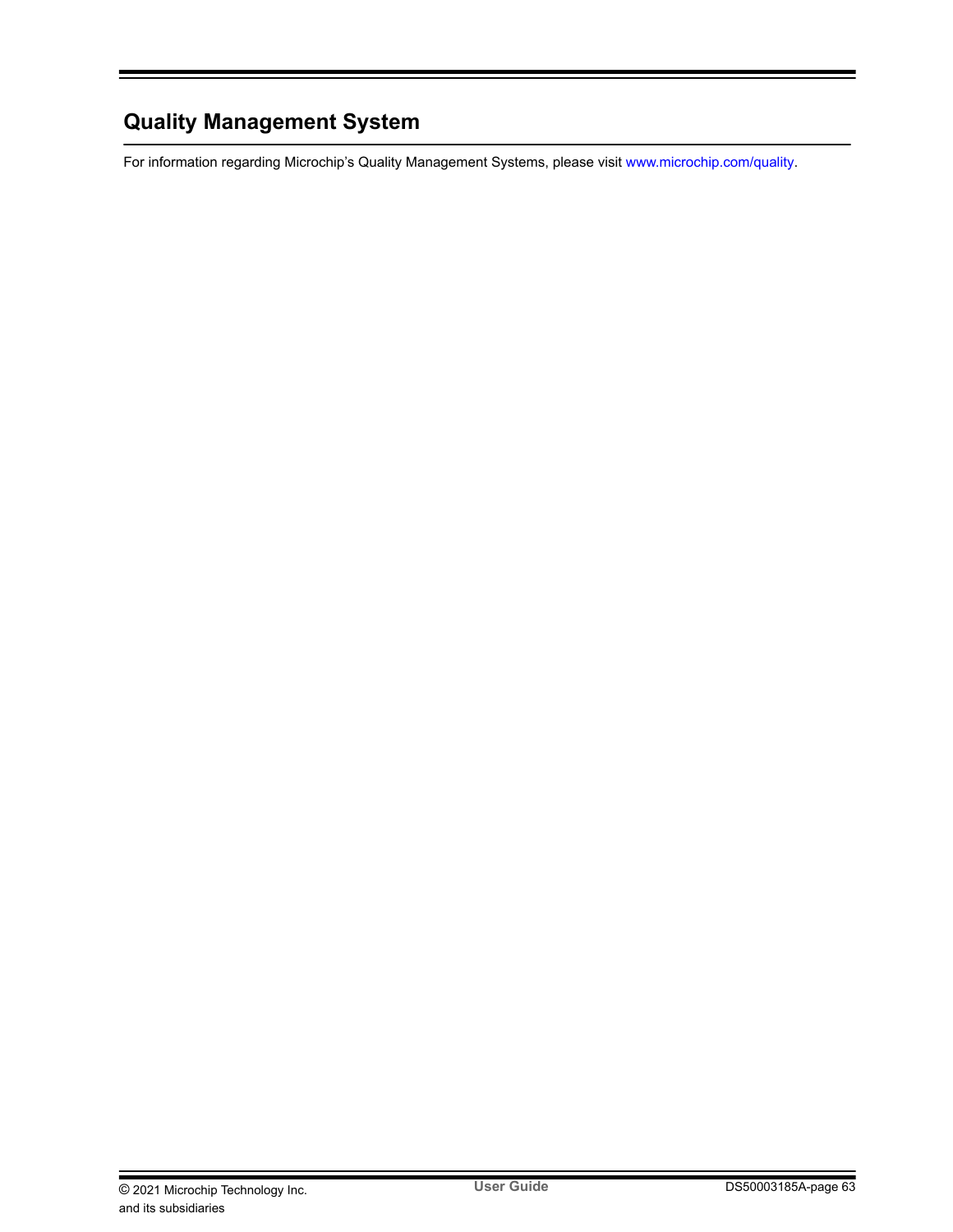# Quality Management System

For information regarding Microchip's Quality Management Systems, please visit www.microchip.com/quality.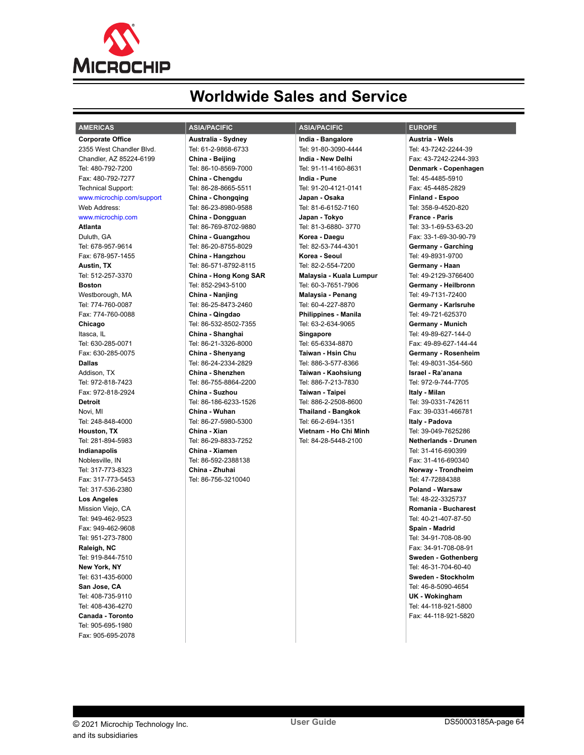# Worldwide Sales and Service

## AMERICAS

**Corporate Office**
2355 West Chandler Blvd.
Chandler, AZ 85224-6199
Tel: 480-792-7200
Fax: 480-792-7277
Technical Support:
www.microchip.com/support
Web Address:
www.microchip.com

**Atlanta**
Duluth, GA
Tel: 678-957-9614
Fax: 678-957-1455

**Austin, TX**
Tel: 512-257-3370

**Boston**
Westborough, MA
Tel: 774-760-0087
Fax: 774-760-0088

**Chicago**
Itasca, IL
Tel: 630-285-0071
Fax: 630-285-0075

**Dallas**
Addison, TX
Tel: 972-818-7423
Fax: 972-818-2924

**Detroit**
Novi, MI
Tel: 248-848-4000

**Houston, TX**
Tel: 281-894-5983

**Indianapolis**
Noblesville, IN
Tel: 317-773-8323
Fax: 317-773-5453
Tel: 317-536-2380

**Los Angeles**
Mission Viejo, CA
Tel: 949-462-9523
Fax: 949-462-9608
Tel: 951-273-7800

**Raleigh, NC**
Tel: 919-844-7510

**New York, NY**
Tel: 631-435-6000

**San Jose, CA**
Tel: 408-735-9110
Tel: 408-436-4270

**Canada - Toronto**
Tel: 905-695-1980
Fax: 905-695-2078

## ASIA/PACIFIC

**Australia - Sydney**
Tel: 61-2-9868-6733

**China - Beijing**
Tel: 86-10-8569-7000

**China - Chengdu**
Tel: 86-28-8665-5511

**China - Chongqing**
Tel: 86-23-8980-9588

**China - Dongguan**
Tel: 86-769-8702-9880

**China - Guangzhou**
Tel: 86-20-8755-8029

**China - Hangzhou**
Tel: 86-571-8792-8115

**China - Hong Kong SAR**
Tel: 852-2943-5100

**China - Nanjing**
Tel: 86-25-8473-2460

**China - Qingdao**
Tel: 86-532-8502-7355

**China - Shanghai**
Tel: 86-21-3326-8000

**China - Shenyang**
Tel: 86-24-2334-2829

**China - Shenzhen**
Tel: 86-755-8864-2200

**China - Suzhou**
Tel: 86-186-6233-1526

**China - Wuhan**
Tel: 86-27-5980-5300

**China - Xian**
Tel: 86-29-8833-7252

**China - Xiamen**
Tel: 86-592-2388138

**China - Zhuhai**
Tel: 86-756-3210040

## ASIA/PACIFIC

**India - Bangalore**
Tel: 91-80-3090-4444

**India - New Delhi**
Tel: 91-11-4160-8631

**India - Pune**
Tel: 91-20-4121-0141

**Japan - Osaka**
Tel: 81-6-6152-7160

**Japan - Tokyo**
Tel: 81-3-6880- 3770

**Korea - Daegu**
Tel: 82-53-744-4301

**Korea - Seoul**
Tel: 82-2-554-7200

**Malaysia - Kuala Lumpur**
Tel: 60-3-7651-7906

**Malaysia - Penang**
Tel: 60-4-227-8870

**Philippines - Manila**
Tel: 63-2-634-9065

**Singapore**
Tel: 65-6334-8870

**Taiwan - Hsin Chu**
Tel: 886-3-577-8366

**Taiwan - Kaohsiung**
Tel: 886-7-213-7830

**Taiwan - Taipei**
Tel: 886-2-2508-8600

**Thailand - Bangkok**
Tel: 66-2-694-1351

**Vietnam - Ho Chi Minh**
Tel: 84-28-5448-2100

## EUROPE

**Austria - Wels**
Tel: 43-7242-2244-39
Fax: 43-7242-2244-393

**Denmark - Copenhagen**
Tel: 45-4485-5910
Fax: 45-4485-2829

**Finland - Espoo**
Tel: 358-9-4520-820

**France - Paris**
Tel: 33-1-69-53-63-20
Fax: 33-1-69-30-90-79

**Germany - Garching**
Tel: 49-8931-9700

**Germany - Haan**
Tel: 49-2129-3766400

**Germany - Heilbronn**
Tel: 49-7131-72400

**Germany - Karlsruhe**
Tel: 49-721-625370

**Germany - Munich**
Tel: 49-89-627-144-0
Fax: 49-89-627-144-44

**Germany - Rosenheim**
Tel: 49-8031-354-560

**Israel - Ra'anana**
Tel: 972-9-744-7705

**Italy - Milan**
Tel: 39-0331-742611
Fax: 39-0331-466781

**Italy - Padova**
Tel: 39-049-7625286

**Netherlands - Drunen**
Tel: 31-416-690399
Fax: 31-416-690340

**Norway - Trondheim**
Tel: 47-72884388

**Poland - Warsaw**
Tel: 48-22-3325737

**Romania - Bucharest**
Tel: 40-21-407-87-50

**Spain - Madrid**
Tel: 34-91-708-08-90
Fax: 34-91-708-08-91

**Sweden - Gothenberg**
Tel: 46-31-704-60-40

**Sweden - Stockholm**
Tel: 46-8-5090-4654

**UK - Wokingham**
Tel: 44-118-921-5800
Fax: 44-118-921-5820